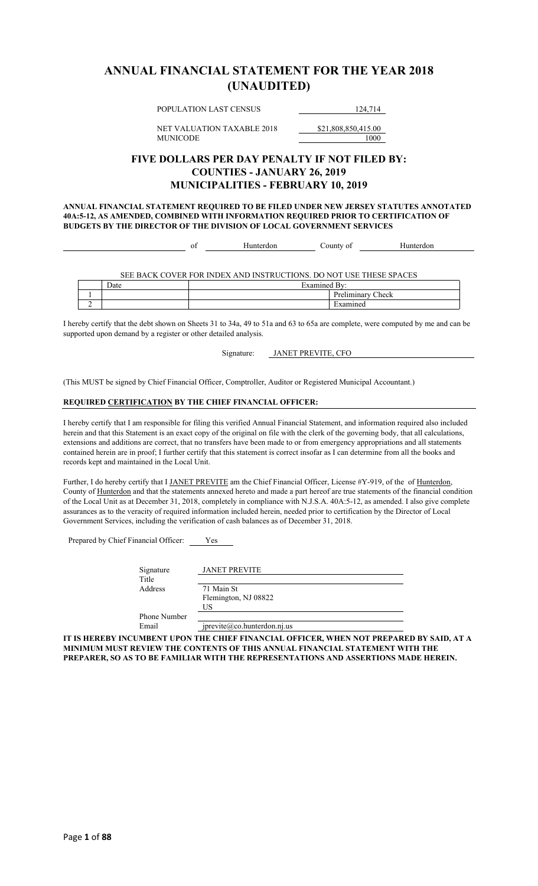# ANNUAL FINANCIAL STATEMENT FOR THE YEAR 2018 (UNAUDITED)

| | |
|---|---|
| POPULATION LAST CENSUS | 124,714 |
| NET VALUATION TAXABLE 2018 | $21,808,850,415.00 |
| MUNICODE | 1000 |

## FIVE DOLLARS PER DAY PENALTY IF NOT FILED BY: COUNTIES - JANUARY 26, 2019 MUNICIPALITIES - FEBRUARY 10, 2019

**ANNUAL FINANCIAL STATEMENT REQUIRED TO BE FILED UNDER NEW JERSEY STATUTES ANNOTATED 40A:5-12, AS AMENDED, COMBINED WITH INFORMATION REQUIRED PRIOR TO CERTIFICATION OF BUDGETS BY THE DIRECTOR OF THE DIVISION OF LOCAL GOVERNMENT SERVICES**

_______________ of Hunterdon County of Hunterdon

SEE BACK COVER FOR INDEX AND INSTRUCTIONS. DO NOT USE THESE SPACES

| | Date | Examined By: |
|---|---|---|
| 1 | | Preliminary Check |
| 2 | | Examined |

I hereby certify that the debt shown on Sheets 31 to 34a, 49 to 51a and 63 to 65a are complete, were computed by me and can be supported upon demand by a register or other detailed analysis.

Signature: JANET PREVITE, CFO

(This MUST be signed by Chief Financial Officer, Comptroller, Auditor or Registered Municipal Accountant.)

**REQUIRED CERTIFICATION BY THE CHIEF FINANCIAL OFFICER:**

I hereby certify that I am responsible for filing this verified Annual Financial Statement, and information required also included herein and that this Statement is an exact copy of the original on file with the clerk of the governing body, that all calculations, extensions and additions are correct, that no transfers have been made to or from emergency appropriations and all statements contained herein are in proof; I further certify that this statement is correct insofar as I can determine from all the books and records kept and maintained in the Local Unit.

Further, I do hereby certify that I JANET PREVITE am the Chief Financial Officer, License #Y-919, of the of Hunterdon, County of Hunterdon and that the statements annexed hereto and made a part hereof are true statements of the financial condition of the Local Unit as at December 31, 2018, completely in compliance with N.J.S.A. 40A:5-12, as amended. I also give complete assurances as to the veracity of required information included herein, needed prior to certification by the Director of Local Government Services, including the verification of cash balances as of December 31, 2018.

Prepared by Chief Financial Officer: Yes

| | |
|---|---|
| Signature | JANET PREVITE |
| Title | |
| Address | 71 Main St<br>Flemington, NJ 08822<br>US |
| Phone Number | |
| Email | jprevite@co.hunterdon.nj.us |

**IT IS HEREBY INCUMBENT UPON THE CHIEF FINANCIAL OFFICER, WHEN NOT PREPARED BY SAID, AT A MINIMUM MUST REVIEW THE CONTENTS OF THIS ANNUAL FINANCIAL STATEMENT WITH THE PREPARER, SO AS TO BE FAMILIAR WITH THE REPRESENTATIONS AND ASSERTIONS MADE HEREIN.**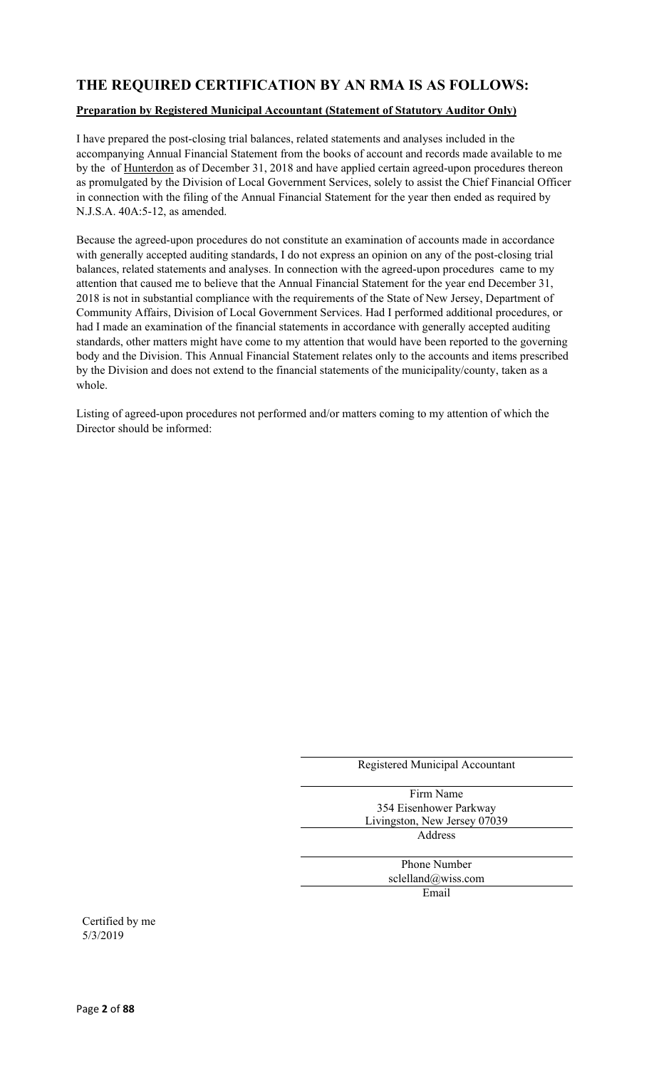## THE REQUIRED CERTIFICATION BY AN RMA IS AS FOLLOWS:

**Preparation by Registered Municipal Accountant (Statement of Statutory Auditor Only)**

I have prepared the post-closing trial balances, related statements and analyses included in the accompanying Annual Financial Statement from the books of account and records made available to me by the of Hunterdon as of December 31, 2018 and have applied certain agreed-upon procedures thereon as promulgated by the Division of Local Government Services, solely to assist the Chief Financial Officer in connection with the filing of the Annual Financial Statement for the year then ended as required by N.J.S.A. 40A:5-12, as amended.

Because the agreed-upon procedures do not constitute an examination of accounts made in accordance with generally accepted auditing standards, I do not express an opinion on any of the post-closing trial balances, related statements and analyses. In connection with the agreed-upon procedures came to my attention that caused me to believe that the Annual Financial Statement for the year end December 31, 2018 is not in substantial compliance with the requirements of the State of New Jersey, Department of Community Affairs, Division of Local Government Services. Had I performed additional procedures, or had I made an examination of the financial statements in accordance with generally accepted auditing standards, other matters might have come to my attention that would have been reported to the governing body and the Division. This Annual Financial Statement relates only to the accounts and items prescribed by the Division and does not extend to the financial statements of the municipality/county, taken as a whole.

Listing of agreed-upon procedures not performed and/or matters coming to my attention of which the Director should be informed:

Registered Municipal Accountant

Firm Name

354 Eisenhower Parkway
Livingston, New Jersey 07039

Address

Phone Number

sclelland@wiss.com

Email

Certified by me
5/3/2019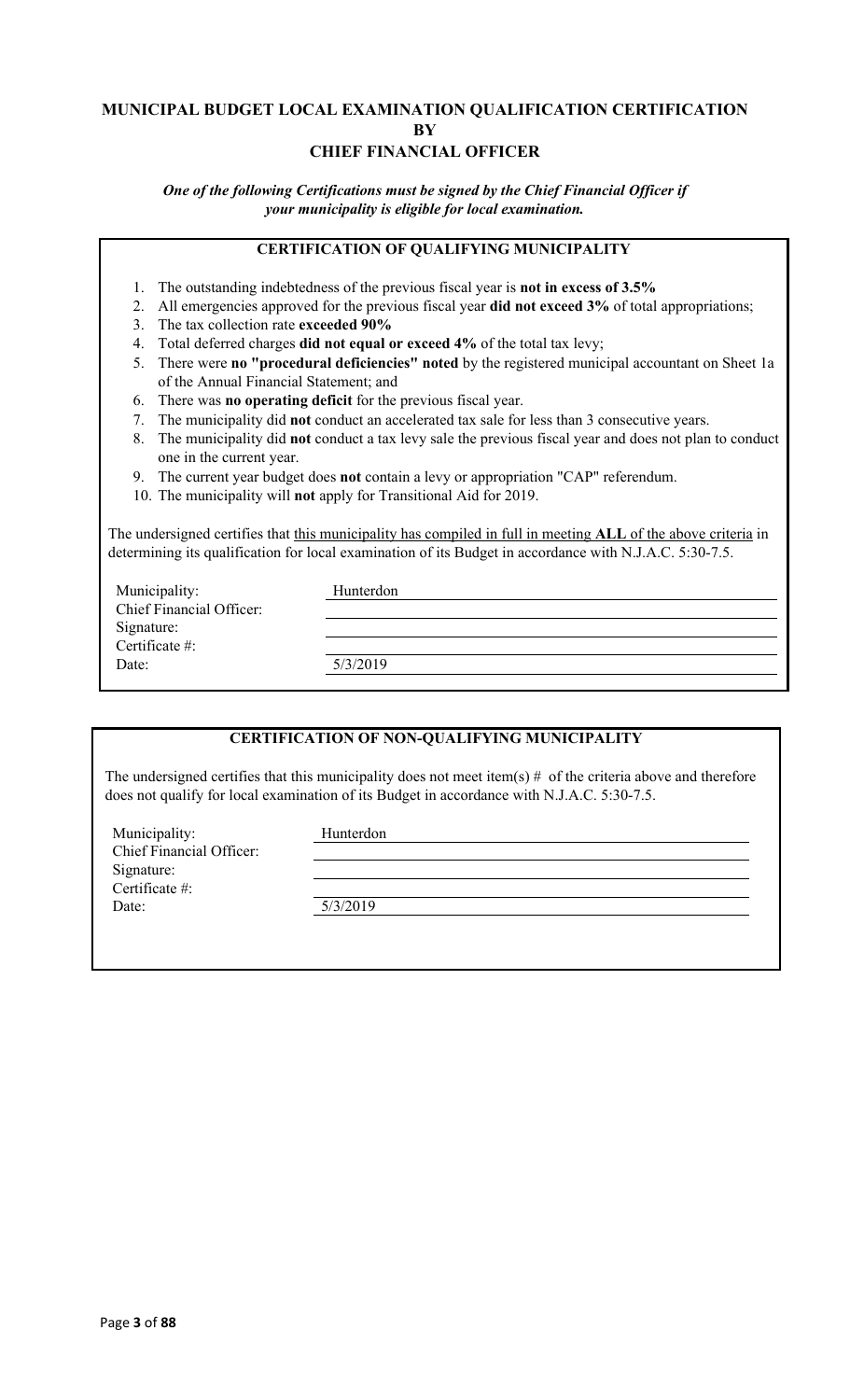# MUNICIPAL BUDGET LOCAL EXAMINATION QUALIFICATION CERTIFICATION BY CHIEF FINANCIAL OFFICER

***One of the following Certifications must be signed by the Chief Financial Officer if your municipality is eligible for local examination.***

## CERTIFICATION OF QUALIFYING MUNICIPALITY

1. The outstanding indebtedness of the previous fiscal year is **not in excess of 3.5%**
2. All emergencies approved for the previous fiscal year **did not exceed 3%** of total appropriations;
3. The tax collection rate **exceeded 90%**
4. Total deferred charges **did not equal or exceed 4%** of the total tax levy;
5. There were **no "procedural deficiencies" noted** by the registered municipal accountant on Sheet 1a of the Annual Financial Statement; and
6. There was **no operating deficit** for the previous fiscal year.
7. The municipality did **not** conduct an accelerated tax sale for less than 3 consecutive years.
8. The municipality did **not** conduct a tax levy sale the previous fiscal year and does not plan to conduct one in the current year.
9. The current year budget does **not** contain a levy or appropriation "CAP" referendum.
10. The municipality will **not** apply for Transitional Aid for 2019.

The undersigned certifies that this municipality has compiled in full in meeting **ALL** of the above criteria in determining its qualification for local examination of its Budget in accordance with N.J.A.C. 5:30-7.5.

| | |
|---|---|
| Municipality: | Hunterdon |
| Chief Financial Officer: | |
| Signature: | |
| Certificate #: | |
| Date: | 5/3/2019 |

## CERTIFICATION OF NON-QUALIFYING MUNICIPALITY

The undersigned certifies that this municipality does not meet item(s) # of the criteria above and therefore does not qualify for local examination of its Budget in accordance with N.J.A.C. 5:30-7.5.

| | |
|---|---|
| Municipality: | Hunterdon |
| Chief Financial Officer: | |
| Signature: | |
| Certificate #: | |
| Date: | 5/3/2019 |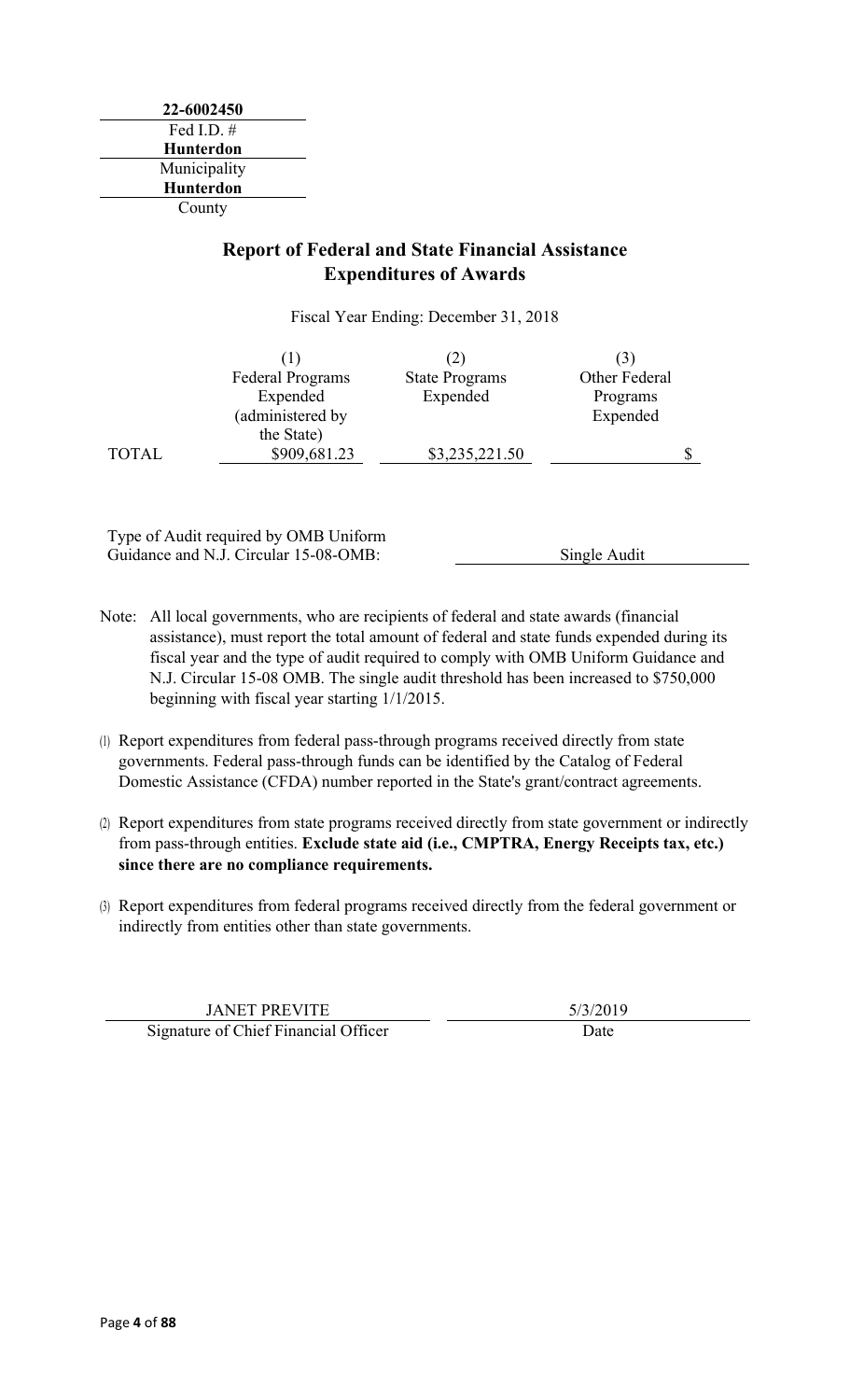**22-6002450**
Fed I.D. #
**Hunterdon**
Municipality
**Hunterdon**
County

## Report of Federal and State Financial Assistance Expenditures of Awards

Fiscal Year Ending: December 31, 2018

| | (1) Federal Programs Expended (administered by the State) | (2) State Programs Expended | (3) Other Federal Programs Expended |
|---|---|---|---|
| TOTAL | $909,681.23 | $3,235,221.50 | $ |

Type of Audit required by OMB Uniform Guidance and N.J. Circular 15-08-OMB: Single Audit

Note: All local governments, who are recipients of federal and state awards (financial assistance), must report the total amount of federal and state funds expended during its fiscal year and the type of audit required to comply with OMB Uniform Guidance and N.J. Circular 15-08 OMB. The single audit threshold has been increased to $750,000 beginning with fiscal year starting 1/1/2015.

(1) Report expenditures from federal pass-through programs received directly from state governments. Federal pass-through funds can be identified by the Catalog of Federal Domestic Assistance (CFDA) number reported in the State's grant/contract agreements.

(2) Report expenditures from state programs received directly from state government or indirectly from pass-through entities. **Exclude state aid (i.e., CMPTRA, Energy Receipts tax, etc.) since there are no compliance requirements.**

(3) Report expenditures from federal programs received directly from the federal government or indirectly from entities other than state governments.

| JANET PREVITE | 5/3/2019 |
|---|---|
| Signature of Chief Financial Officer | Date |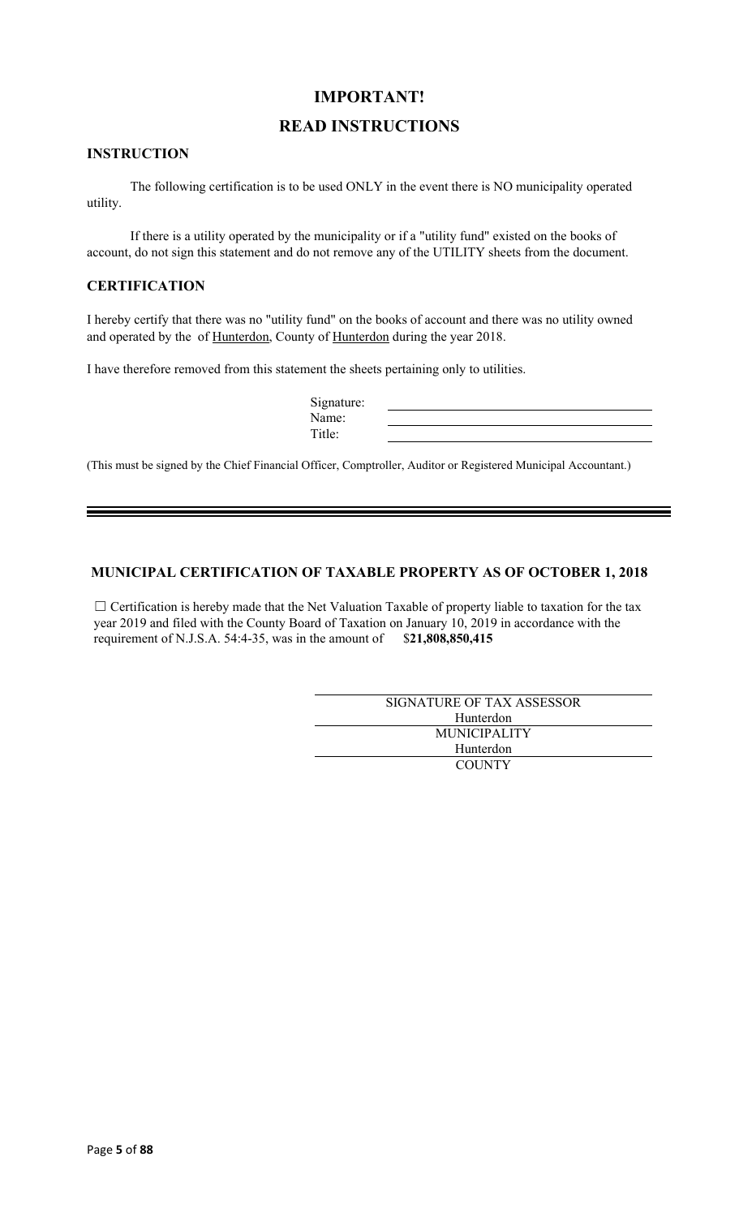# IMPORTANT!

# READ INSTRUCTIONS

## INSTRUCTION

The following certification is to be used ONLY in the event there is NO municipality operated utility.

If there is a utility operated by the municipality or if a "utility fund" existed on the books of account, do not sign this statement and do not remove any of the UTILITY sheets from the document.

## CERTIFICATION

I hereby certify that there was no "utility fund" on the books of account and there was no utility owned and operated by the of Hunterdon, County of Hunterdon during the year 2018.

I have therefore removed from this statement the sheets pertaining only to utilities.

Signature: \_\_\_\_\_\_\_\_\_\_\_\_\_\_\_\_\_\_\_\_\_\_\_\_

Name: \_\_\_\_\_\_\_\_\_\_\_\_\_\_\_\_\_\_\_\_\_\_\_\_

Title: \_\_\_\_\_\_\_\_\_\_\_\_\_\_\_\_\_\_\_\_\_\_\_\_

(This must be signed by the Chief Financial Officer, Comptroller, Auditor or Registered Municipal Accountant.)

---

## MUNICIPAL CERTIFICATION OF TAXABLE PROPERTY AS OF OCTOBER 1, 2018

☐ Certification is hereby made that the Net Valuation Taxable of property liable to taxation for the tax year 2019 and filed with the County Board of Taxation on January 10, 2019 in accordance with the requirement of N.J.S.A. 54:4-35, was in the amount of $**21,808,850,415**

SIGNATURE OF TAX ASSESSOR

Hunterdon

MUNICIPALITY

Hunterdon

COUNTY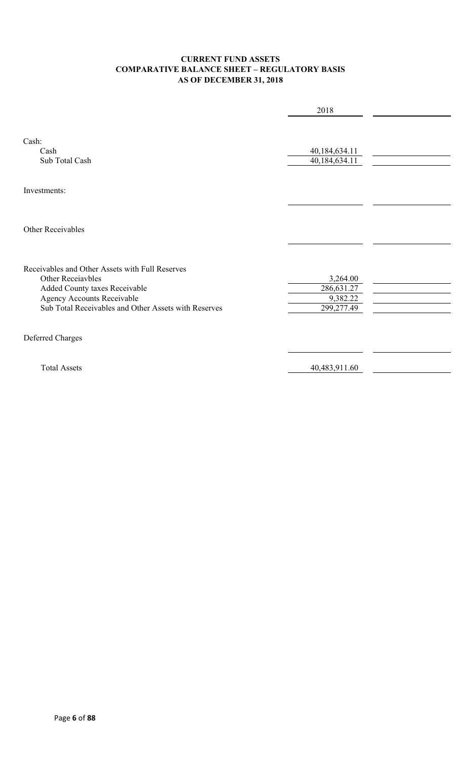**CURRENT FUND ASSETS**
**COMPARATIVE BALANCE SHEET – REGULATORY BASIS**
**AS OF DECEMBER 31, 2018**

| | 2018 | |
|---|---|---|
| Cash: | | |
| Cash | 40,184,634.11 | |
| Sub Total Cash | 40,184,634.11 | |
| Investments: | | |
| | | |
| Other Receivables | | |
| | | |
| Receivables and Other Assets with Full Reserves | | |
| Other Receiavbles | 3,264.00 | |
| Added County taxes Receivable | 286,631.27 | |
| Agency Accounts Receivable | 9,382.22 | |
| Sub Total Receivables and Other Assets with Reserves | 299,277.49 | |
| Deferred Charges | | |
| | | |
| Total Assets | 40,483,911.60 | |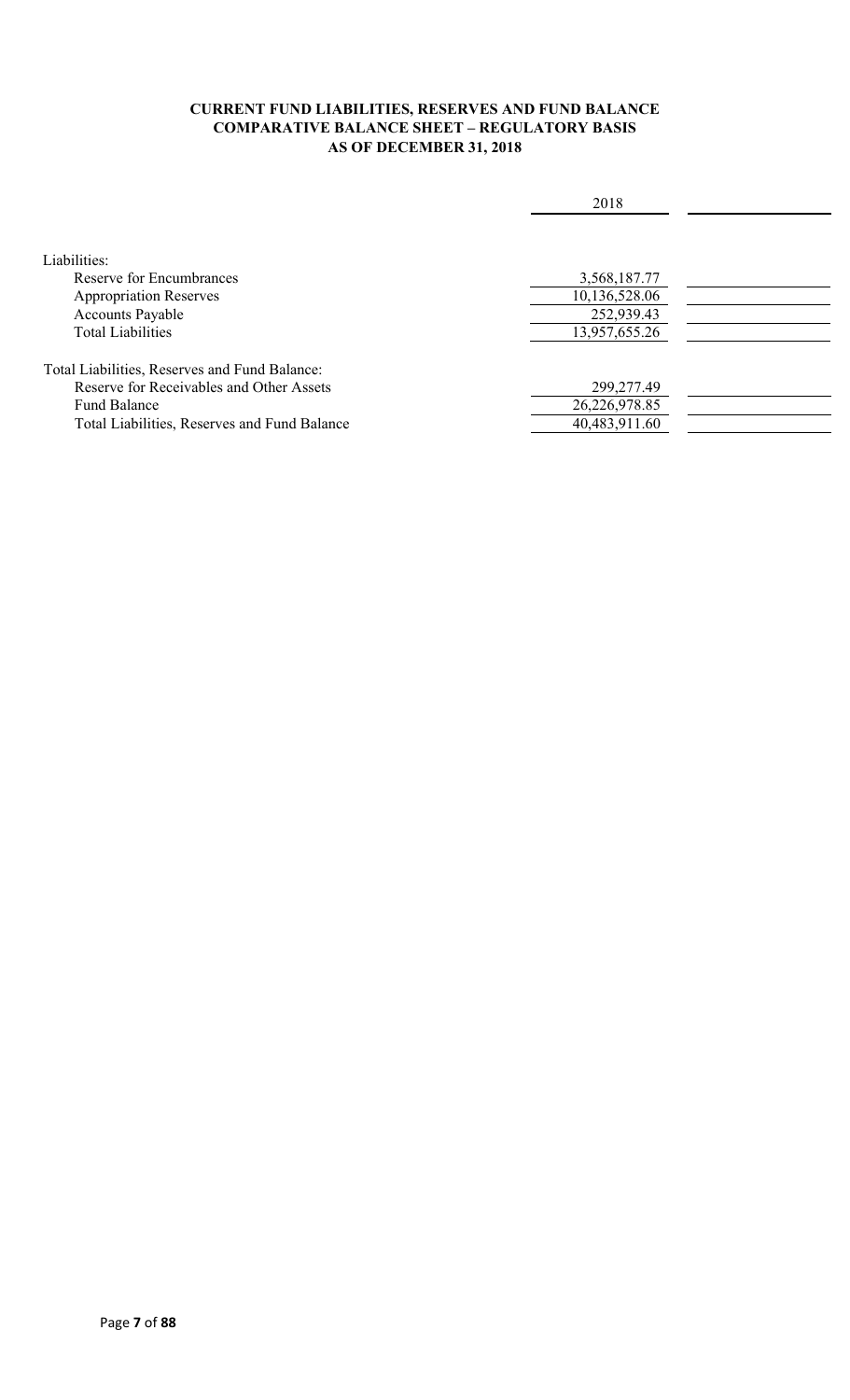**CURRENT FUND LIABILITIES, RESERVES AND FUND BALANCE**
**COMPARATIVE BALANCE SHEET – REGULATORY BASIS**
**AS OF DECEMBER 31, 2018**

| | 2018 | |
|---|---|---|
| Liabilities: | | |
| Reserve for Encumbrances | 3,568,187.77 | |
| Appropriation Reserves | 10,136,528.06 | |
| Accounts Payable | 252,939.43 | |
| Total Liabilities | 13,957,655.26 | |
| Total Liabilities, Reserves and Fund Balance: | | |
| Reserve for Receivables and Other Assets | 299,277.49 | |
| Fund Balance | 26,226,978.85 | |
| Total Liabilities, Reserves and Fund Balance | 40,483,911.60 | |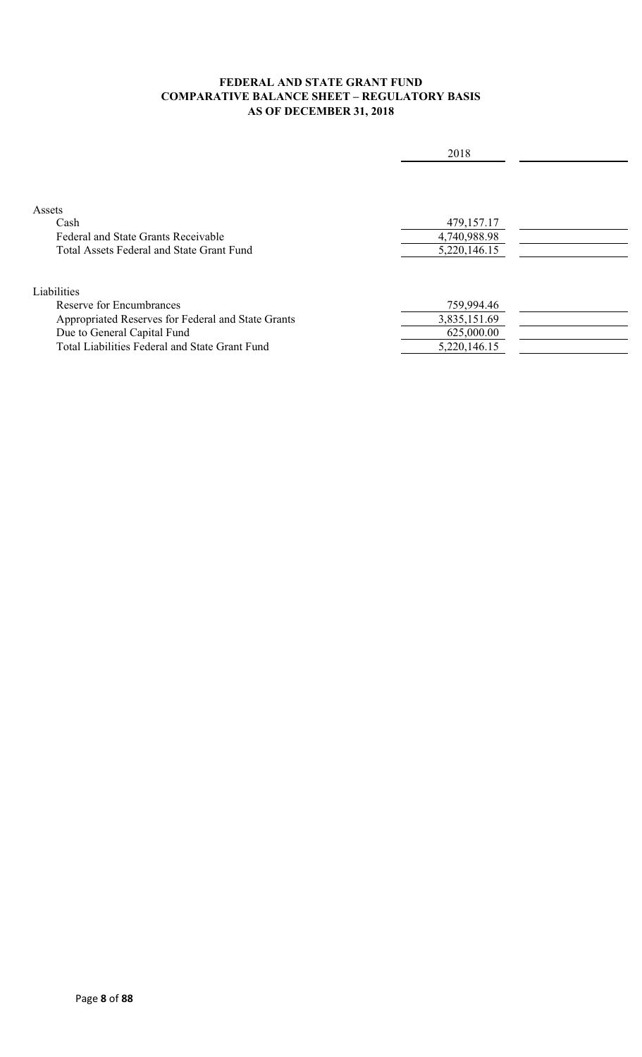**FEDERAL AND STATE GRANT FUND**
**COMPARATIVE BALANCE SHEET – REGULATORY BASIS**
**AS OF DECEMBER 31, 2018**

| | 2018 | |
|---|---|---|
| Assets | | |
| Cash | 479,157.17 | |
| Federal and State Grants Receivable | 4,740,988.98 | |
| Total Assets Federal and State Grant Fund | 5,220,146.15 | |
| | | |
| Liabilities | | |
| Reserve for Encumbrances | 759,994.46 | |
| Appropriated Reserves for Federal and State Grants | 3,835,151.69 | |
| Due to General Capital Fund | 625,000.00 | |
| Total Liabilities Federal and State Grant Fund | 5,220,146.15 | |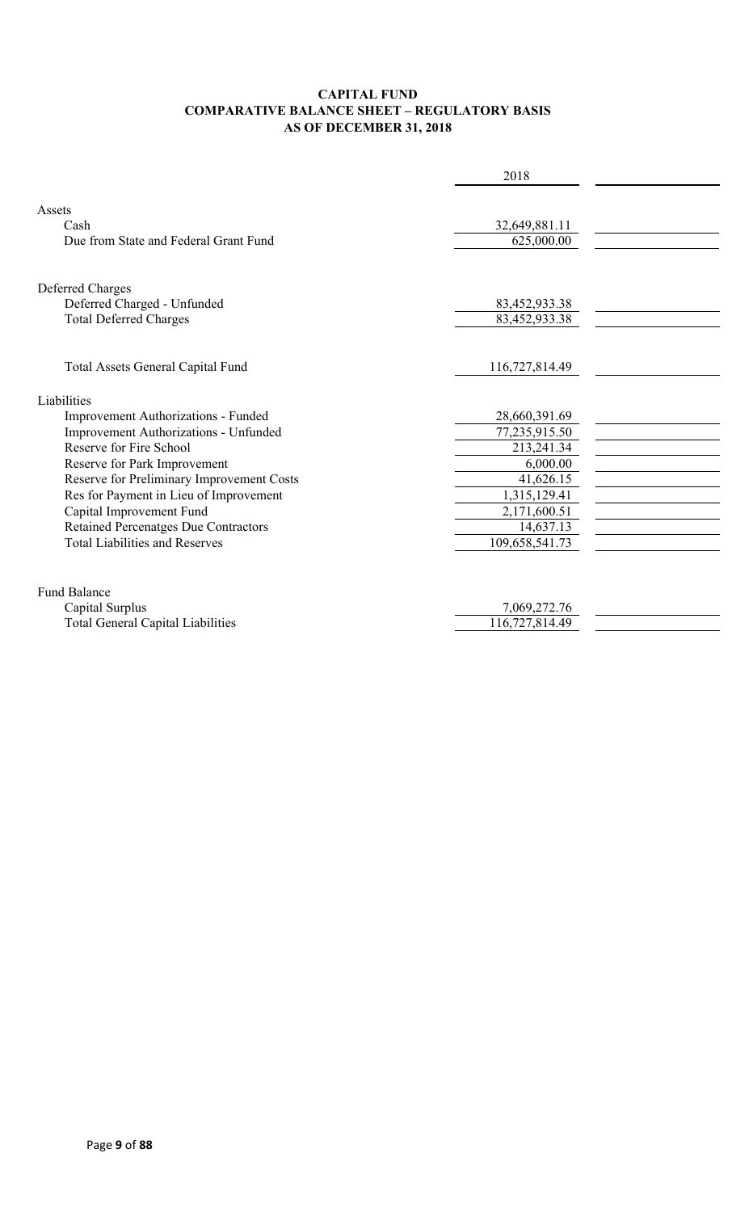**CAPITAL FUND**
**COMPARATIVE BALANCE SHEET – REGULATORY BASIS**
**AS OF DECEMBER 31, 2018**

| | 2018 | |
|---|---|---|
| Assets | | |
| Cash | 32,649,881.11 | |
| Due from State and Federal Grant Fund | 625,000.00 | |
| | | |
| Deferred Charges | | |
| Deferred Charged - Unfunded | 83,452,933.38 | |
| Total Deferred Charges | 83,452,933.38 | |
| | | |
| Total Assets General Capital Fund | 116,727,814.49 | |
| | | |
| Liabilities | | |
| Improvement Authorizations - Funded | 28,660,391.69 | |
| Improvement Authorizations - Unfunded | 77,235,915.50 | |
| Reserve for Fire School | 213,241.34 | |
| Reserve for Park Improvement | 6,000.00 | |
| Reserve for Preliminary Improvement Costs | 41,626.15 | |
| Res for Payment in Lieu of Improvement | 1,315,129.41 | |
| Capital Improvement Fund | 2,171,600.51 | |
| Retained Percenatges Due Contractors | 14,637.13 | |
| Total Liabilities and Reserves | 109,658,541.73 | |
| | | |
| Fund Balance | | |
| Capital Surplus | 7,069,272.76 | |
| Total General Capital Liabilities | 116,727,814.49 | |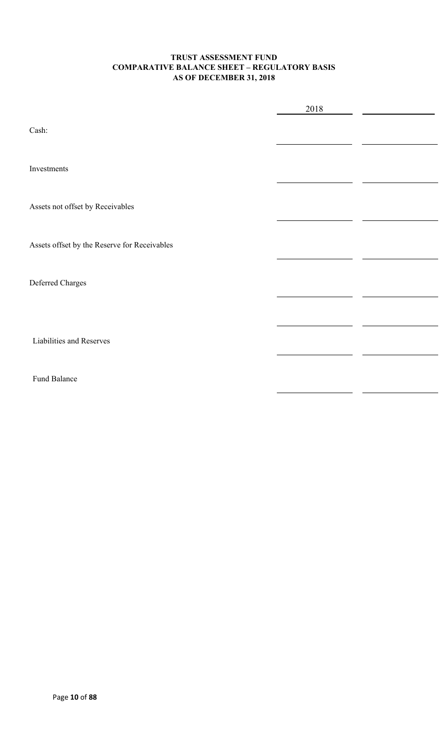**TRUST ASSESSMENT FUND**
**COMPARATIVE BALANCE SHEET – REGULATORY BASIS**
**AS OF DECEMBER 31, 2018**

| | 2018 | |
|---|---|---|
| Cash: | | |
| Investments | | |
| Assets not offset by Receivables | | |
| Assets offset by the Reserve for Receivables | | |
| Deferred Charges | | |
| | | |
| Liabilities and Reserves | | |
| Fund Balance | | |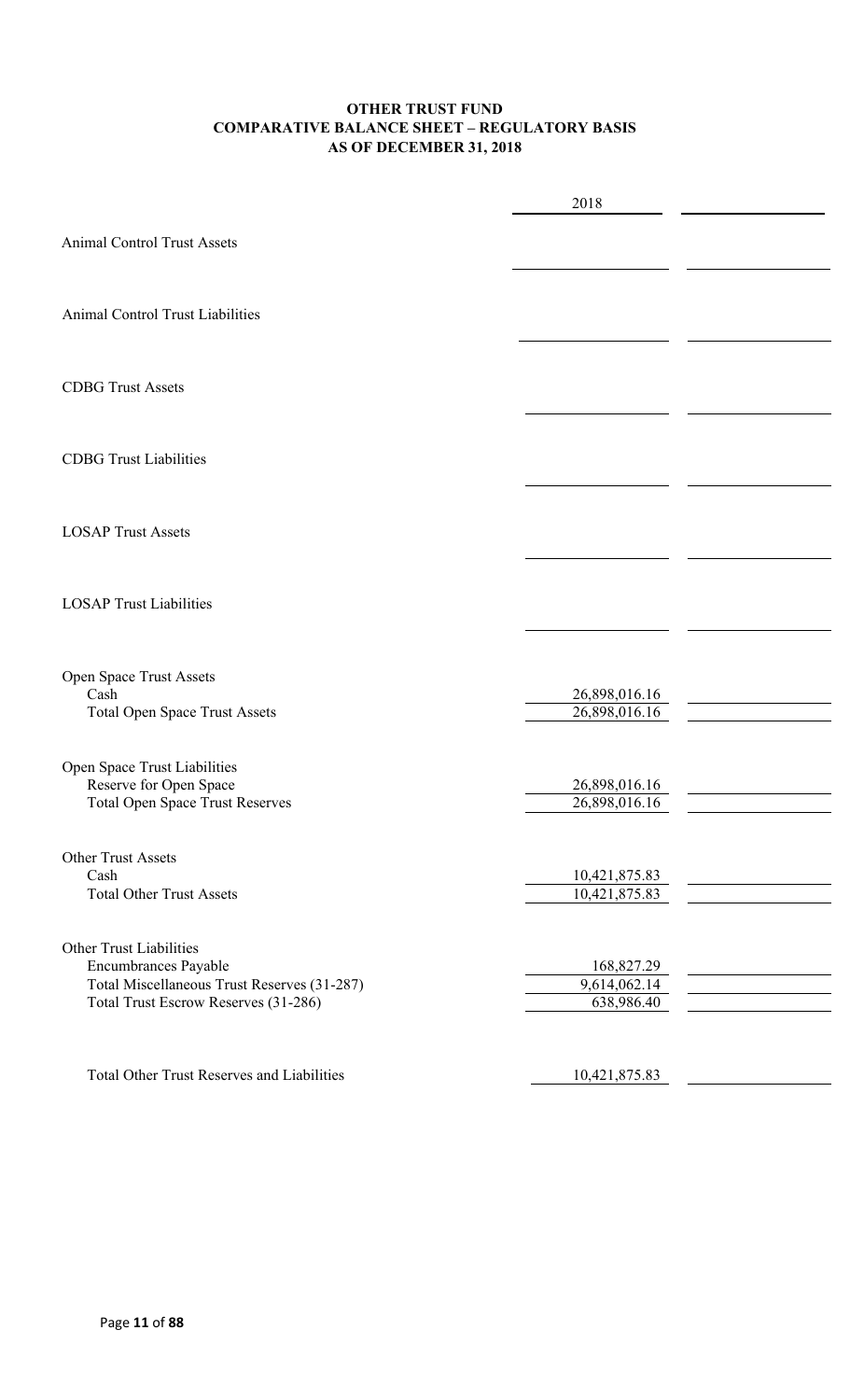**OTHER TRUST FUND**
**COMPARATIVE BALANCE SHEET – REGULATORY BASIS**
**AS OF DECEMBER 31, 2018**

| | 2018 | |
|---|---|---|
| Animal Control Trust Assets | | |
| Animal Control Trust Liabilities | | |
| CDBG Trust Assets | | |
| CDBG Trust Liabilities | | |
| LOSAP Trust Assets | | |
| LOSAP Trust Liabilities | | |
| Open Space Trust Assets | | |
| Cash | 26,898,016.16 | |
| Total Open Space Trust Assets | 26,898,016.16 | |
| Open Space Trust Liabilities | | |
| Reserve for Open Space | 26,898,016.16 | |
| Total Open Space Trust Reserves | 26,898,016.16 | |
| Other Trust Assets | | |
| Cash | 10,421,875.83 | |
| Total Other Trust Assets | 10,421,875.83 | |
| Other Trust Liabilities | | |
| Encumbrances Payable | 168,827.29 | |
| Total Miscellaneous Trust Reserves (31-287) | 9,614,062.14 | |
| Total Trust Escrow Reserves (31-286) | 638,986.40 | |
| Total Other Trust Reserves and Liabilities | 10,421,875.83 | |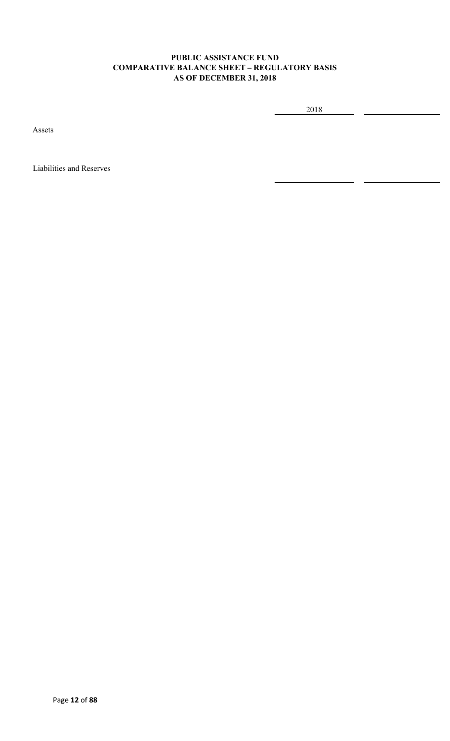**PUBLIC ASSISTANCE FUND**
**COMPARATIVE BALANCE SHEET – REGULATORY BASIS**
**AS OF DECEMBER 31, 2018**

| | 2018 | |
|---|---|---|
| Assets | | |
| | | |
| Liabilities and Reserves | | |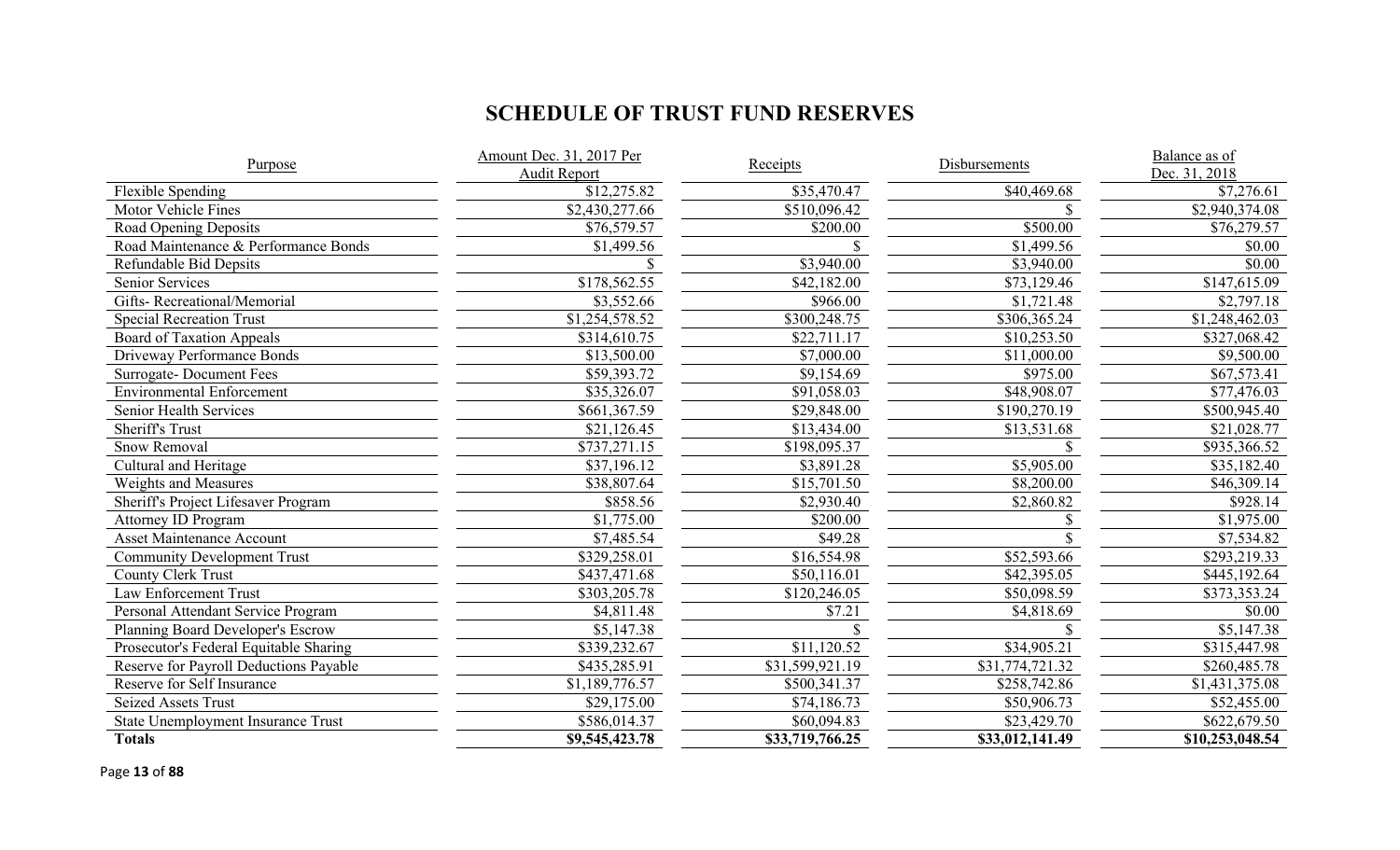# SCHEDULE OF TRUST FUND RESERVES

| Purpose | Amount Dec. 31, 2017 Per Audit Report | Receipts | Disbursements | Balance as of Dec. 31, 2018 |
|---|---|---|---|---|
| Flexible Spending | $12,275.82 | $35,470.47 | $40,469.68 | $7,276.61 |
| Motor Vehicle Fines | $2,430,277.66 | $510,096.42 | $ | $2,940,374.08 |
| Road Opening Deposits | $76,579.57 | $200.00 | $500.00 | $76,279.57 |
| Road Maintenance & Performance Bonds | $1,499.56 | $ | $1,499.56 | $0.00 |
| Refundable Bid Depsits | $ | $3,940.00 | $3,940.00 | $0.00 |
| Senior Services | $178,562.55 | $42,182.00 | $73,129.46 | $147,615.09 |
| Gifts- Recreational/Memorial | $3,552.66 | $966.00 | $1,721.48 | $2,797.18 |
| Special Recreation Trust | $1,254,578.52 | $300,248.75 | $306,365.24 | $1,248,462.03 |
| Board of Taxation Appeals | $314,610.75 | $22,711.17 | $10,253.50 | $327,068.42 |
| Driveway Performance Bonds | $13,500.00 | $7,000.00 | $11,000.00 | $9,500.00 |
| Surrogate- Document Fees | $59,393.72 | $9,154.69 | $975.00 | $67,573.41 |
| Environmental Enforcement | $35,326.07 | $91,058.03 | $48,908.07 | $77,476.03 |
| Senior Health Services | $661,367.59 | $29,848.00 | $190,270.19 | $500,945.40 |
| Sheriff's Trust | $21,126.45 | $13,434.00 | $13,531.68 | $21,028.77 |
| Snow Removal | $737,271.15 | $198,095.37 | $ | $935,366.52 |
| Cultural and Heritage | $37,196.12 | $3,891.28 | $5,905.00 | $35,182.40 |
| Weights and Measures | $38,807.64 | $15,701.50 | $8,200.00 | $46,309.14 |
| Sheriff's Project Lifesaver Program | $858.56 | $2,930.40 | $2,860.82 | $928.14 |
| Attorney ID Program | $1,775.00 | $200.00 | $ | $1,975.00 |
| Asset Maintenance Account | $7,485.54 | $49.28 | $ | $7,534.82 |
| Community Development Trust | $329,258.01 | $16,554.98 | $52,593.66 | $293,219.33 |
| County Clerk Trust | $437,471.68 | $50,116.01 | $42,395.05 | $445,192.64 |
| Law Enforcement Trust | $303,205.78 | $120,246.05 | $50,098.59 | $373,353.24 |
| Personal Attendant Service Program | $4,811.48 | $7.21 | $4,818.69 | $0.00 |
| Planning Board Developer's Escrow | $5,147.38 | $ | $ | $5,147.38 |
| Prosecutor's Federal Equitable Sharing | $339,232.67 | $11,120.52 | $34,905.21 | $315,447.98 |
| Reserve for Payroll Deductions Payable | $435,285.91 | $31,599,921.19 | $31,774,721.32 | $260,485.78 |
| Reserve for Self Insurance | $1,189,776.57 | $500,341.37 | $258,742.86 | $1,431,375.08 |
| Seized Assets Trust | $29,175.00 | $74,186.73 | $50,906.73 | $52,455.00 |
| State Unemployment Insurance Trust | $586,014.37 | $60,094.83 | $23,429.70 | $622,679.50 |
| **Totals** | **$9,545,423.78** | **$33,719,766.25** | **$33,012,141.49** | **$10,253,048.54** |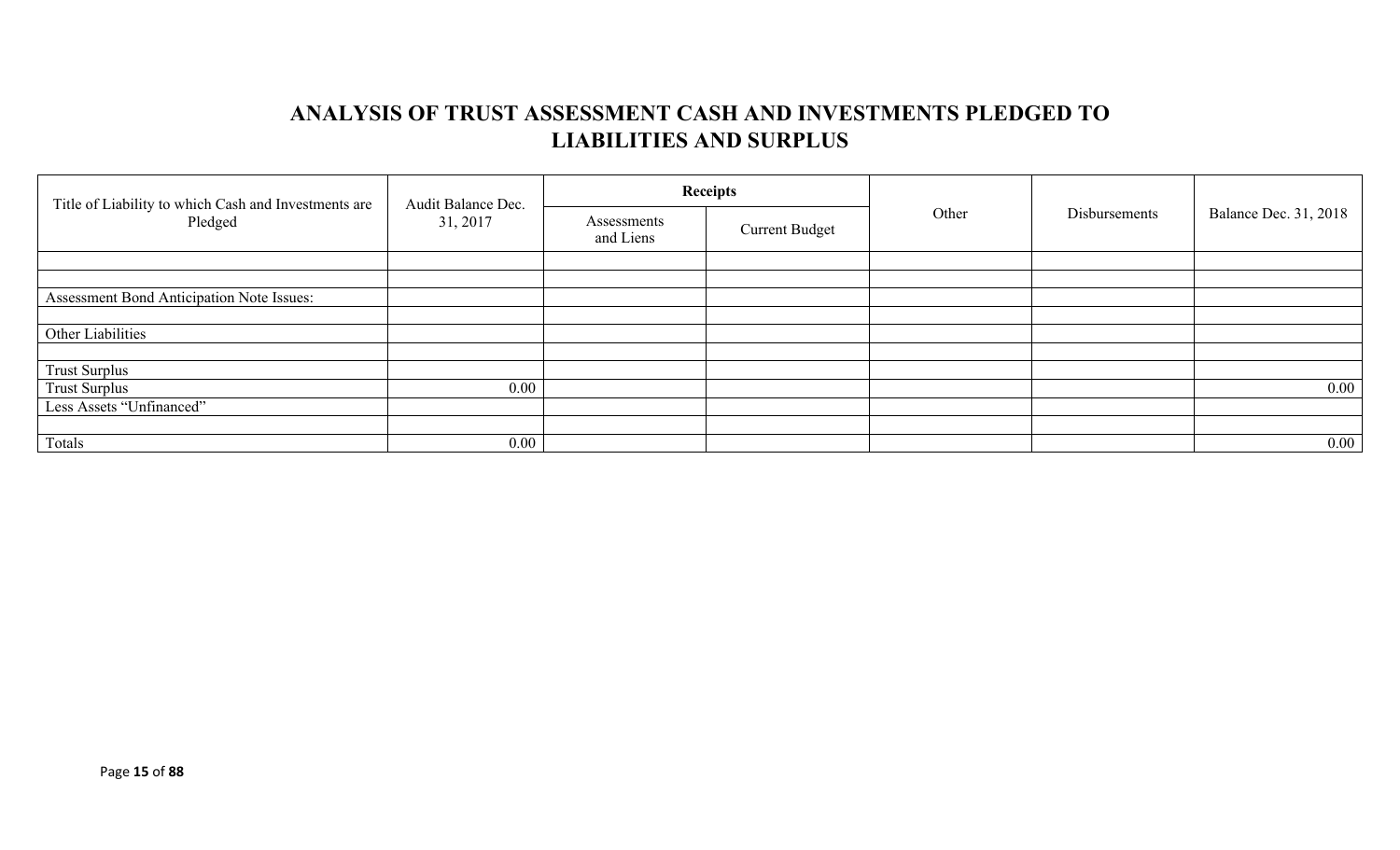# ANALYSIS OF TRUST ASSESSMENT CASH AND INVESTMENTS PLEDGED TO LIABILITIES AND SURPLUS

| Title of Liability to which Cash and Investments are Pledged | Audit Balance Dec. 31, 2017 | Receipts | | Other | Disbursements | Balance Dec. 31, 2018 |
|---|---|---|---|---|---|---|
| | | Assessments and Liens | Current Budget | | | |
| | | | | | | |
| | | | | | | |
| Assessment Bond Anticipation Note Issues: | | | | | | |
| | | | | | | |
| Other Liabilities | | | | | | |
| | | | | | | |
| Trust Surplus | | | | | | |
| Trust Surplus | 0.00 | | | | | 0.00 |
| Less Assets "Unfinanced" | | | | | | |
| | | | | | | |
| Totals | 0.00 | | | | | 0.00 |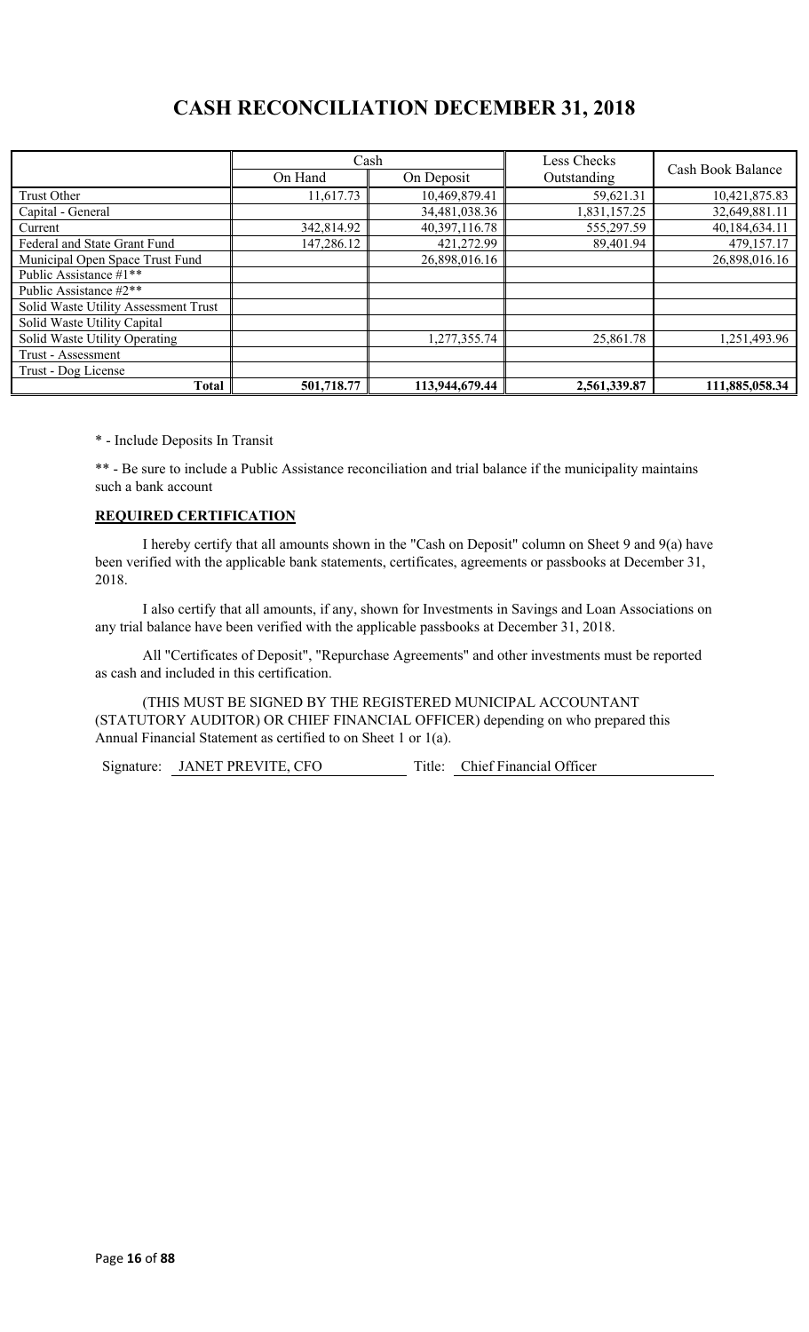# CASH RECONCILIATION DECEMBER 31, 2018

| | Cash | | Less Checks Outstanding | Cash Book Balance |
|---|---|---|---|---|
| | On Hand | On Deposit | | |
| Trust Other | 11,617.73 | 10,469,879.41 | 59,621.31 | 10,421,875.83 |
| Capital - General | | 34,481,038.36 | 1,831,157.25 | 32,649,881.11 |
| Current | 342,814.92 | 40,397,116.78 | 555,297.59 | 40,184,634.11 |
| Federal and State Grant Fund | 147,286.12 | 421,272.99 | 89,401.94 | 479,157.17 |
| Municipal Open Space Trust Fund | | 26,898,016.16 | | 26,898,016.16 |
| Public Assistance #1** | | | | |
| Public Assistance #2** | | | | |
| Solid Waste Utility Assessment Trust | | | | |
| Solid Waste Utility Capital | | | | |
| Solid Waste Utility Operating | | 1,277,355.74 | 25,861.78 | 1,251,493.96 |
| Trust - Assessment | | | | |
| Trust - Dog License | | | | |
| **Total** | **501,718.77** | **113,944,679.44** | **2,561,339.87** | **111,885,058.34** |

* - Include Deposits In Transit

** - Be sure to include a Public Assistance reconciliation and trial balance if the municipality maintains such a bank account

**REQUIRED CERTIFICATION**

I hereby certify that all amounts shown in the "Cash on Deposit" column on Sheet 9 and 9(a) have been verified with the applicable bank statements, certificates, agreements or passbooks at December 31, 2018.

I also certify that all amounts, if any, shown for Investments in Savings and Loan Associations on any trial balance have been verified with the applicable passbooks at December 31, 2018.

All "Certificates of Deposit", "Repurchase Agreements" and other investments must be reported as cash and included in this certification.

(THIS MUST BE SIGNED BY THE REGISTERED MUNICIPAL ACCOUNTANT (STATUTORY AUDITOR) OR CHIEF FINANCIAL OFFICER) depending on who prepared this Annual Financial Statement as certified to on Sheet 1 or 1(a).

Signature: JANET PREVITE, CFO Title: Chief Financial Officer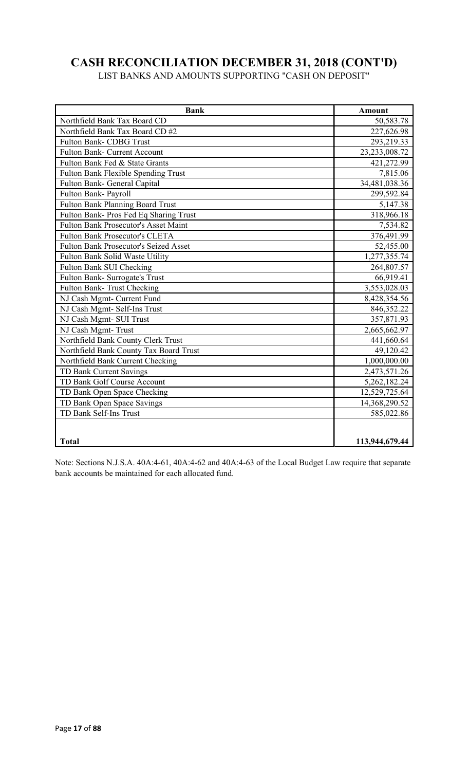# CASH RECONCILIATION DECEMBER 31, 2018 (CONT'D)

LIST BANKS AND AMOUNTS SUPPORTING "CASH ON DEPOSIT"

| Bank | Amount |
|---|---:|
| Northfield Bank Tax Board CD | 50,583.78 |
| Northfield Bank Tax Board CD #2 | 227,626.98 |
| Fulton Bank- CDBG Trust | 293,219.33 |
| Fulton Bank- Current Account | 23,233,008.72 |
| Fulton Bank Fed & State Grants | 421,272.99 |
| Fulton Bank Flexible Spending Trust | 7,815.06 |
| Fulton Bank- General Capital | 34,481,038.36 |
| Fulton Bank- Payroll | 299,592.84 |
| Fulton Bank Planning Board Trust | 5,147.38 |
| Fulton Bank- Pros Fed Eq Sharing Trust | 318,966.18 |
| Fulton Bank Prosecutor's Asset Maint | 7,534.82 |
| Fulton Bank Prosecutor's CLETA | 376,491.99 |
| Fulton Bank Prosecutor's Seized Asset | 52,455.00 |
| Fulton Bank Solid Waste Utility | 1,277,355.74 |
| Fulton Bank SUI Checking | 264,807.57 |
| Fulton Bank- Surrogate's Trust | 66,919.41 |
| Fulton Bank- Trust Checking | 3,553,028.03 |
| NJ Cash Mgmt- Current Fund | 8,428,354.56 |
| NJ Cash Mgmt- Self-Ins Trust | 846,352.22 |
| NJ Cash Mgmt- SUI Trust | 357,871.93 |
| NJ Cash Mgmt- Trust | 2,665,662.97 |
| Northfield Bank County Clerk Trust | 441,660.64 |
| Northfield Bank County Tax Board Trust | 49,120.42 |
| Northfield Bank Current Checking | 1,000,000.00 |
| TD Bank Current Savings | 2,473,571.26 |
| TD Bank Golf Course Account | 5,262,182.24 |
| TD Bank Open Space Checking | 12,529,725.64 |
| TD Bank Open Space Savings | 14,368,290.52 |
| TD Bank Self-Ins Trust | 585,022.86 |
| | |
| **Total** | **113,944,679.44** |

Note: Sections N.J.S.A. 40A:4-61, 40A:4-62 and 40A:4-63 of the Local Budget Law require that separate bank accounts be maintained for each allocated fund.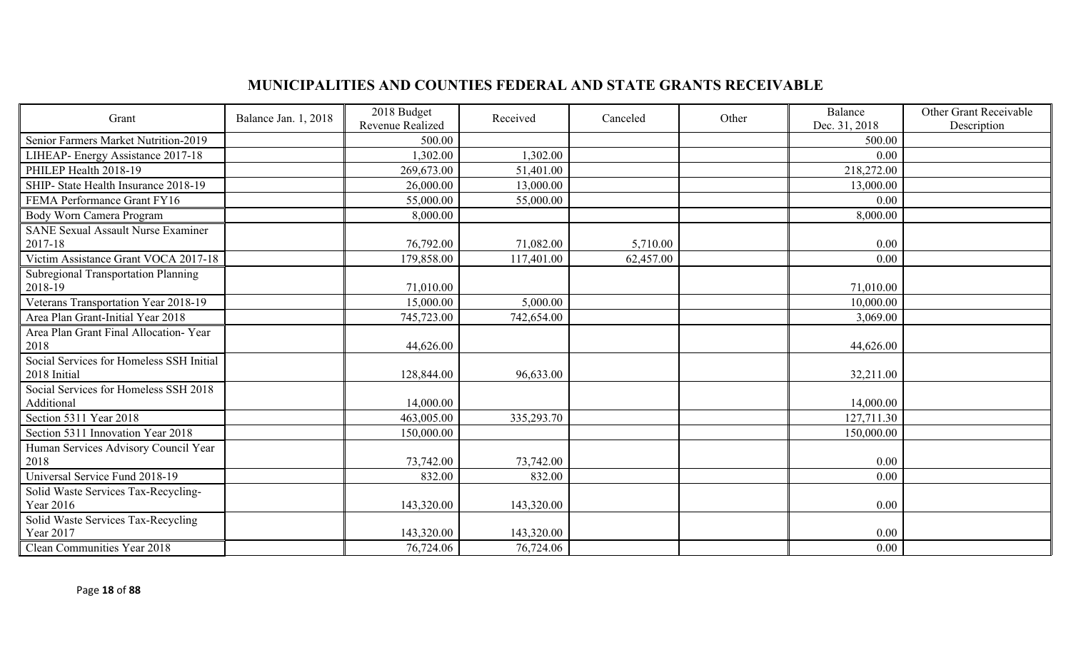## MUNICIPALITIES AND COUNTIES FEDERAL AND STATE GRANTS RECEIVABLE

| Grant | Balance Jan. 1, 2018 | 2018 Budget Revenue Realized | Received | Canceled | Other | Balance Dec. 31, 2018 | Other Grant Receivable Description |
|---|---|---|---|---|---|---|---|
| Senior Farmers Market Nutrition-2019 | | 500.00 | | | | 500.00 | |
| LIHEAP- Energy Assistance 2017-18 | | 1,302.00 | 1,302.00 | | | 0.00 | |
| PHILEP Health 2018-19 | | 269,673.00 | 51,401.00 | | | 218,272.00 | |
| SHIP- State Health Insurance 2018-19 | | 26,000.00 | 13,000.00 | | | 13,000.00 | |
| FEMA Performance Grant FY16 | | 55,000.00 | 55,000.00 | | | 0.00 | |
| Body Worn Camera Program | | 8,000.00 | | | | 8,000.00 | |
| SANE Sexual Assault Nurse Examiner 2017-18 | | 76,792.00 | 71,082.00 | 5,710.00 | | 0.00 | |
| Victim Assistance Grant VOCA 2017-18 | | 179,858.00 | 117,401.00 | 62,457.00 | | 0.00 | |
| Subregional Transportation Planning 2018-19 | | 71,010.00 | | | | 71,010.00 | |
| Veterans Transportation Year 2018-19 | | 15,000.00 | 5,000.00 | | | 10,000.00 | |
| Area Plan Grant-Initial Year 2018 | | 745,723.00 | 742,654.00 | | | 3,069.00 | |
| Area Plan Grant Final Allocation- Year 2018 | | 44,626.00 | | | | 44,626.00 | |
| Social Services for Homeless SSH Initial 2018 Initial | | 128,844.00 | 96,633.00 | | | 32,211.00 | |
| Social Services for Homeless SSH 2018 Additional | | 14,000.00 | | | | 14,000.00 | |
| Section 5311 Year 2018 | | 463,005.00 | 335,293.70 | | | 127,711.30 | |
| Section 5311 Innovation Year 2018 | | 150,000.00 | | | | 150,000.00 | |
| Human Services Advisory Council Year 2018 | | 73,742.00 | 73,742.00 | | | 0.00 | |
| Universal Service Fund 2018-19 | | 832.00 | 832.00 | | | 0.00 | |
| Solid Waste Services Tax-Recycling-Year 2016 | | 143,320.00 | 143,320.00 | | | 0.00 | |
| Solid Waste Services Tax-Recycling Year 2017 | | 143,320.00 | 143,320.00 | | | 0.00 | |
| Clean Communities Year 2018 | | 76,724.06 | 76,724.06 | | | 0.00 | |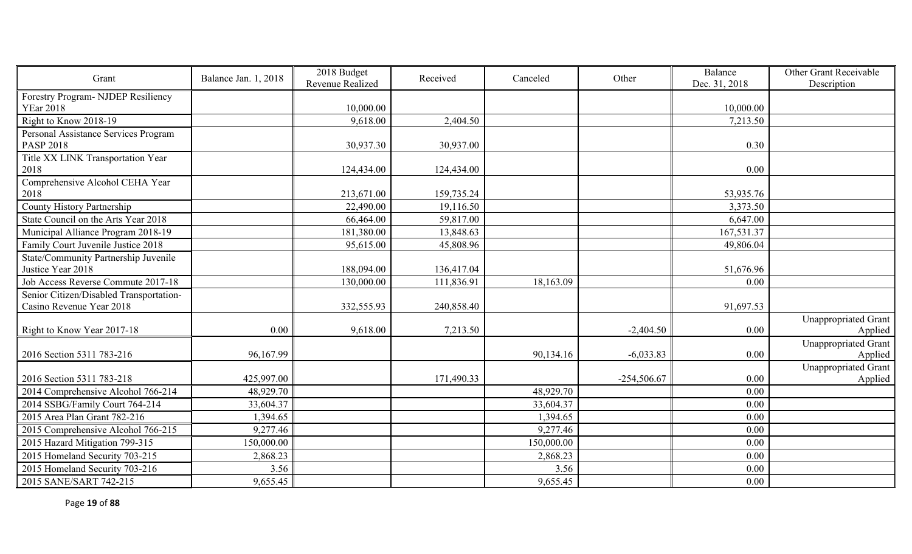| Grant | Balance Jan. 1, 2018 | 2018 Budget Revenue Realized | Received | Canceled | Other | Balance Dec. 31, 2018 | Other Grant Receivable Description |
|---|---|---|---|---|---|---|---|
| Forestry Program- NJDEP Resiliency YEar 2018 | | 10,000.00 | | | | 10,000.00 | |
| Right to Know 2018-19 | | 9,618.00 | 2,404.50 | | | 7,213.50 | |
| Personal Assistance Services Program PASP 2018 | | 30,937.30 | 30,937.00 | | | 0.30 | |
| Title XX LINK Transportation Year 2018 | | 124,434.00 | 124,434.00 | | | 0.00 | |
| Comprehensive Alcohol CEHA Year 2018 | | 213,671.00 | 159,735.24 | | | 53,935.76 | |
| County History Partnership | | 22,490.00 | 19,116.50 | | | 3,373.50 | |
| State Council on the Arts Year 2018 | | 66,464.00 | 59,817.00 | | | 6,647.00 | |
| Municipal Alliance Program 2018-19 | | 181,380.00 | 13,848.63 | | | 167,531.37 | |
| Family Court Juvenile Justice 2018 | | 95,615.00 | 45,808.96 | | | 49,806.04 | |
| State/Community Partnership Juvenile Justice Year 2018 | | 188,094.00 | 136,417.04 | | | 51,676.96 | |
| Job Access Reverse Commute 2017-18 | | 130,000.00 | 111,836.91 | 18,163.09 | | 0.00 | |
| Senior Citizen/Disabled Transportation- Casino Revenue Year 2018 | | 332,555.93 | 240,858.40 | | | 91,697.53 | |
| Right to Know Year 2017-18 | 0.00 | 9,618.00 | 7,213.50 | | -2,404.50 | 0.00 | Unappropriated Grant Applied |
| 2016 Section 5311 783-216 | 96,167.99 | | | 90,134.16 | -6,033.83 | 0.00 | Unappropriated Grant Applied |
| 2016 Section 5311 783-218 | 425,997.00 | | 171,490.33 | | -254,506.67 | 0.00 | Unappropriated Grant Applied |
| 2014 Comprehensive Alcohol 766-214 | 48,929.70 | | | 48,929.70 | | 0.00 | |
| 2014 SSBG/Family Court 764-214 | 33,604.37 | | | 33,604.37 | | 0.00 | |
| 2015 Area Plan Grant 782-216 | 1,394.65 | | | 1,394.65 | | 0.00 | |
| 2015 Comprehensive Alcohol 766-215 | 9,277.46 | | | 9,277.46 | | 0.00 | |
| 2015 Hazard Mitigation 799-315 | 150,000.00 | | | 150,000.00 | | 0.00 | |
| 2015 Homeland Security 703-215 | 2,868.23 | | | 2,868.23 | | 0.00 | |
| 2015 Homeland Security 703-216 | 3.56 | | | 3.56 | | 0.00 | |
| 2015 SANE/SART 742-215 | 9,655.45 | | | 9,655.45 | | 0.00 | |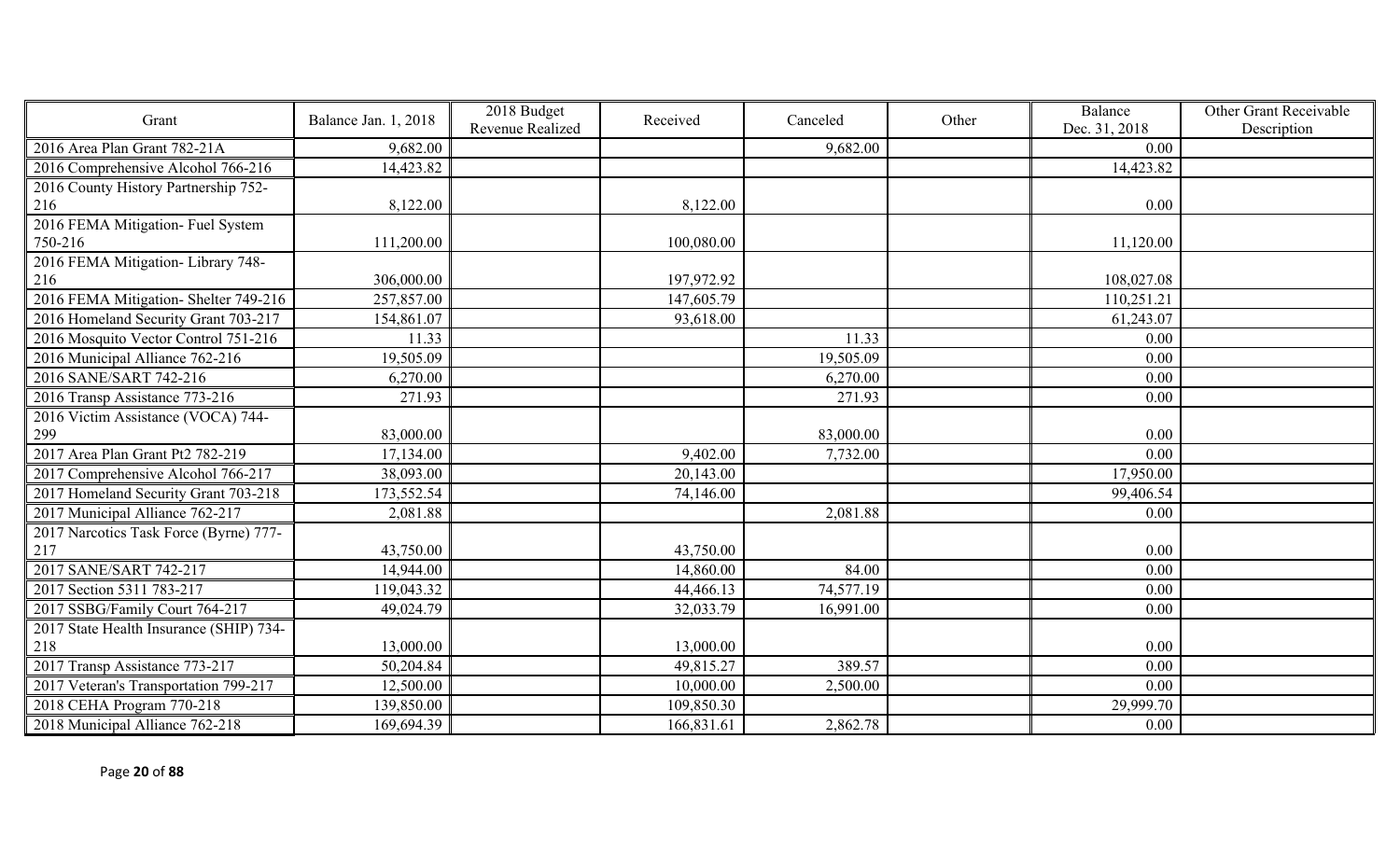| Grant | Balance Jan. 1, 2018 | 2018 Budget Revenue Realized | Received | Canceled | Other | Balance Dec. 31, 2018 | Other Grant Receivable Description |
|---|---|---|---|---|---|---|---|
| 2016 Area Plan Grant 782-21A | 9,682.00 | | | 9,682.00 | | 0.00 | |
| 2016 Comprehensive Alcohol 766-216 | 14,423.82 | | | | | 14,423.82 | |
| 2016 County History Partnership 752-216 | 8,122.00 | | 8,122.00 | | | 0.00 | |
| 2016 FEMA Mitigation- Fuel System 750-216 | 111,200.00 | | 100,080.00 | | | 11,120.00 | |
| 2016 FEMA Mitigation- Library 748-216 | 306,000.00 | | 197,972.92 | | | 108,027.08 | |
| 2016 FEMA Mitigation- Shelter 749-216 | 257,857.00 | | 147,605.79 | | | 110,251.21 | |
| 2016 Homeland Security Grant 703-217 | 154,861.07 | | 93,618.00 | | | 61,243.07 | |
| 2016 Mosquito Vector Control 751-216 | 11.33 | | | 11.33 | | 0.00 | |
| 2016 Municipal Alliance 762-216 | 19,505.09 | | | 19,505.09 | | 0.00 | |
| 2016 SANE/SART 742-216 | 6,270.00 | | | 6,270.00 | | 0.00 | |
| 2016 Transp Assistance 773-216 | 271.93 | | | 271.93 | | 0.00 | |
| 2016 Victim Assistance (VOCA) 744-299 | 83,000.00 | | | 83,000.00 | | 0.00 | |
| 2017 Area Plan Grant Pt2 782-219 | 17,134.00 | | 9,402.00 | 7,732.00 | | 0.00 | |
| 2017 Comprehensive Alcohol 766-217 | 38,093.00 | | 20,143.00 | | | 17,950.00 | |
| 2017 Homeland Security Grant 703-218 | 173,552.54 | | 74,146.00 | | | 99,406.54 | |
| 2017 Municipal Alliance 762-217 | 2,081.88 | | | 2,081.88 | | 0.00 | |
| 2017 Narcotics Task Force (Byrne) 777-217 | 43,750.00 | | 43,750.00 | | | 0.00 | |
| 2017 SANE/SART 742-217 | 14,944.00 | | 14,860.00 | 84.00 | | 0.00 | |
| 2017 Section 5311 783-217 | 119,043.32 | | 44,466.13 | 74,577.19 | | 0.00 | |
| 2017 SSBG/Family Court 764-217 | 49,024.79 | | 32,033.79 | 16,991.00 | | 0.00 | |
| 2017 State Health Insurance (SHIP) 734-218 | 13,000.00 | | 13,000.00 | | | 0.00 | |
| 2017 Transp Assistance 773-217 | 50,204.84 | | 49,815.27 | 389.57 | | 0.00 | |
| 2017 Veteran's Transportation 799-217 | 12,500.00 | | 10,000.00 | 2,500.00 | | 0.00 | |
| 2018 CEHA Program 770-218 | 139,850.00 | | 109,850.30 | | | 29,999.70 | |
| 2018 Municipal Alliance 762-218 | 169,694.39 | | 166,831.61 | 2,862.78 | | 0.00 | |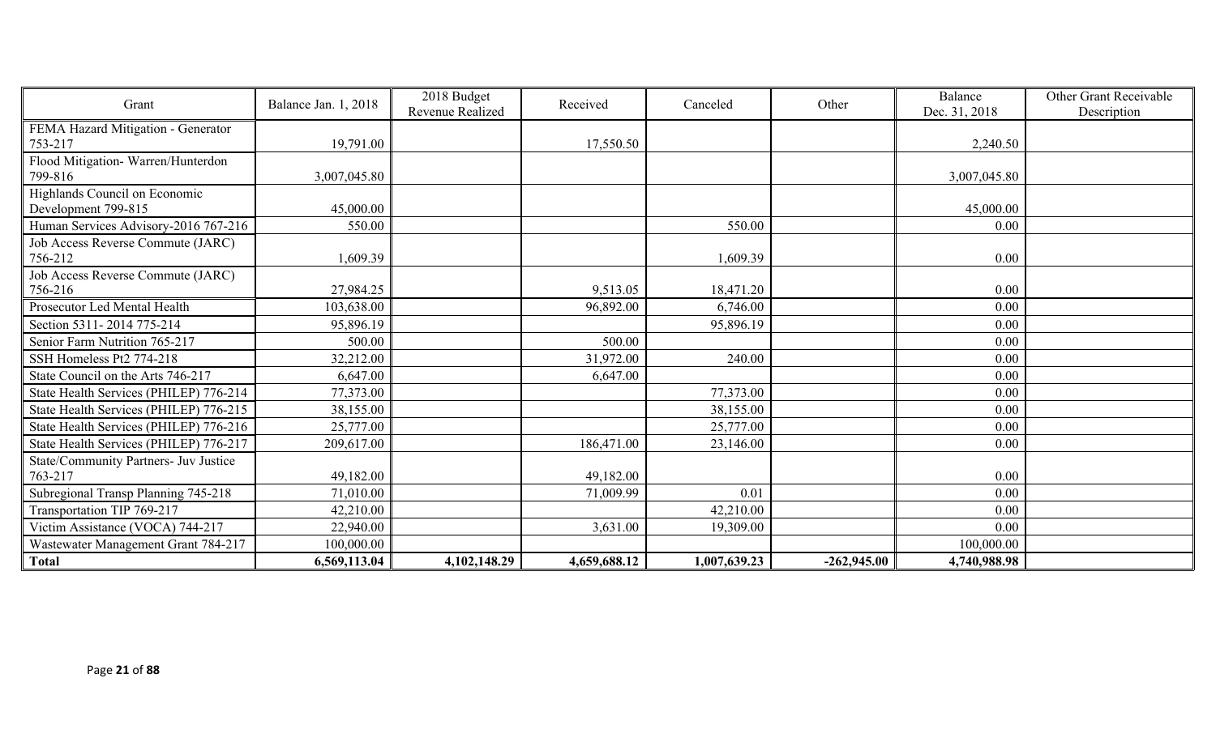| Grant | Balance Jan. 1, 2018 | 2018 Budget Revenue Realized | Received | Canceled | Other | Balance Dec. 31, 2018 | Other Grant Receivable Description |
|---|---|---|---|---|---|---|---|
| FEMA Hazard Mitigation - Generator 753-217 | 19,791.00 | | 17,550.50 | | | 2,240.50 | |
| Flood Mitigation- Warren/Hunterdon 799-816 | 3,007,045.80 | | | | | 3,007,045.80 | |
| Highlands Council on Economic Development 799-815 | 45,000.00 | | | | | 45,000.00 | |
| Human Services Advisory-2016 767-216 | 550.00 | | | 550.00 | | 0.00 | |
| Job Access Reverse Commute (JARC) 756-212 | 1,609.39 | | | 1,609.39 | | 0.00 | |
| Job Access Reverse Commute (JARC) 756-216 | 27,984.25 | | 9,513.05 | 18,471.20 | | 0.00 | |
| Prosecutor Led Mental Health | 103,638.00 | | 96,892.00 | 6,746.00 | | 0.00 | |
| Section 5311- 2014 775-214 | 95,896.19 | | | 95,896.19 | | 0.00 | |
| Senior Farm Nutrition 765-217 | 500.00 | | 500.00 | | | 0.00 | |
| SSH Homeless Pt2 774-218 | 32,212.00 | | 31,972.00 | 240.00 | | 0.00 | |
| State Council on the Arts 746-217 | 6,647.00 | | 6,647.00 | | | 0.00 | |
| State Health Services (PHILEP) 776-214 | 77,373.00 | | | 77,373.00 | | 0.00 | |
| State Health Services (PHILEP) 776-215 | 38,155.00 | | | 38,155.00 | | 0.00 | |
| State Health Services (PHILEP) 776-216 | 25,777.00 | | | 25,777.00 | | 0.00 | |
| State Health Services (PHILEP) 776-217 | 209,617.00 | | 186,471.00 | 23,146.00 | | 0.00 | |
| State/Community Partners- Juv Justice 763-217 | 49,182.00 | | 49,182.00 | | | 0.00 | |
| Subregional Transp Planning 745-218 | 71,010.00 | | 71,009.99 | 0.01 | | 0.00 | |
| Transportation TIP 769-217 | 42,210.00 | | | 42,210.00 | | 0.00 | |
| Victim Assistance (VOCA) 744-217 | 22,940.00 | | 3,631.00 | 19,309.00 | | 0.00 | |
| Wastewater Management Grant 784-217 | 100,000.00 | | | | | 100,000.00 | |
| **Total** | **6,569,113.04** | **4,102,148.29** | **4,659,688.12** | **1,007,639.23** | **-262,945.00** | **4,740,988.98** | |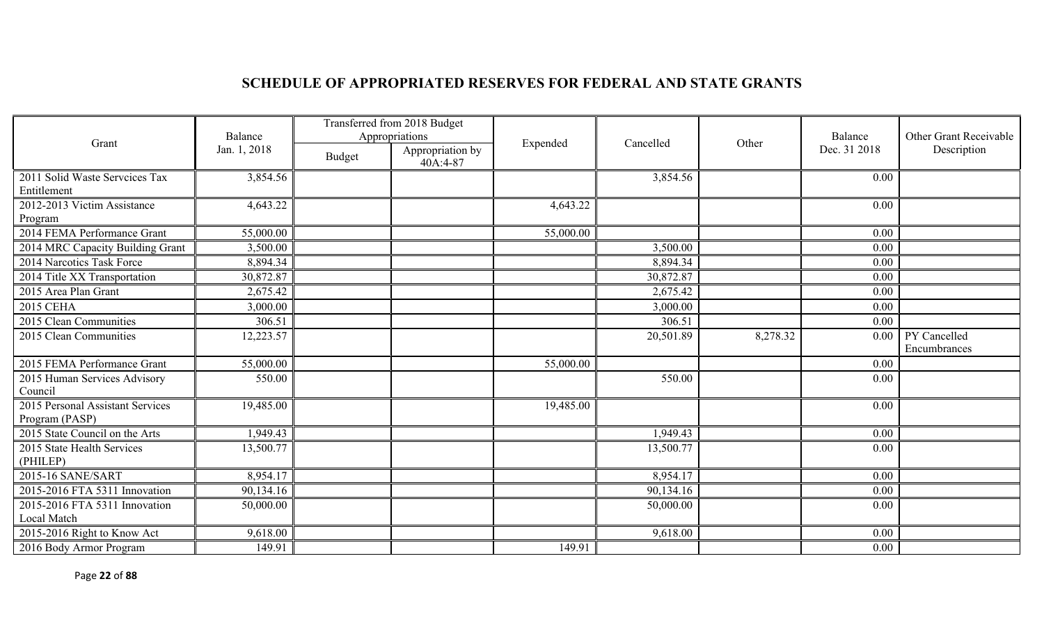## SCHEDULE OF APPROPRIATED RESERVES FOR FEDERAL AND STATE GRANTS

| Grant | Balance Jan. 1, 2018 | Transferred from 2018 Budget Appropriations | | Expended | Cancelled | Other | Balance Dec. 31 2018 | Other Grant Receivable Description |
|---|---|---|---|---|---|---|---|---|
| | | Budget | Appropriation by 40A:4-87 | | | | | |
| 2011 Solid Waste Servcices Tax Entitlement | 3,854.56 | | | | 3,854.56 | | 0.00 | |
| 2012-2013 Victim Assistance Program | 4,643.22 | | | 4,643.22 | | | 0.00 | |
| 2014 FEMA Performance Grant | 55,000.00 | | | 55,000.00 | | | 0.00 | |
| 2014 MRC Capacity Building Grant | 3,500.00 | | | | 3,500.00 | | 0.00 | |
| 2014 Narcotics Task Force | 8,894.34 | | | | 8,894.34 | | 0.00 | |
| 2014 Title XX Transportation | 30,872.87 | | | | 30,872.87 | | 0.00 | |
| 2015 Area Plan Grant | 2,675.42 | | | | 2,675.42 | | 0.00 | |
| 2015 CEHA | 3,000.00 | | | | 3,000.00 | | 0.00 | |
| 2015 Clean Communities | 306.51 | | | | 306.51 | | 0.00 | |
| 2015 Clean Communities | 12,223.57 | | | | 20,501.89 | 8,278.32 | 0.00 | PY Cancelled Encumbrances |
| 2015 FEMA Performance Grant | 55,000.00 | | | 55,000.00 | | | 0.00 | |
| 2015 Human Services Advisory Council | 550.00 | | | | 550.00 | | 0.00 | |
| 2015 Personal Assistant Services Program (PASP) | 19,485.00 | | | 19,485.00 | | | 0.00 | |
| 2015 State Council on the Arts | 1,949.43 | | | | 1,949.43 | | 0.00 | |
| 2015 State Health Services (PHILEP) | 13,500.77 | | | | 13,500.77 | | 0.00 | |
| 2015-16 SANE/SART | 8,954.17 | | | | 8,954.17 | | 0.00 | |
| 2015-2016 FTA 5311 Innovation | 90,134.16 | | | | 90,134.16 | | 0.00 | |
| 2015-2016 FTA 5311 Innovation Local Match | 50,000.00 | | | | 50,000.00 | | 0.00 | |
| 2015-2016 Right to Know Act | 9,618.00 | | | | 9,618.00 | | 0.00 | |
| 2016 Body Armor Program | 149.91 | | | 149.91 | | | 0.00 | |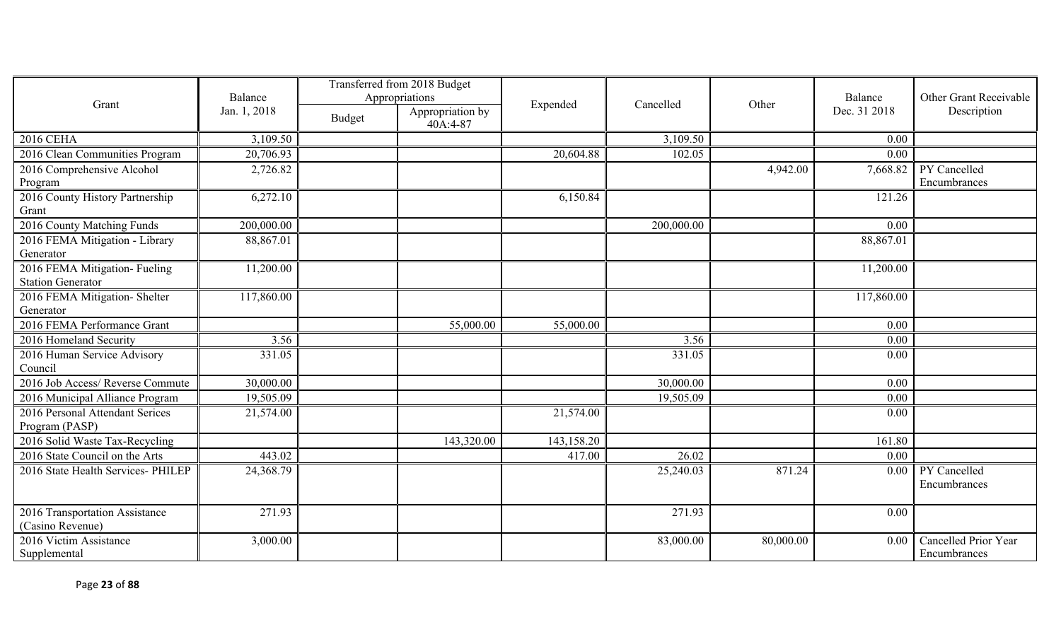| Grant | Balance Jan. 1, 2018 | Transferred from 2018 Budget Appropriations | | Expended | Cancelled | Other | Balance Dec. 31 2018 | Other Grant Receivable Description |
|---|---|---|---|---|---|---|---|---|
| | | Budget | Appropriation by 40A:4-87 | | | | | |
| 2016 CEHA | 3,109.50 | | | | 3,109.50 | | 0.00 | |
| 2016 Clean Communities Program | 20,706.93 | | | 20,604.88 | 102.05 | | 0.00 | |
| 2016 Comprehensive Alcohol Program | 2,726.82 | | | | | 4,942.00 | 7,668.82 | PY Cancelled Encumbrances |
| 2016 County History Partnership Grant | 6,272.10 | | | 6,150.84 | | | 121.26 | |
| 2016 County Matching Funds | 200,000.00 | | | | 200,000.00 | | 0.00 | |
| 2016 FEMA Mitigation - Library Generator | 88,867.01 | | | | | | 88,867.01 | |
| 2016 FEMA Mitigation- Fueling Station Generator | 11,200.00 | | | | | | 11,200.00 | |
| 2016 FEMA Mitigation- Shelter Generator | 117,860.00 | | | | | | 117,860.00 | |
| 2016 FEMA Performance Grant | | | 55,000.00 | 55,000.00 | | | 0.00 | |
| 2016 Homeland Security | 3.56 | | | | 3.56 | | 0.00 | |
| 2016 Human Service Advisory Council | 331.05 | | | | 331.05 | | 0.00 | |
| 2016 Job Access/ Reverse Commute | 30,000.00 | | | | 30,000.00 | | 0.00 | |
| 2016 Municipal Alliance Program | 19,505.09 | | | | 19,505.09 | | 0.00 | |
| 2016 Personal Attendant Serices Program (PASP) | 21,574.00 | | | 21,574.00 | | | 0.00 | |
| 2016 Solid Waste Tax-Recycling | | | 143,320.00 | 143,158.20 | | | 161.80 | |
| 2016 State Council on the Arts | 443.02 | | | 417.00 | 26.02 | | 0.00 | |
| 2016 State Health Services- PHILEP | 24,368.79 | | | | 25,240.03 | 871.24 | 0.00 | PY Cancelled Encumbrances |
| 2016 Transportation Assistance (Casino Revenue) | 271.93 | | | | 271.93 | | 0.00 | |
| 2016 Victim Assistance Supplemental | 3,000.00 | | | | 83,000.00 | 80,000.00 | 0.00 | Cancelled Prior Year Encumbrances |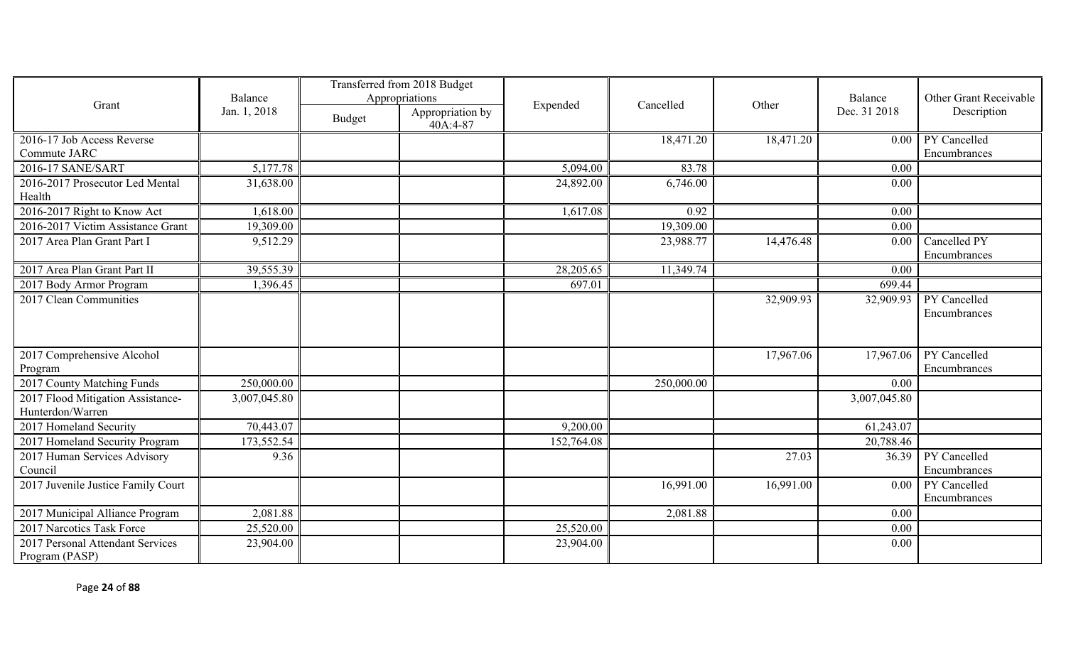| Grant | Balance Jan. 1, 2018 | Transferred from 2018 Budget Appropriations | | Expended | Cancelled | Other | Balance Dec. 31 2018 | Other Grant Receivable Description |
|---|---|---|---|---|---|---|---|---|
| | | Budget | Appropriation by 40A:4-87 | | | | | |
| 2016-17 Job Access Reverse Commute JARC | | | | | 18,471.20 | 18,471.20 | 0.00 | PY Cancelled Encumbrances |
| 2016-17 SANE/SART | 5,177.78 | | | 5,094.00 | 83.78 | | 0.00 | |
| 2016-2017 Prosecutor Led Mental Health | 31,638.00 | | | 24,892.00 | 6,746.00 | | 0.00 | |
| 2016-2017 Right to Know Act | 1,618.00 | | | 1,617.08 | 0.92 | | 0.00 | |
| 2016-2017 Victim Assistance Grant | 19,309.00 | | | | 19,309.00 | | 0.00 | |
| 2017 Area Plan Grant Part I | 9,512.29 | | | | 23,988.77 | 14,476.48 | 0.00 | Cancelled PY Encumbrances |
| 2017 Area Plan Grant Part II | 39,555.39 | | | 28,205.65 | 11,349.74 | | 0.00 | |
| 2017 Body Armor Program | 1,396.45 | | | 697.01 | | | 699.44 | |
| 2017 Clean Communities | | | | | | 32,909.93 | 32,909.93 | PY Cancelled Encumbrances |
| 2017 Comprehensive Alcohol Program | | | | | | 17,967.06 | 17,967.06 | PY Cancelled Encumbrances |
| 2017 County Matching Funds | 250,000.00 | | | | 250,000.00 | | 0.00 | |
| 2017 Flood Mitigation Assistance-Hunterdon/Warren | 3,007,045.80 | | | | | | 3,007,045.80 | |
| 2017 Homeland Security | 70,443.07 | | | 9,200.00 | | | 61,243.07 | |
| 2017 Homeland Security Program | 173,552.54 | | | 152,764.08 | | | 20,788.46 | |
| 2017 Human Services Advisory Council | 9.36 | | | | | 27.03 | 36.39 | PY Cancelled Encumbrances |
| 2017 Juvenile Justice Family Court | | | | | 16,991.00 | 16,991.00 | 0.00 | PY Cancelled Encumbrances |
| 2017 Municipal Alliance Program | 2,081.88 | | | | 2,081.88 | | 0.00 | |
| 2017 Narcotics Task Force | 25,520.00 | | | 25,520.00 | | | 0.00 | |
| 2017 Personal Attendant Services Program (PASP) | 23,904.00 | | | 23,904.00 | | | 0.00 | |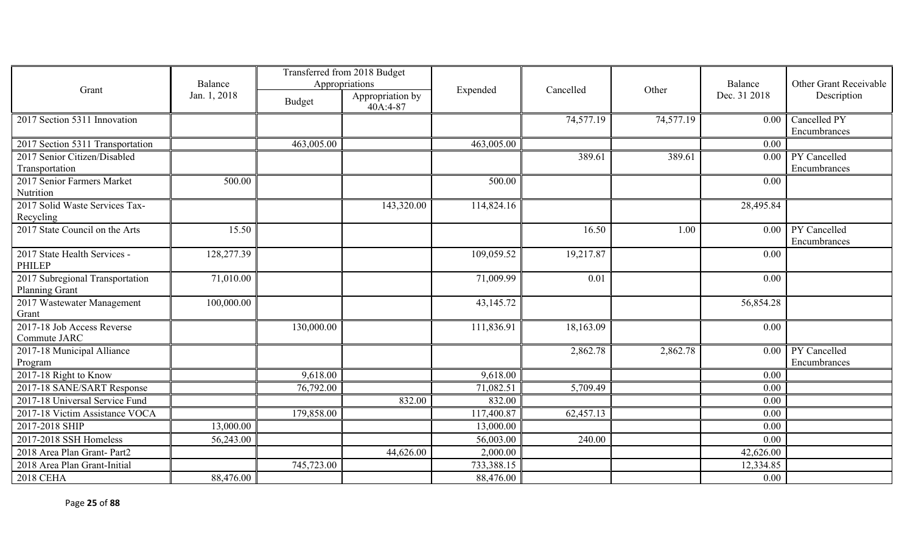| Grant | Balance Jan. 1, 2018 | Transferred from 2018 Budget Appropriations | | Expended | Cancelled | Other | Balance Dec. 31 2018 | Other Grant Receivable Description |
|---|---|---|---|---|---|---|---|---|
| | | Budget | Appropriation by 40A:4-87 | | | | | |
| 2017 Section 5311 Innovation | | | | | 74,577.19 | 74,577.19 | 0.00 | Cancelled PY Encumbrances |
| 2017 Section 5311 Transportation | | 463,005.00 | | 463,005.00 | | | 0.00 | |
| 2017 Senior Citizen/Disabled Transportation | | | | | 389.61 | 389.61 | 0.00 | PY Cancelled Encumbrances |
| 2017 Senior Farmers Market Nutrition | 500.00 | | | 500.00 | | | 0.00 | |
| 2017 Solid Waste Services Tax-Recycling | | | 143,320.00 | 114,824.16 | | | 28,495.84 | |
| 2017 State Council on the Arts | 15.50 | | | | 16.50 | 1.00 | 0.00 | PY Cancelled Encumbrances |
| 2017 State Health Services - PHILEP | 128,277.39 | | | 109,059.52 | 19,217.87 | | 0.00 | |
| 2017 Subregional Transportation Planning Grant | 71,010.00 | | | 71,009.99 | 0.01 | | 0.00 | |
| 2017 Wastewater Management Grant | 100,000.00 | | | 43,145.72 | | | 56,854.28 | |
| 2017-18 Job Access Reverse Commute JARC | | 130,000.00 | | 111,836.91 | 18,163.09 | | 0.00 | |
| 2017-18 Municipal Alliance Program | | | | | 2,862.78 | 2,862.78 | 0.00 | PY Cancelled Encumbrances |
| 2017-18 Right to Know | | 9,618.00 | | 9,618.00 | | | 0.00 | |
| 2017-18 SANE/SART Response | | 76,792.00 | | 71,082.51 | 5,709.49 | | 0.00 | |
| 2017-18 Universal Service Fund | | | 832.00 | 832.00 | | | 0.00 | |
| 2017-18 Victim Assistance VOCA | | 179,858.00 | | 117,400.87 | 62,457.13 | | 0.00 | |
| 2017-2018 SHIP | 13,000.00 | | | 13,000.00 | | | 0.00 | |
| 2017-2018 SSH Homeless | 56,243.00 | | | 56,003.00 | 240.00 | | 0.00 | |
| 2018 Area Plan Grant- Part2 | | | 44,626.00 | 2,000.00 | | | 42,626.00 | |
| 2018 Area Plan Grant-Initial | | 745,723.00 | | 733,388.15 | | | 12,334.85 | |
| 2018 CEHA | 88,476.00 | | | 88,476.00 | | | 0.00 | |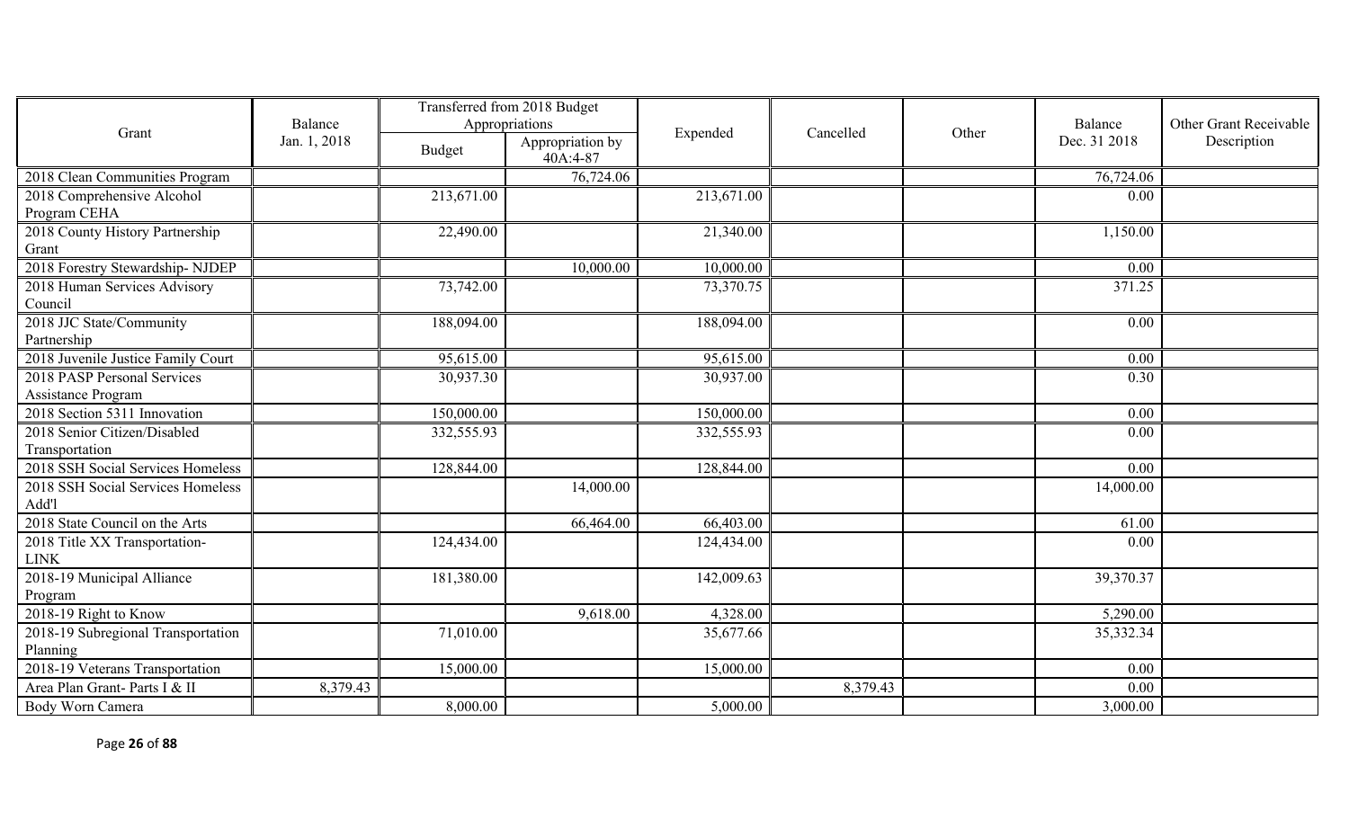| Grant | Balance Jan. 1, 2018 | Transferred from 2018 Budget Appropriations | | Expended | Cancelled | Other | Balance Dec. 31 2018 | Other Grant Receivable Description |
|---|---|---|---|---|---|---|---|---|
| | | Budget | Appropriation by 40A:4-87 | | | | | |
| 2018 Clean Communities Program | | | 76,724.06 | | | | 76,724.06 | |
| 2018 Comprehensive Alcohol Program CEHA | | 213,671.00 | | 213,671.00 | | | 0.00 | |
| 2018 County History Partnership Grant | | 22,490.00 | | 21,340.00 | | | 1,150.00 | |
| 2018 Forestry Stewardship- NJDEP | | | 10,000.00 | 10,000.00 | | | 0.00 | |
| 2018 Human Services Advisory Council | | 73,742.00 | | 73,370.75 | | | 371.25 | |
| 2018 JJC State/Community Partnership | | 188,094.00 | | 188,094.00 | | | 0.00 | |
| 2018 Juvenile Justice Family Court | | 95,615.00 | | 95,615.00 | | | 0.00 | |
| 2018 PASP Personal Services Assistance Program | | 30,937.30 | | 30,937.00 | | | 0.30 | |
| 2018 Section 5311 Innovation | | 150,000.00 | | 150,000.00 | | | 0.00 | |
| 2018 Senior Citizen/Disabled Transportation | | 332,555.93 | | 332,555.93 | | | 0.00 | |
| 2018 SSH Social Services Homeless | | 128,844.00 | | 128,844.00 | | | 0.00 | |
| 2018 SSH Social Services Homeless Add'l | | | 14,000.00 | | | | 14,000.00 | |
| 2018 State Council on the Arts | | | 66,464.00 | 66,403.00 | | | 61.00 | |
| 2018 Title XX Transportation-LINK | | 124,434.00 | | 124,434.00 | | | 0.00 | |
| 2018-19 Municipal Alliance Program | | 181,380.00 | | 142,009.63 | | | 39,370.37 | |
| 2018-19 Right to Know | | | 9,618.00 | 4,328.00 | | | 5,290.00 | |
| 2018-19 Subregional Transportation Planning | | 71,010.00 | | 35,677.66 | | | 35,332.34 | |
| 2018-19 Veterans Transportation | | 15,000.00 | | 15,000.00 | | | 0.00 | |
| Area Plan Grant- Parts I & II | 8,379.43 | | | | 8,379.43 | | 0.00 | |
| Body Worn Camera | | 8,000.00 | | 5,000.00 | | | 3,000.00 | |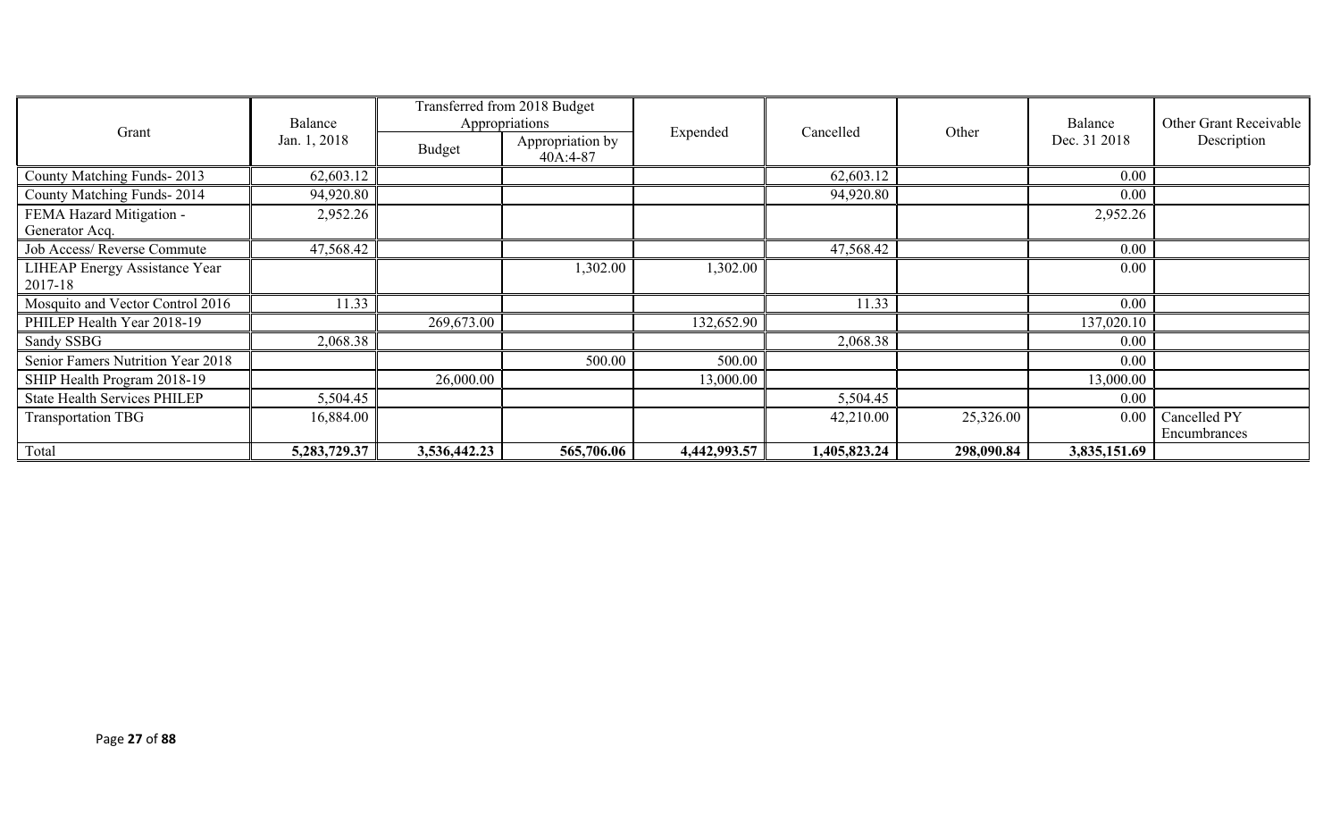| Grant | Balance Jan. 1, 2018 | Transferred from 2018 Budget Appropriations | | Expended | Cancelled | Other | Balance Dec. 31 2018 | Other Grant Receivable Description |
|---|---|---|---|---|---|---|---|---|
| | | Budget | Appropriation by 40A:4-87 | | | | | |
| County Matching Funds- 2013 | 62,603.12 | | | | 62,603.12 | | 0.00 | |
| County Matching Funds- 2014 | 94,920.80 | | | | 94,920.80 | | 0.00 | |
| FEMA Hazard Mitigation - Generator Acq. | 2,952.26 | | | | | | 2,952.26 | |
| Job Access/ Reverse Commute | 47,568.42 | | | | 47,568.42 | | 0.00 | |
| LIHEAP Energy Assistance Year 2017-18 | | | 1,302.00 | 1,302.00 | | | 0.00 | |
| Mosquito and Vector Control 2016 | 11.33 | | | | 11.33 | | 0.00 | |
| PHILEP Health Year 2018-19 | | 269,673.00 | | 132,652.90 | | | 137,020.10 | |
| Sandy SSBG | 2,068.38 | | | | 2,068.38 | | 0.00 | |
| Senior Famers Nutrition Year 2018 | | | 500.00 | 500.00 | | | 0.00 | |
| SHIP Health Program 2018-19 | | 26,000.00 | | 13,000.00 | | | 13,000.00 | |
| State Health Services PHILEP | 5,504.45 | | | | 5,504.45 | | 0.00 | |
| Transportation TBG | 16,884.00 | | | | 42,210.00 | 25,326.00 | 0.00 | Cancelled PY Encumbrances |
| Total | **5,283,729.37** | **3,536,442.23** | **565,706.06** | **4,442,993.57** | **1,405,823.24** | **298,090.84** | **3,835,151.69** | |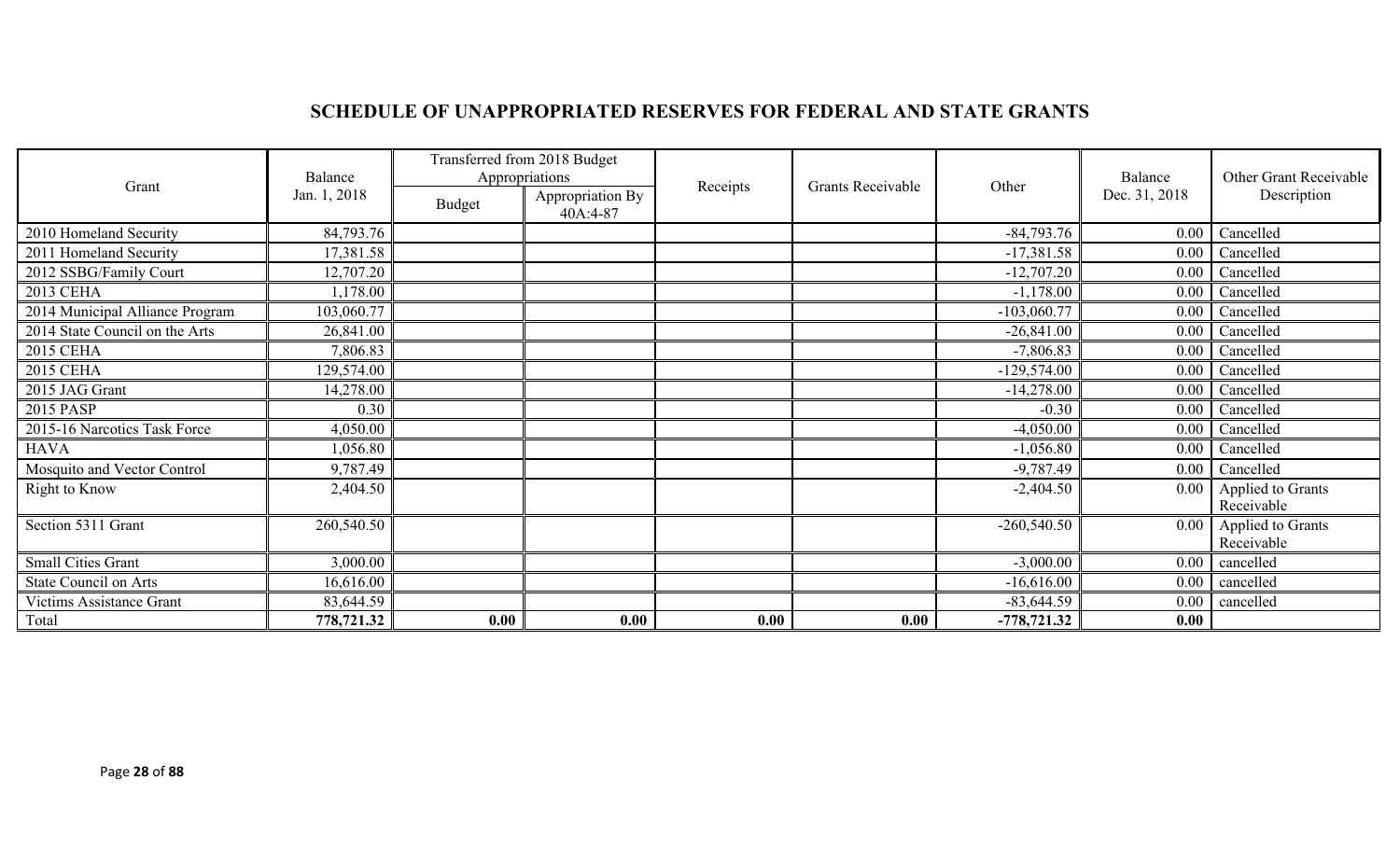## SCHEDULE OF UNAPPROPRIATED RESERVES FOR FEDERAL AND STATE GRANTS

| Grant | Balance Jan. 1, 2018 | Transferred from 2018 Budget Appropriations | | Receipts | Grants Receivable | Other | Balance Dec. 31, 2018 | Other Grant Receivable Description |
|---|---|---|---|---|---|---|---|---|
| | | Budget | Appropriation By 40A:4-87 | | | | | |
| 2010 Homeland Security | 84,793.76 | | | | | -84,793.76 | 0.00 | Cancelled |
| 2011 Homeland Security | 17,381.58 | | | | | -17,381.58 | 0.00 | Cancelled |
| 2012 SSBG/Family Court | 12,707.20 | | | | | -12,707.20 | 0.00 | Cancelled |
| 2013 CEHA | 1,178.00 | | | | | -1,178.00 | 0.00 | Cancelled |
| 2014 Municipal Alliance Program | 103,060.77 | | | | | -103,060.77 | 0.00 | Cancelled |
| 2014 State Council on the Arts | 26,841.00 | | | | | -26,841.00 | 0.00 | Cancelled |
| 2015 CEHA | 7,806.83 | | | | | -7,806.83 | 0.00 | Cancelled |
| 2015 CEHA | 129,574.00 | | | | | -129,574.00 | 0.00 | Cancelled |
| 2015 JAG Grant | 14,278.00 | | | | | -14,278.00 | 0.00 | Cancelled |
| 2015 PASP | 0.30 | | | | | -0.30 | 0.00 | Cancelled |
| 2015-16 Narcotics Task Force | 4,050.00 | | | | | -4,050.00 | 0.00 | Cancelled |
| HAVA | 1,056.80 | | | | | -1,056.80 | 0.00 | Cancelled |
| Mosquito and Vector Control | 9,787.49 | | | | | -9,787.49 | 0.00 | Cancelled |
| Right to Know | 2,404.50 | | | | | -2,404.50 | 0.00 | Applied to Grants Receivable |
| Section 5311 Grant | 260,540.50 | | | | | -260,540.50 | 0.00 | Applied to Grants Receivable |
| Small Cities Grant | 3,000.00 | | | | | -3,000.00 | 0.00 | cancelled |
| State Council on Arts | 16,616.00 | | | | | -16,616.00 | 0.00 | cancelled |
| Victims Assistance Grant | 83,644.59 | | | | | -83,644.59 | 0.00 | cancelled |
| Total | **778,721.32** | **0.00** | **0.00** | **0.00** | **0.00** | **-778,721.32** | **0.00** | |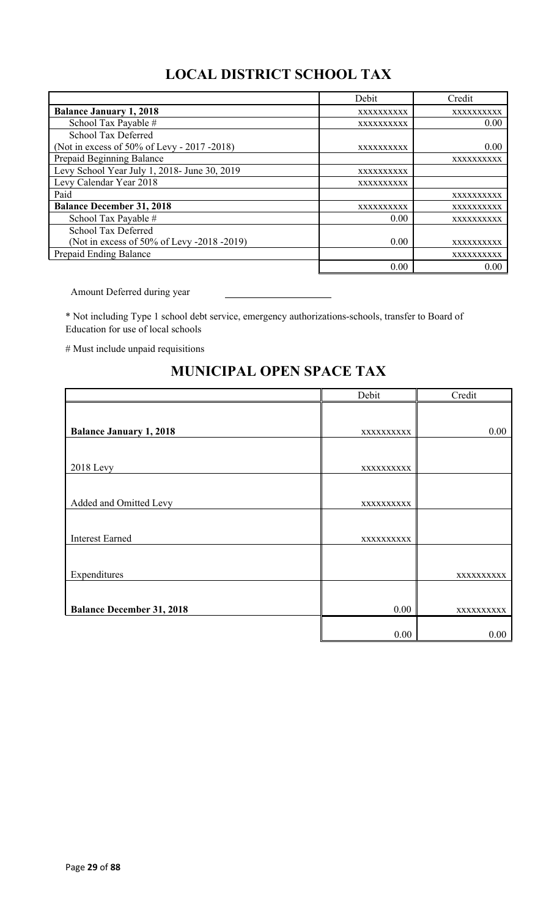## LOCAL DISTRICT SCHOOL TAX

| | Debit | Credit |
|---|---|---|
| **Balance January 1, 2018** | xxxxxxxxxx | xxxxxxxxxx |
| School Tax Payable # | xxxxxxxxxx | 0.00 |
| School Tax Deferred (Not in excess of 50% of Levy - 2017 -2018) | xxxxxxxxxx | 0.00 |
| Prepaid Beginning Balance | | xxxxxxxxxx |
| Levy School Year July 1, 2018- June 30, 2019 | xxxxxxxxxx | |
| Levy Calendar Year 2018 | xxxxxxxxxx | |
| Paid | | xxxxxxxxxx |
| **Balance December 31, 2018** | xxxxxxxxxx | xxxxxxxxxx |
| School Tax Payable # | 0.00 | xxxxxxxxxx |
| School Tax Deferred (Not in excess of 50% of Levy -2018 -2019) | 0.00 | xxxxxxxxxx |
| Prepaid Ending Balance | | xxxxxxxxxx |
| | 0.00 | 0.00 |

Amount Deferred during year \_\_\_\_\_\_\_\_\_\_\_\_\_\_\_\_\_\_\_\_

* Not including Type 1 school debt service, emergency authorizations-schools, transfer to Board of Education for use of local schools

# Must include unpaid requisitions

## MUNICIPAL OPEN SPACE TAX

| | Debit | Credit |
|---|---|---|
| **Balance January 1, 2018** | xxxxxxxxxx | 0.00 |
| 2018 Levy | xxxxxxxxxx | |
| Added and Omitted Levy | xxxxxxxxxx | |
| Interest Earned | xxxxxxxxxx | |
| Expenditures | | xxxxxxxxxx |
| **Balance December 31, 2018** | 0.00 | xxxxxxxxxx |
| | 0.00 | 0.00 |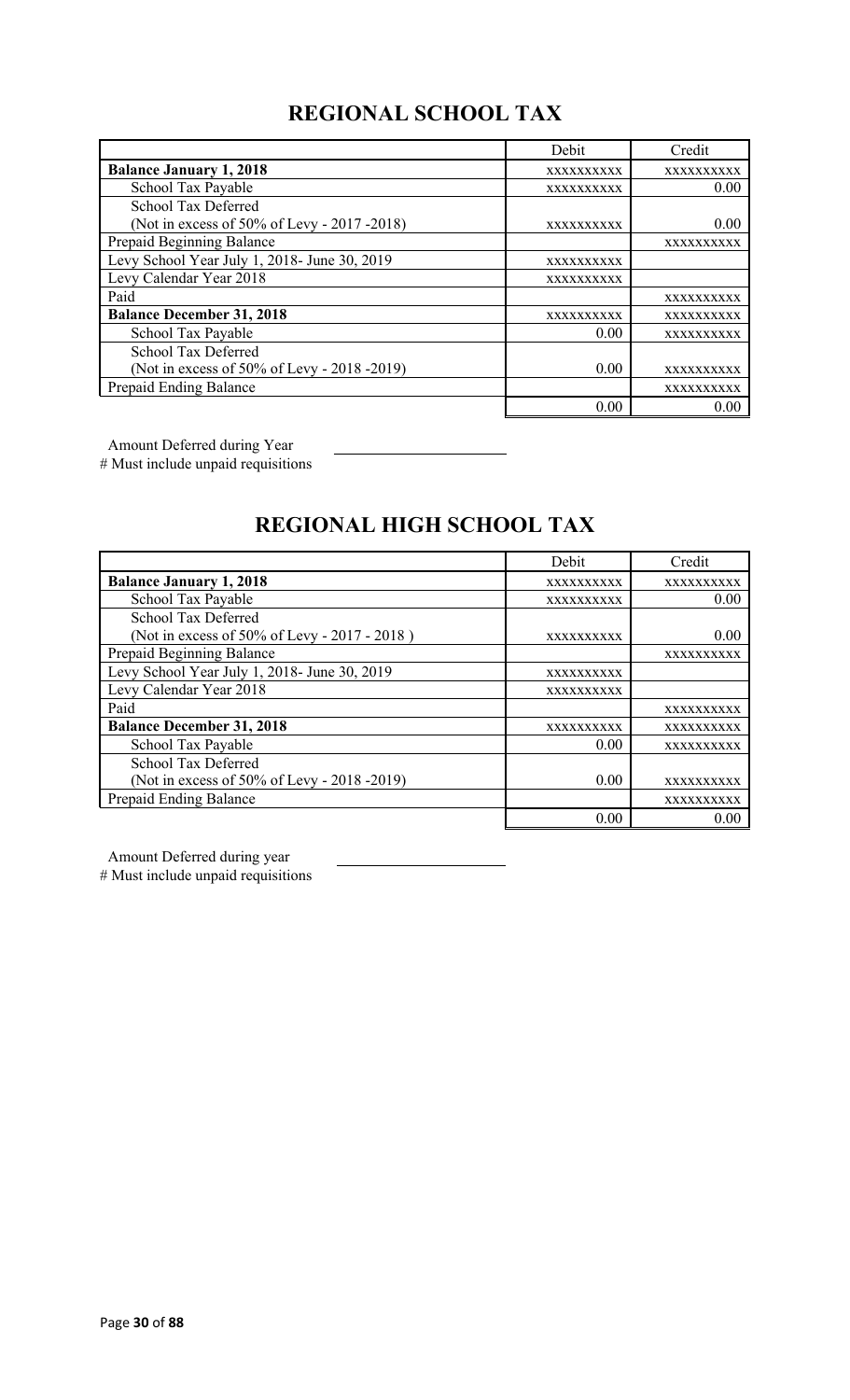# REGIONAL SCHOOL TAX

| | Debit | Credit |
|---|---|---|
| **Balance January 1, 2018** | XXXXXXXXXX | XXXXXXXXXX |
| School Tax Payable | XXXXXXXXXX | 0.00 |
| School Tax Deferred<br>(Not in excess of 50% of Levy - 2017 -2018) | XXXXXXXXXX | 0.00 |
| Prepaid Beginning Balance | | XXXXXXXXXX |
| Levy School Year July 1, 2018- June 30, 2019 | XXXXXXXXXX | |
| Levy Calendar Year 2018 | XXXXXXXXXX | |
| Paid | | XXXXXXXXXX |
| **Balance December 31, 2018** | XXXXXXXXXX | XXXXXXXXXX |
| School Tax Payable | 0.00 | XXXXXXXXXX |
| School Tax Deferred<br>(Not in excess of 50% of Levy - 2018 -2019) | 0.00 | XXXXXXXXXX |
| Prepaid Ending Balance | | XXXXXXXXXX |
| | 0.00 | 0.00 |

Amount Deferred during Year ______________________

# Must include unpaid requisitions

# REGIONAL HIGH SCHOOL TAX

| | Debit | Credit |
|---|---|---|
| **Balance January 1, 2018** | XXXXXXXXXX | XXXXXXXXXX |
| School Tax Payable | XXXXXXXXXX | 0.00 |
| School Tax Deferred<br>(Not in excess of 50% of Levy - 2017 - 2018 ) | XXXXXXXXXX | 0.00 |
| Prepaid Beginning Balance | | XXXXXXXXXX |
| Levy School Year July 1, 2018- June 30, 2019 | XXXXXXXXXX | |
| Levy Calendar Year 2018 | XXXXXXXXXX | |
| Paid | | XXXXXXXXXX |
| **Balance December 31, 2018** | XXXXXXXXXX | XXXXXXXXXX |
| School Tax Payable | 0.00 | XXXXXXXXXX |
| School Tax Deferred<br>(Not in excess of 50% of Levy - 2018 -2019) | 0.00 | XXXXXXXXXX |
| Prepaid Ending Balance | | XXXXXXXXXX |
| | 0.00 | 0.00 |

Amount Deferred during year ______________________

# Must include unpaid requisitions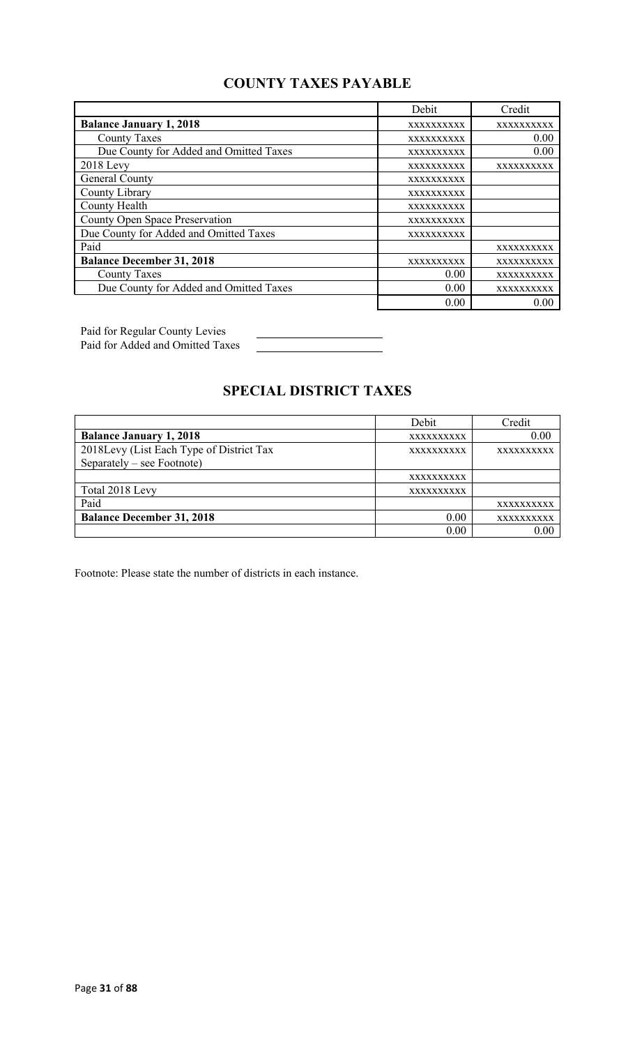## COUNTY TAXES PAYABLE

| | Debit | Credit |
|---|---|---|
| **Balance January 1, 2018** | xxxxxxxxxx | xxxxxxxxxx |
| County Taxes | xxxxxxxxxx | 0.00 |
| Due County for Added and Omitted Taxes | xxxxxxxxxx | 0.00 |
| 2018 Levy | xxxxxxxxxx | xxxxxxxxxx |
| General County | xxxxxxxxxx | |
| County Library | xxxxxxxxxx | |
| County Health | xxxxxxxxxx | |
| County Open Space Preservation | xxxxxxxxxx | |
| Due County for Added and Omitted Taxes | xxxxxxxxxx | |
| Paid | | xxxxxxxxxx |
| **Balance December 31, 2018** | xxxxxxxxxx | xxxxxxxxxx |
| County Taxes | 0.00 | xxxxxxxxxx |
| Due County for Added and Omitted Taxes | 0.00 | xxxxxxxxxx |
| | 0.00 | 0.00 |

Paid for Regular County Levies ____________________

Paid for Added and Omitted Taxes ____________________

## SPECIAL DISTRICT TAXES

| | Debit | Credit |
|---|---|---|
| **Balance January 1, 2018** | xxxxxxxxxx | 0.00 |
| 2018Levy (List Each Type of District Tax Separately – see Footnote) | xxxxxxxxxx | xxxxxxxxxx |
| | xxxxxxxxxx | |
| Total 2018 Levy | xxxxxxxxxx | |
| Paid | | xxxxxxxxxx |
| **Balance December 31, 2018** | 0.00 | xxxxxxxxxx |
| | 0.00 | 0.00 |

Footnote: Please state the number of districts in each instance.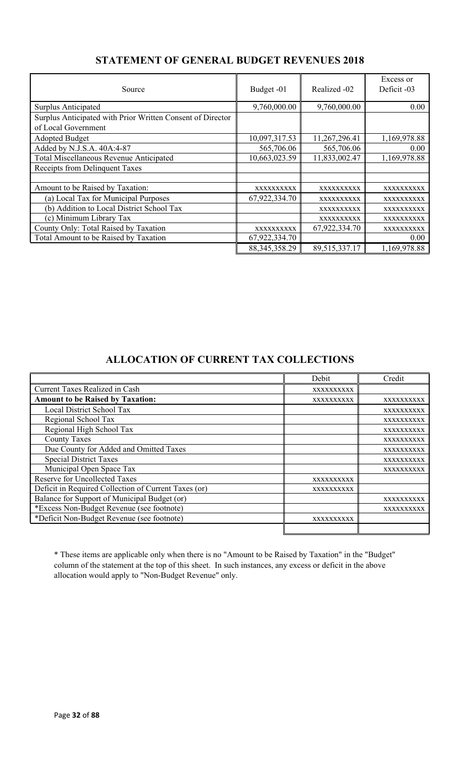## STATEMENT OF GENERAL BUDGET REVENUES 2018

| Source | Budget -01 | Realized -02 | Excess or Deficit -03 |
|---|---|---|---|
| Surplus Anticipated | 9,760,000.00 | 9,760,000.00 | 0.00 |
| Surplus Anticipated with Prior Written Consent of Director of Local Government | | | |
| Adopted Budget | 10,097,317.53 | 11,267,296.41 | 1,169,978.88 |
| Added by N.J.S.A. 40A:4-87 | 565,706.06 | 565,706.06 | 0.00 |
| Total Miscellaneous Revenue Anticipated | 10,663,023.59 | 11,833,002.47 | 1,169,978.88 |
| Receipts from Delinquent Taxes | | | |
| | | | |
| Amount to be Raised by Taxation: | xxxxxxxxxx | xxxxxxxxxx | xxxxxxxxxx |
| (a) Local Tax for Municipal Purposes | 67,922,334.70 | xxxxxxxxxx | xxxxxxxxxx |
| (b) Addition to Local District School Tax | | xxxxxxxxxx | xxxxxxxxxx |
| (c) Minimum Library Tax | | xxxxxxxxxx | xxxxxxxxxx |
| County Only: Total Raised by Taxation | xxxxxxxxxx | 67,922,334.70 | xxxxxxxxxx |
| Total Amount to be Raised by Taxation | 67,922,334.70 | | 0.00 |
| | 88,345,358.29 | 89,515,337.17 | 1,169,978.88 |

## ALLOCATION OF CURRENT TAX COLLECTIONS

| | Debit | Credit |
|---|---|---|
| Current Taxes Realized in Cash | xxxxxxxxxx | |
| **Amount to be Raised by Taxation:** | xxxxxxxxxx | xxxxxxxxxx |
| Local District School Tax | | xxxxxxxxxx |
| Regional School Tax | | xxxxxxxxxx |
| Regional High School Tax | | xxxxxxxxxx |
| County Taxes | | xxxxxxxxxx |
| Due County for Added and Omitted Taxes | | xxxxxxxxxx |
| Special District Taxes | | xxxxxxxxxx |
| Municipal Open Space Tax | | xxxxxxxxxx |
| Reserve for Uncollected Taxes | xxxxxxxxxx | |
| Deficit in Required Collection of Current Taxes (or) | xxxxxxxxxx | |
| Balance for Support of Municipal Budget (or) | | xxxxxxxxxx |
| *Excess Non-Budget Revenue (see footnote) | | xxxxxxxxxx |
| *Deficit Non-Budget Revenue (see footnote) | xxxxxxxxxx | |
| | | |

\* These items are applicable only when there is no "Amount to be Raised by Taxation" in the "Budget" column of the statement at the top of this sheet. In such instances, any excess or deficit in the above allocation would apply to "Non-Budget Revenue" only.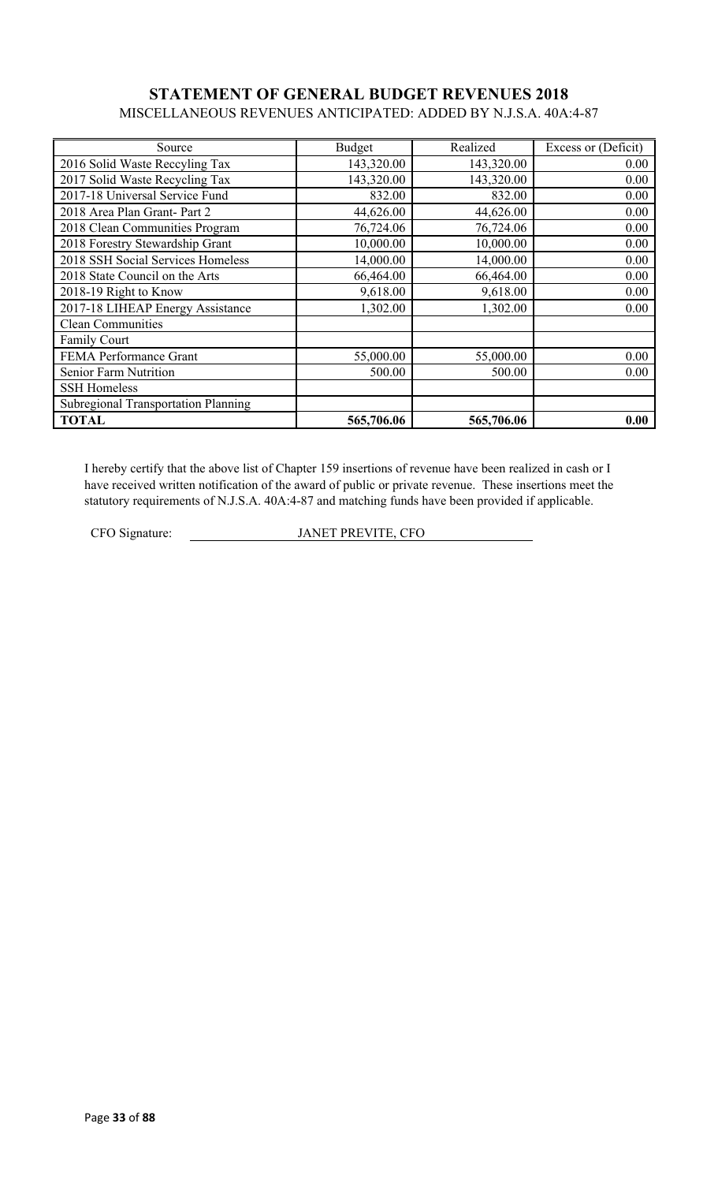## STATEMENT OF GENERAL BUDGET REVENUES 2018

MISCELLANEOUS REVENUES ANTICIPATED: ADDED BY N.J.S.A. 40A:4-87

| Source | Budget | Realized | Excess or (Deficit) |
|---|---|---|---|
| 2016 Solid Waste Reccyling Tax | 143,320.00 | 143,320.00 | 0.00 |
| 2017 Solid Waste Recycling Tax | 143,320.00 | 143,320.00 | 0.00 |
| 2017-18 Universal Service Fund | 832.00 | 832.00 | 0.00 |
| 2018 Area Plan Grant- Part 2 | 44,626.00 | 44,626.00 | 0.00 |
| 2018 Clean Communities Program | 76,724.06 | 76,724.06 | 0.00 |
| 2018 Forestry Stewardship Grant | 10,000.00 | 10,000.00 | 0.00 |
| 2018 SSH Social Services Homeless | 14,000.00 | 14,000.00 | 0.00 |
| 2018 State Council on the Arts | 66,464.00 | 66,464.00 | 0.00 |
| 2018-19 Right to Know | 9,618.00 | 9,618.00 | 0.00 |
| 2017-18 LIHEAP Energy Assistance | 1,302.00 | 1,302.00 | 0.00 |
| Clean Communities | | | |
| Family Court | | | |
| FEMA Performance Grant | 55,000.00 | 55,000.00 | 0.00 |
| Senior Farm Nutrition | 500.00 | 500.00 | 0.00 |
| SSH Homeless | | | |
| Subregional Transportation Planning | | | |
| **TOTAL** | **565,706.06** | **565,706.06** | **0.00** |

I hereby certify that the above list of Chapter 159 insertions of revenue have been realized in cash or I have received written notification of the award of public or private revenue. These insertions meet the statutory requirements of N.J.S.A. 40A:4-87 and matching funds have been provided if applicable.

CFO Signature: JANET PREVITE, CFO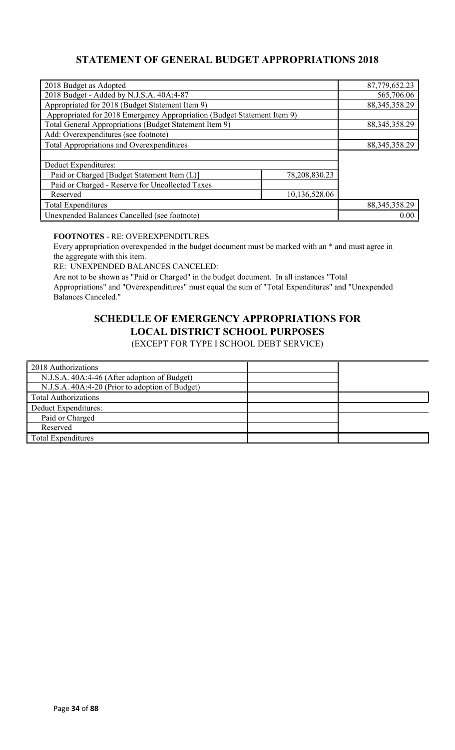## STATEMENT OF GENERAL BUDGET APPROPRIATIONS 2018

| | | |
|---|---|---|
| 2018 Budget as Adopted | | 87,779,652.23 |
| 2018 Budget - Added by N.J.S.A. 40A:4-87 | | 565,706.06 |
| Appropriated for 2018 (Budget Statement Item 9) | | 88,345,358.29 |
| Appropriated for 2018 Emergency Appropriation (Budget Statement Item 9) | | |
| Total General Appropriations (Budget Statement Item 9) | | 88,345,358.29 |
| Add: Overexpenditures (see footnote) | | |
| Total Appropriations and Overexpenditures | | 88,345,358.29 |
| | | |
| Deduct Expenditures: | | |
| Paid or Charged [Budget Statement Item (L)] | 78,208,830.23 | |
| Paid or Charged - Reserve for Uncollected Taxes | | |
| Reserved | 10,136,528.06 | |
| Total Expenditures | | 88,345,358.29 |
| Unexpended Balances Cancelled (see footnote) | | 0.00 |

**FOOTNOTES** - RE: OVEREXPENDITURES

Every appropriation overexpended in the budget document must be marked with an * and must agree in the aggregate with this item.

RE: UNEXPENDED BALANCES CANCELED:

Are not to be shown as "Paid or Charged" in the budget document. In all instances "Total Appropriations" and "Overexpenditures" must equal the sum of "Total Expenditures" and "Unexpended Balances Canceled."

## SCHEDULE OF EMERGENCY APPROPRIATIONS FOR LOCAL DISTRICT SCHOOL PURPOSES

(EXCEPT FOR TYPE I SCHOOL DEBT SERVICE)

| | | |
|---|---|---|
| 2018 Authorizations | | |
| N.J.S.A. 40A:4-46 (After adoption of Budget) | | |
| N.J.S.A. 40A:4-20 (Prior to adoption of Budget) | | |
| Total Authorizations | | |
| Deduct Expenditures: | | |
| Paid or Charged | | |
| Reserved | | |
| Total Expenditures | | |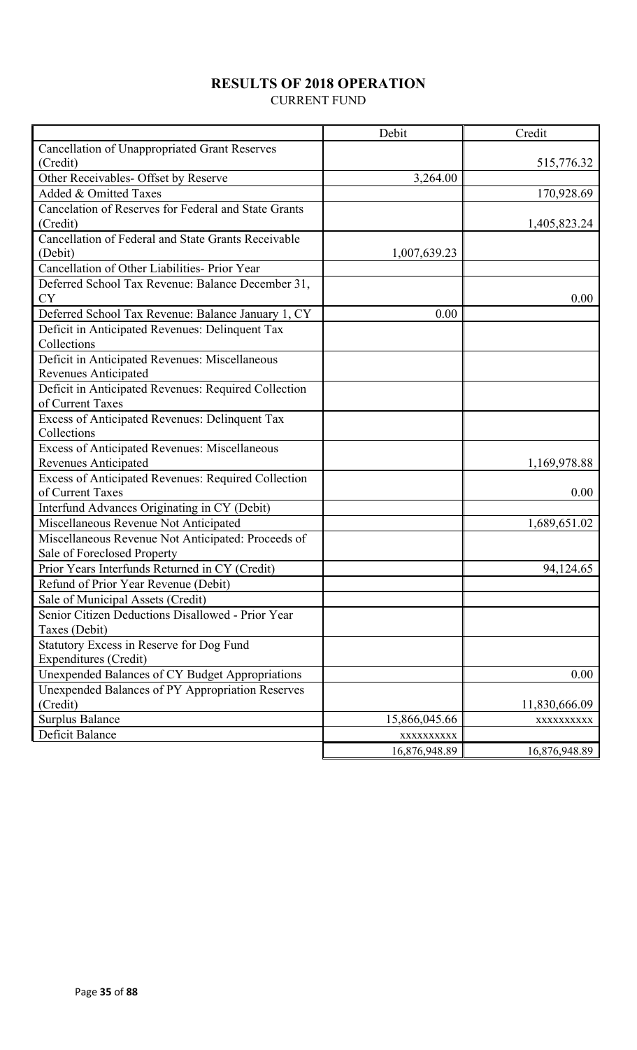# RESULTS OF 2018 OPERATION

CURRENT FUND

| | Debit | Credit |
|---|---|---|
| Cancellation of Unappropriated Grant Reserves (Credit) | | 515,776.32 |
| Other Receivables- Offset by Reserve | 3,264.00 | |
| Added & Omitted Taxes | | 170,928.69 |
| Cancelation of Reserves for Federal and State Grants (Credit) | | 1,405,823.24 |
| Cancellation of Federal and State Grants Receivable (Debit) | 1,007,639.23 | |
| Cancellation of Other Liabilities- Prior Year | | |
| Deferred School Tax Revenue: Balance December 31, CY | | 0.00 |
| Deferred School Tax Revenue: Balance January 1, CY | 0.00 | |
| Deficit in Anticipated Revenues: Delinquent Tax Collections | | |
| Deficit in Anticipated Revenues: Miscellaneous Revenues Anticipated | | |
| Deficit in Anticipated Revenues: Required Collection of Current Taxes | | |
| Excess of Anticipated Revenues: Delinquent Tax Collections | | |
| Excess of Anticipated Revenues: Miscellaneous Revenues Anticipated | | 1,169,978.88 |
| Excess of Anticipated Revenues: Required Collection of Current Taxes | | 0.00 |
| Interfund Advances Originating in CY (Debit) | | |
| Miscellaneous Revenue Not Anticipated | | 1,689,651.02 |
| Miscellaneous Revenue Not Anticipated: Proceeds of Sale of Foreclosed Property | | |
| Prior Years Interfunds Returned in CY (Credit) | | 94,124.65 |
| Refund of Prior Year Revenue (Debit) | | |
| Sale of Municipal Assets (Credit) | | |
| Senior Citizen Deductions Disallowed - Prior Year Taxes (Debit) | | |
| Statutory Excess in Reserve for Dog Fund Expenditures (Credit) | | |
| Unexpended Balances of CY Budget Appropriations | | 0.00 |
| Unexpended Balances of PY Appropriation Reserves (Credit) | | 11,830,666.09 |
| Surplus Balance | 15,866,045.66 | xxxxxxxxxx |
| Deficit Balance | xxxxxxxxxx | |
| | 16,876,948.89 | 16,876,948.89 |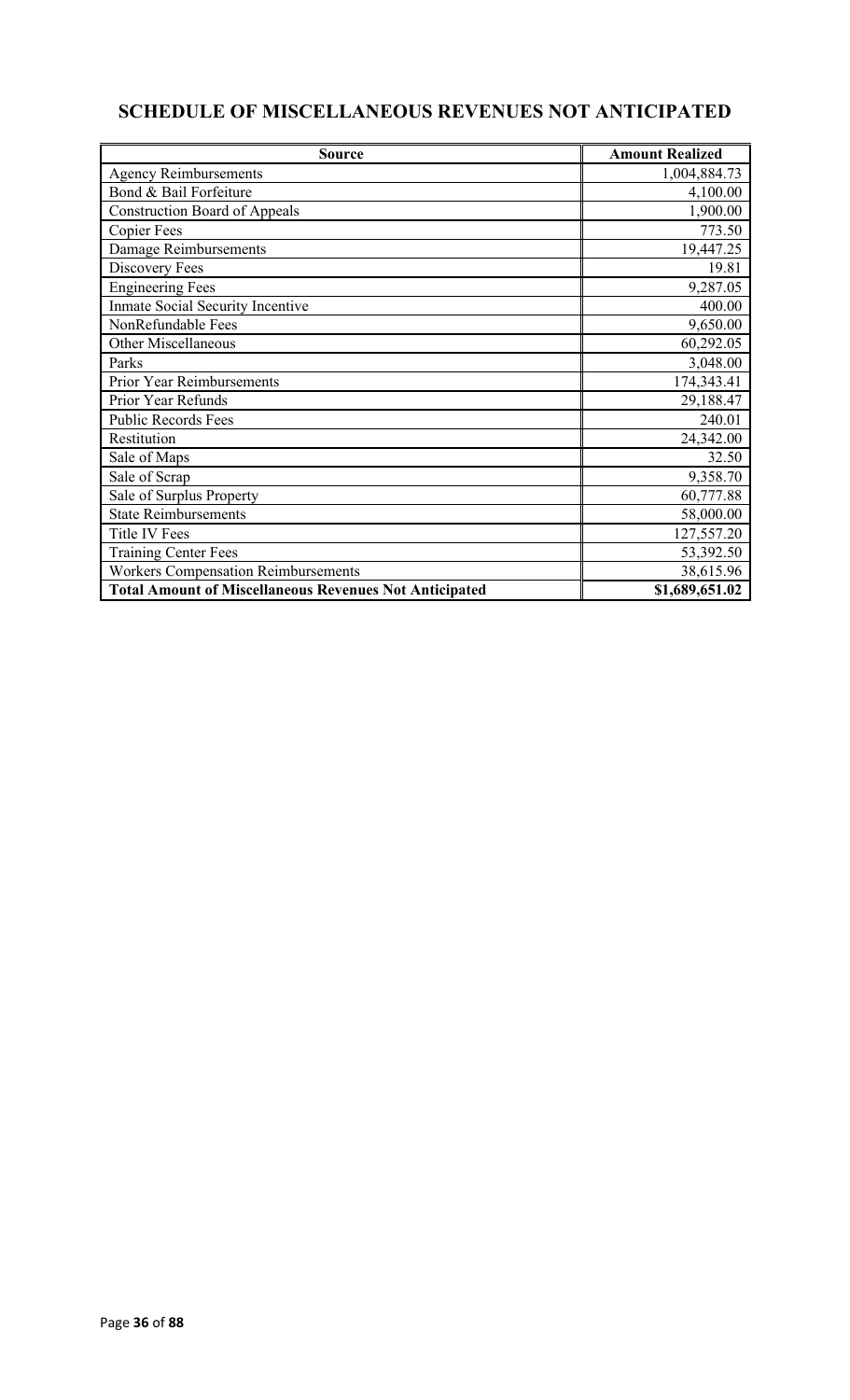## SCHEDULE OF MISCELLANEOUS REVENUES NOT ANTICIPATED

| Source | Amount Realized |
|---|---|
| Agency Reimbursements | 1,004,884.73 |
| Bond & Bail Forfeiture | 4,100.00 |
| Construction Board of Appeals | 1,900.00 |
| Copier Fees | 773.50 |
| Damage Reimbursements | 19,447.25 |
| Discovery Fees | 19.81 |
| Engineering Fees | 9,287.05 |
| Inmate Social Security Incentive | 400.00 |
| NonRefundable Fees | 9,650.00 |
| Other Miscellaneous | 60,292.05 |
| Parks | 3,048.00 |
| Prior Year Reimbursements | 174,343.41 |
| Prior Year Refunds | 29,188.47 |
| Public Records Fees | 240.01 |
| Restitution | 24,342.00 |
| Sale of Maps | 32.50 |
| Sale of Scrap | 9,358.70 |
| Sale of Surplus Property | 60,777.88 |
| State Reimbursements | 58,000.00 |
| Title IV Fees | 127,557.20 |
| Training Center Fees | 53,392.50 |
| Workers Compensation Reimbursements | 38,615.96 |
| **Total Amount of Miscellaneous Revenues Not Anticipated** | **$1,689,651.02** |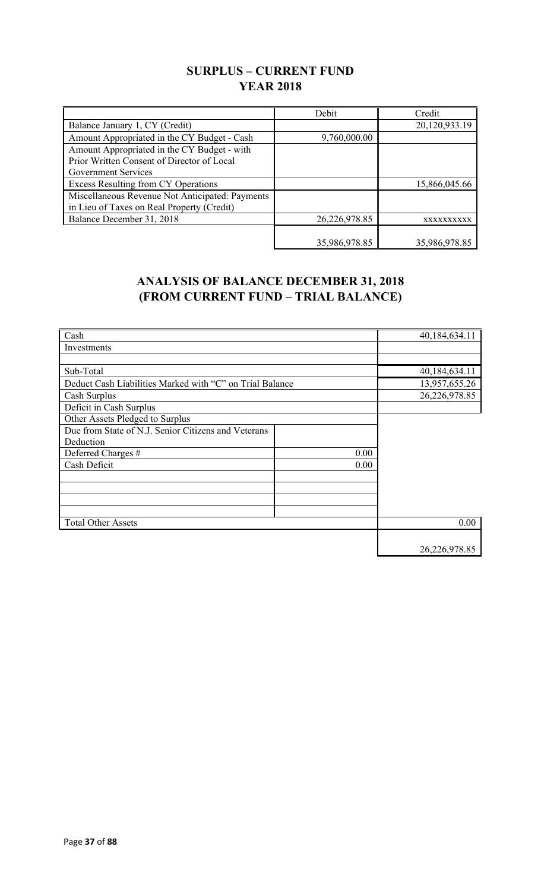## SURPLUS – CURRENT FUND
## YEAR 2018

| | Debit | Credit |
|---|---|---|
| Balance January 1, CY (Credit) | | 20,120,933.19 |
| Amount Appropriated in the CY Budget - Cash | 9,760,000.00 | |
| Amount Appropriated in the CY Budget - with Prior Written Consent of Director of Local Government Services | | |
| Excess Resulting from CY Operations | | 15,866,045.66 |
| Miscellaneous Revenue Not Anticipated: Payments in Lieu of Taxes on Real Property (Credit) | | |
| Balance December 31, 2018 | 26,226,978.85 | xxxxxxxxxx |
| | 35,986,978.85 | 35,986,978.85 |

## ANALYSIS OF BALANCE DECEMBER 31, 2018
## (FROM CURRENT FUND – TRIAL BALANCE)

| | | |
|---|---|---|
| Cash | | 40,184,634.11 |
| Investments | | |
| | | |
| Sub-Total | | 40,184,634.11 |
| Deduct Cash Liabilities Marked with "C" on Trial Balance | | 13,957,655.26 |
| Cash Surplus | | 26,226,978.85 |
| Deficit in Cash Surplus | | |
| Other Assets Pledged to Surplus | | |
| Due from State of N.J. Senior Citizens and Veterans Deduction | | |
| Deferred Charges # | 0.00 | |
| Cash Deficit | 0.00 | |
| | | |
| | | |
| | | |
| | | |
| Total Other Assets | | 0.00 |
| | | 26,226,978.85 |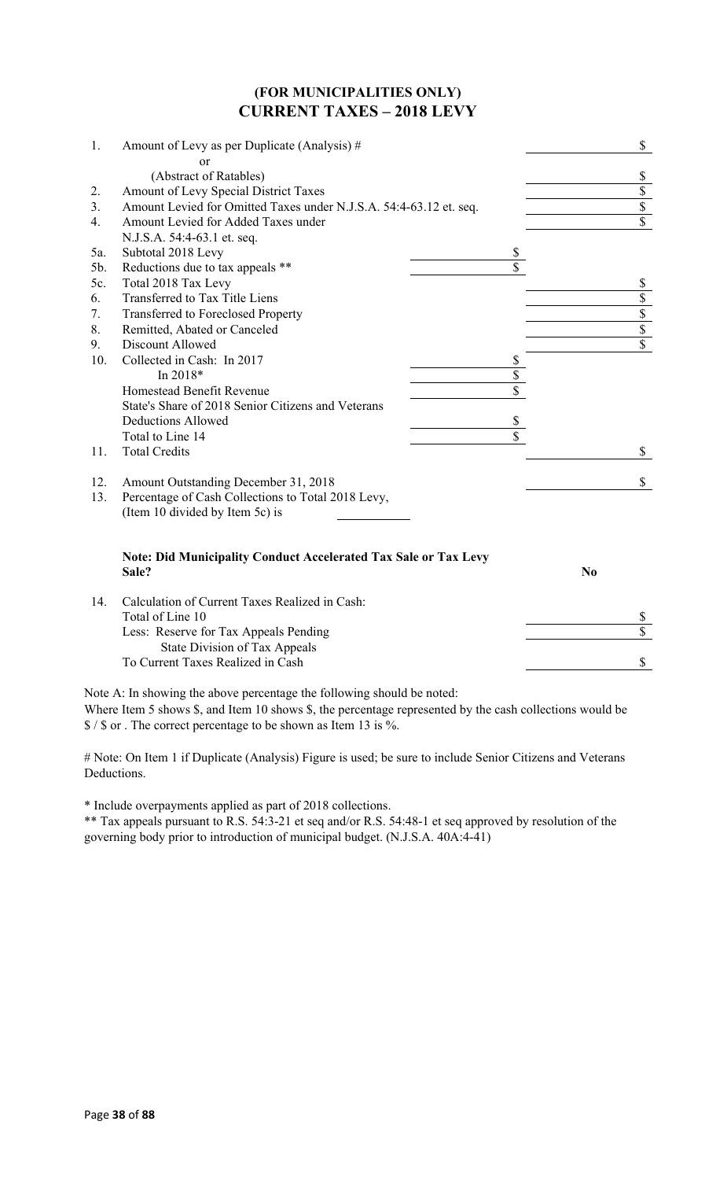## (FOR MUNICIPALITIES ONLY)
# CURRENT TAXES – 2018 LEVY

| | | | |
|---|---|---|---|
| 1. | Amount of Levy as per Duplicate (Analysis) # | | $ |
| | or | | |
| | (Abstract of Ratables) | | $ |
| 2. | Amount of Levy Special District Taxes | | $ |
| 3. | Amount Levied for Omitted Taxes under N.J.S.A. 54:4-63.12 et. seq. | | $ |
| 4. | Amount Levied for Added Taxes under N.J.S.A. 54:4-63.1 et. seq. | | $ |
| 5a. | Subtotal 2018 Levy | $ | |
| 5b. | Reductions due to tax appeals ** | $ | |
| 5c. | Total 2018 Tax Levy | | $ |
| 6. | Transferred to Tax Title Liens | | $ |
| 7. | Transferred to Foreclosed Property | | $ |
| 8. | Remitted, Abated or Canceled | | $ |
| 9. | Discount Allowed | | $ |
| 10. | Collected in Cash: In 2017 | $ | |
| | In 2018* | $ | |
| | Homestead Benefit Revenue | $ | |
| | State's Share of 2018 Senior Citizens and Veterans Deductions Allowed | $ | |
| | Total to Line 14 | $ | |
| 11. | Total Credits | | $ |
| 12. | Amount Outstanding December 31, 2018 | | $ |
| 13. | Percentage of Cash Collections to Total 2018 Levy, (Item 10 divided by Item 5c) is | | |

**Note: Did Municipality Conduct Accelerated Tax Sale or Tax Levy Sale?** **No**

| | | |
|---|---|---|
| 14. | Calculation of Current Taxes Realized in Cash: | |
| | Total of Line 10 | $ |
| | Less: Reserve for Tax Appeals Pending State Division of Tax Appeals | $ |
| | To Current Taxes Realized in Cash | $ |

Note A: In showing the above percentage the following should be noted:
Where Item 5 shows $, and Item 10 shows $, the percentage represented by the cash collections would be $ / $ or . The correct percentage to be shown as Item 13 is %.

# Note: On Item 1 if Duplicate (Analysis) Figure is used; be sure to include Senior Citizens and Veterans Deductions.

* Include overpayments applied as part of 2018 collections.

** Tax appeals pursuant to R.S. 54:3-21 et seq and/or R.S. 54:48-1 et seq approved by resolution of the governing body prior to introduction of municipal budget. (N.J.S.A. 40A:4-41)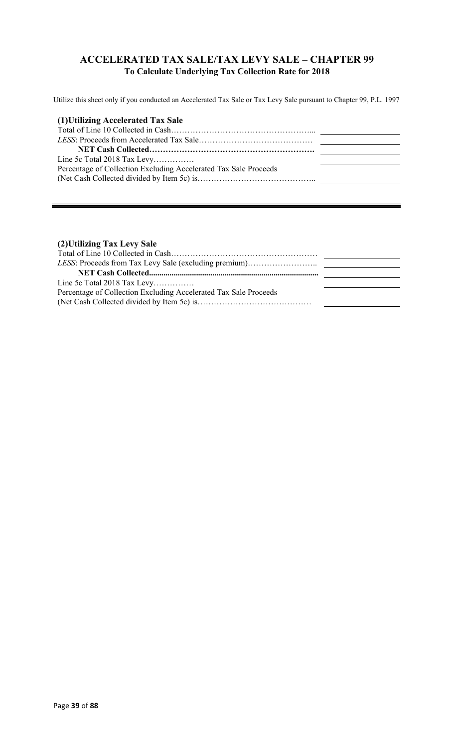## ACCELERATED TAX SALE/TAX LEVY SALE – CHAPTER 99

**To Calculate Underlying Tax Collection Rate for 2018**

Utilize this sheet only if you conducted an Accelerated Tax Sale or Tax Levy Sale pursuant to Chapter 99, P.L. 1997

### (1)Utilizing Accelerated Tax Sale

| | |
|---|---|
| Total of Line 10 Collected in Cash……………………………………………... | |
| *LESS*: Proceeds from Accelerated Tax Sale…………………………………… | |
| **NET Cash Collected……………………………………………………** | |
| Line 5c Total 2018 Tax Levy…………… | |
| Percentage of Collection Excluding Accelerated Tax Sale Proceeds (Net Cash Collected divided by Item 5c) is…………………………………….. | |

### (2)Utilizing Tax Levy Sale

| | |
|---|---|
| Total of Line 10 Collected in Cash……………………………………………… | |
| *LESS*: Proceeds from Tax Levy Sale (excluding premium)…………………….. | |
| **NET Cash Collected...................................................................................** | |
| Line 5c Total 2018 Tax Levy…………… | |
| Percentage of Collection Excluding Accelerated Tax Sale Proceeds (Net Cash Collected divided by Item 5c) is…………………………………… | |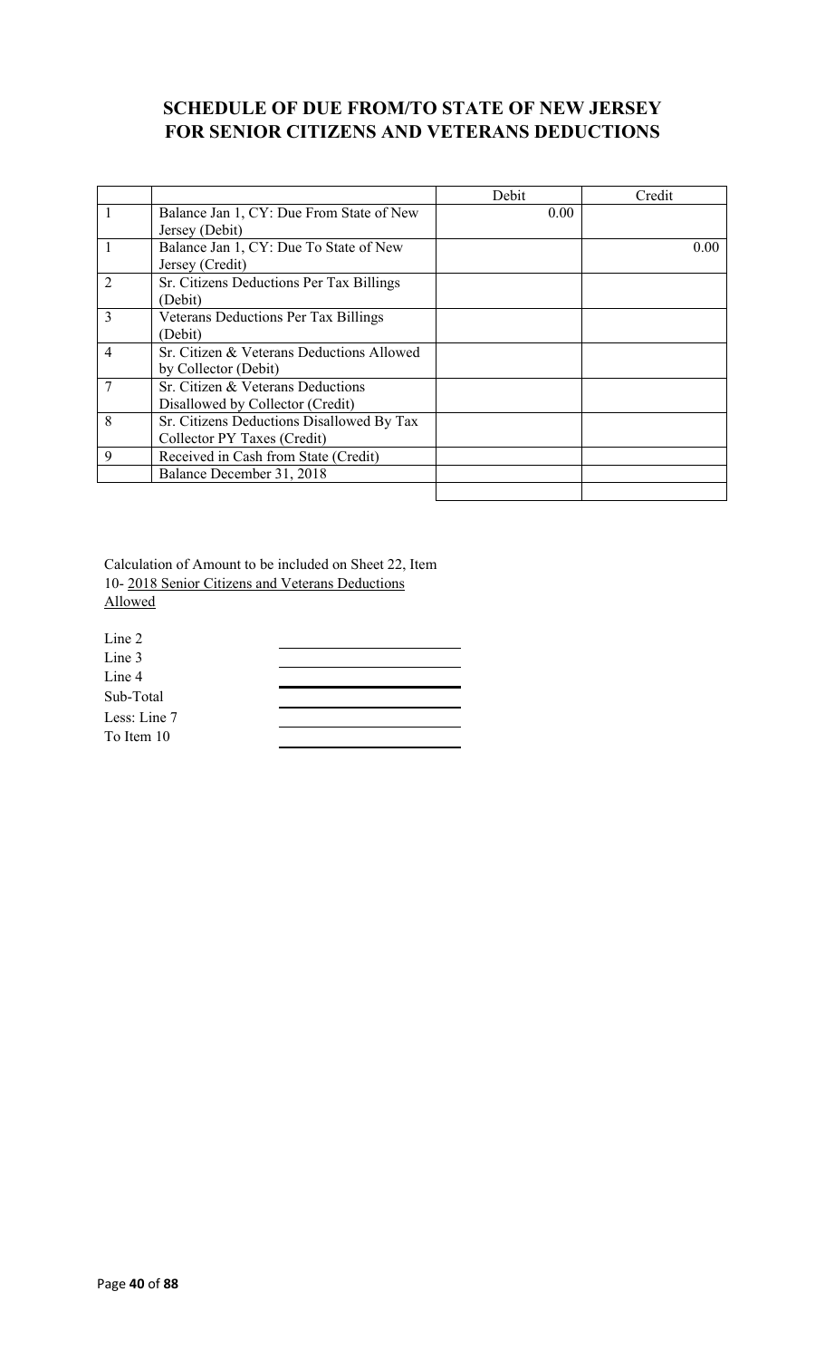## SCHEDULE OF DUE FROM/TO STATE OF NEW JERSEY FOR SENIOR CITIZENS AND VETERANS DEDUCTIONS

| | | Debit | Credit |
|---|---|---|---|
| 1 | Balance Jan 1, CY: Due From State of New Jersey (Debit) | 0.00 | |
| 1 | Balance Jan 1, CY: Due To State of New Jersey (Credit) | | 0.00 |
| 2 | Sr. Citizens Deductions Per Tax Billings (Debit) | | |
| 3 | Veterans Deductions Per Tax Billings (Debit) | | |
| 4 | Sr. Citizen & Veterans Deductions Allowed by Collector (Debit) | | |
| 7 | Sr. Citizen & Veterans Deductions Disallowed by Collector (Credit) | | |
| 8 | Sr. Citizens Deductions Disallowed By Tax Collector PY Taxes (Credit) | | |
| 9 | Received in Cash from State (Credit) | | |
| | Balance December 31, 2018 | | |
| | | | |

Calculation of Amount to be included on Sheet 22, Item 10- 2018 Senior Citizens and Veterans Deductions Allowed

| | |
|---|---|
| Line 2 | |
| Line 3 | |
| Line 4 | |
| Sub-Total | |
| Less: Line 7 | |
| To Item 10 | |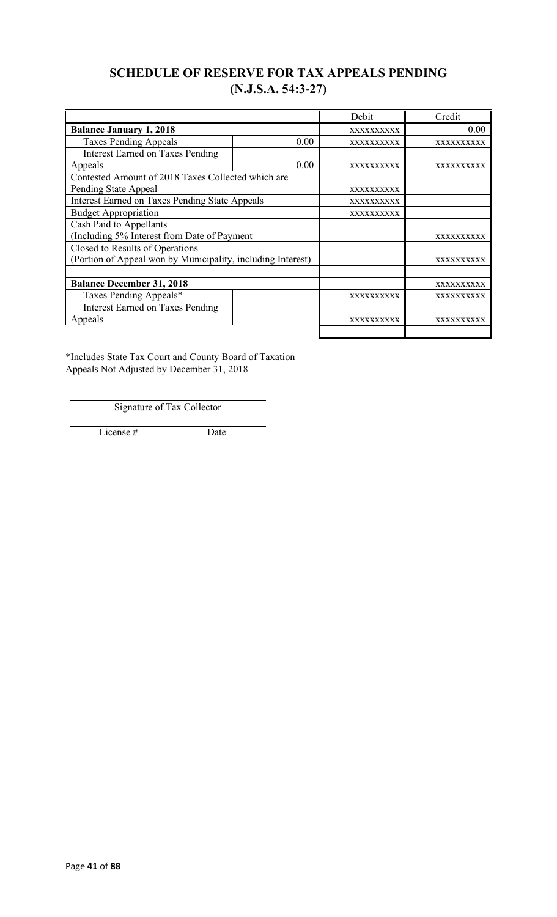## SCHEDULE OF RESERVE FOR TAX APPEALS PENDING (N.J.S.A. 54:3-27)

| | | Debit | Credit |
|---|---|---|---|
| **Balance January 1, 2018** | | XXXXXXXXXX | 0.00 |
| Taxes Pending Appeals | 0.00 | XXXXXXXXXX | XXXXXXXXXX |
| Interest Earned on Taxes Pending Appeals | 0.00 | XXXXXXXXXX | XXXXXXXXXX |
| Contested Amount of 2018 Taxes Collected which are Pending State Appeal | | XXXXXXXXXX | |
| Interest Earned on Taxes Pending State Appeals | | XXXXXXXXXX | |
| Budget Appropriation | | XXXXXXXXXX | |
| Cash Paid to Appellants (Including 5% Interest from Date of Payment | | | XXXXXXXXXX |
| Closed to Results of Operations (Portion of Appeal won by Municipality, including Interest) | | | XXXXXXXXXX |
| | | | |
| **Balance December 31, 2018** | | | XXXXXXXXXX |
| Taxes Pending Appeals* | | XXXXXXXXXX | XXXXXXXXXX |
| Interest Earned on Taxes Pending Appeals | | XXXXXXXXXX | XXXXXXXXXX |
| | | | |

*Includes State Tax Court and County Board of Taxation Appeals Not Adjusted by December 31, 2018

Signature of Tax Collector

License # Date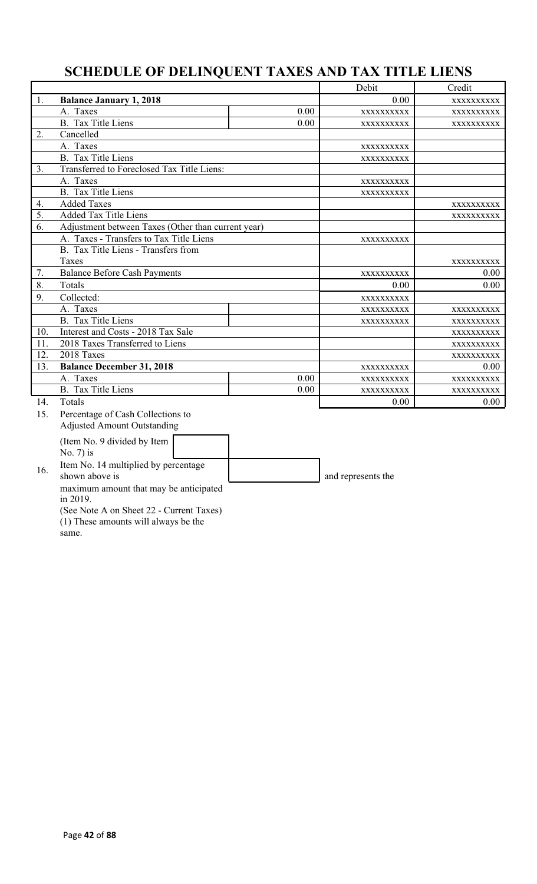# SCHEDULE OF DELINQUENT TAXES AND TAX TITLE LIENS

| | | | Debit | Credit |
|---|---|---|---|---|
| 1. | **Balance January 1, 2018** | | 0.00 | XXXXXXXXXX |
| | A. Taxes | 0.00 | XXXXXXXXXX | XXXXXXXXXX |
| | B. Tax Title Liens | 0.00 | XXXXXXXXXX | XXXXXXXXXX |
| 2. | Cancelled | | | |
| | A. Taxes | | XXXXXXXXXX | |
| | B. Tax Title Liens | | XXXXXXXXXX | |
| 3. | Transferred to Foreclosed Tax Title Liens: | | | |
| | A. Taxes | | XXXXXXXXXX | |
| | B. Tax Title Liens | | XXXXXXXXXX | |
| 4. | Added Taxes | | | XXXXXXXXXX |
| 5. | Added Tax Title Liens | | | XXXXXXXXXX |
| 6. | Adjustment between Taxes (Other than current year) | | | |
| | A. Taxes - Transfers to Tax Title Liens | | XXXXXXXXXX | |
| | B. Tax Title Liens - Transfers from Taxes | | | XXXXXXXXXX |
| 7. | Balance Before Cash Payments | | XXXXXXXXXX | 0.00 |
| 8. | Totals | | 0.00 | 0.00 |
| 9. | Collected: | | XXXXXXXXXX | |
| | A. Taxes | | XXXXXXXXXX | XXXXXXXXXX |
| | B. Tax Title Liens | | XXXXXXXXXX | XXXXXXXXXX |
| 10. | Interest and Costs - 2018 Tax Sale | | | XXXXXXXXXX |
| 11. | 2018 Taxes Transferred to Liens | | | XXXXXXXXXX |
| 12. | 2018 Taxes | | | XXXXXXXXXX |
| 13. | **Balance December 31, 2018** | | XXXXXXXXXX | 0.00 |
| | A. Taxes | 0.00 | XXXXXXXXXX | XXXXXXXXXX |
| | B. Tax Title Liens | 0.00 | XXXXXXXXXX | XXXXXXXXXX |
| 14. | Totals | | 0.00 | 0.00 |

15. Percentage of Cash Collections to Adjusted Amount Outstanding

(Item No. 9 divided by Item No. 7) is

16. Item No. 14 multiplied by percentage shown above is and represents the maximum amount that may be anticipated in 2019.

(See Note A on Sheet 22 - Current Taxes)

(1) These amounts will always be the same.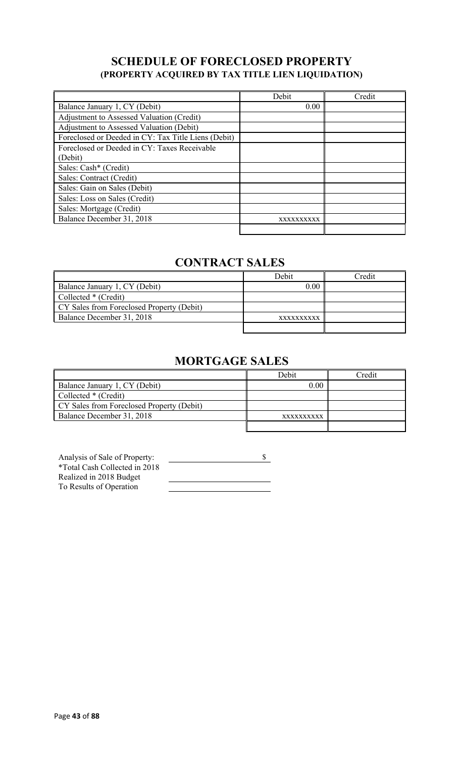## SCHEDULE OF FORECLOSED PROPERTY
### (PROPERTY ACQUIRED BY TAX TITLE LIEN LIQUIDATION)

| | Debit | Credit |
|---|---|---|
| Balance January 1, CY (Debit) | 0.00 | |
| Adjustment to Assessed Valuation (Credit) | | |
| Adjustment to Assessed Valuation (Debit) | | |
| Foreclosed or Deeded in CY: Tax Title Liens (Debit) | | |
| Foreclosed or Deeded in CY: Taxes Receivable (Debit) | | |
| Sales: Cash* (Credit) | | |
| Sales: Contract (Credit) | | |
| Sales: Gain on Sales (Debit) | | |
| Sales: Loss on Sales (Credit) | | |
| Sales: Mortgage (Credit) | | |
| Balance December 31, 2018 | xxxxxxxxxx | |
| | | |

## CONTRACT SALES

| | Debit | Credit |
|---|---|---|
| Balance January 1, CY (Debit) | 0.00 | |
| Collected * (Credit) | | |
| CY Sales from Foreclosed Property (Debit) | | |
| Balance December 31, 2018 | xxxxxxxxxx | |
| | | |

## MORTGAGE SALES

| | Debit | Credit |
|---|---|---|
| Balance January 1, CY (Debit) | 0.00 | |
| Collected * (Credit) | | |
| CY Sales from Foreclosed Property (Debit) | | |
| Balance December 31, 2018 | xxxxxxxxxx | |
| | | |

| Analysis of Sale of Property: | $ |
|---|---|
| *Total Cash Collected in 2018 | |
| Realized in 2018 Budget | |
| To Results of Operation | |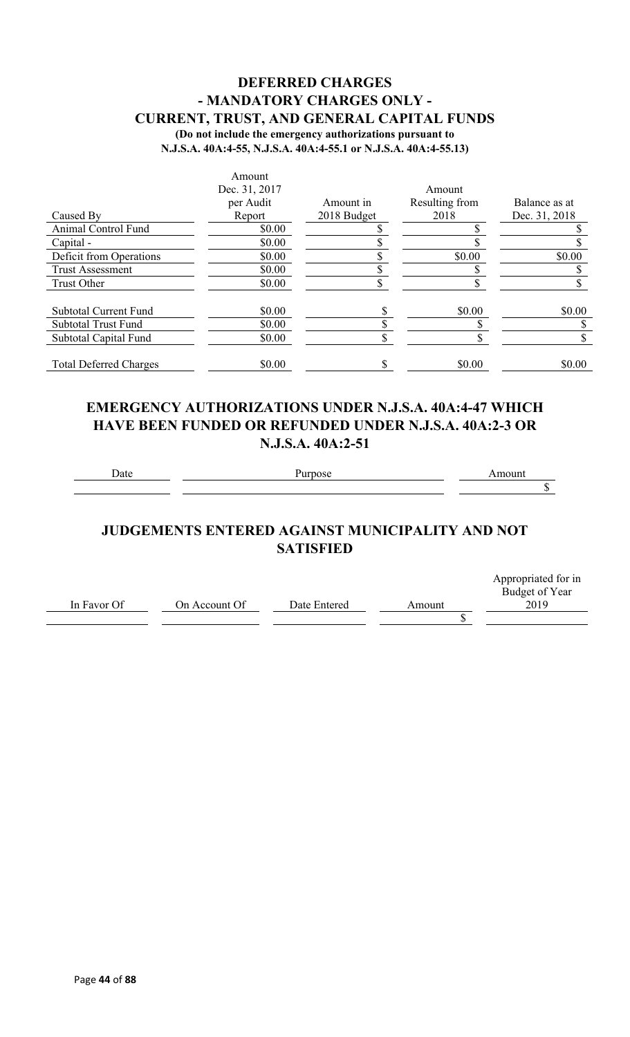## DEFERRED CHARGES
## - MANDATORY CHARGES ONLY -
## CURRENT, TRUST, AND GENERAL CAPITAL FUNDS

**(Do not include the emergency authorizations pursuant to N.J.S.A. 40A:4-55, N.J.S.A. 40A:4-55.1 or N.J.S.A. 40A:4-55.13)**

| Caused By | Amount Dec. 31, 2017 per Audit Report | Amount in 2018 Budget | Amount Resulting from 2018 | Balance as at Dec. 31, 2018 |
|---|---|---|---|---|
| Animal Control Fund | $0.00 | $ | $ | $ |
| Capital - | $0.00 | $ | $ | $ |
| Deficit from Operations | $0.00 | $ | $0.00 | $0.00 |
| Trust Assessment | $0.00 | $ | $ | $ |
| Trust Other | $0.00 | $ | $ | $ |
| Subtotal Current Fund | $0.00 | $ | $0.00 | $0.00 |
| Subtotal Trust Fund | $0.00 | $ | $ | $ |
| Subtotal Capital Fund | $0.00 | $ | $ | $ |
| Total Deferred Charges | $0.00 | $ | $0.00 | $0.00 |

## EMERGENCY AUTHORIZATIONS UNDER N.J.S.A. 40A:4-47 WHICH HAVE BEEN FUNDED OR REFUNDED UNDER N.J.S.A. 40A:2-3 OR N.J.S.A. 40A:2-51

| Date | Purpose | Amount |
|---|---|---|
| | | $ |

## JUDGEMENTS ENTERED AGAINST MUNICIPALITY AND NOT SATISFIED

| In Favor Of | On Account Of | Date Entered | Amount | Appropriated for in Budget of Year 2019 |
|---|---|---|---|---|
| | | | $ | |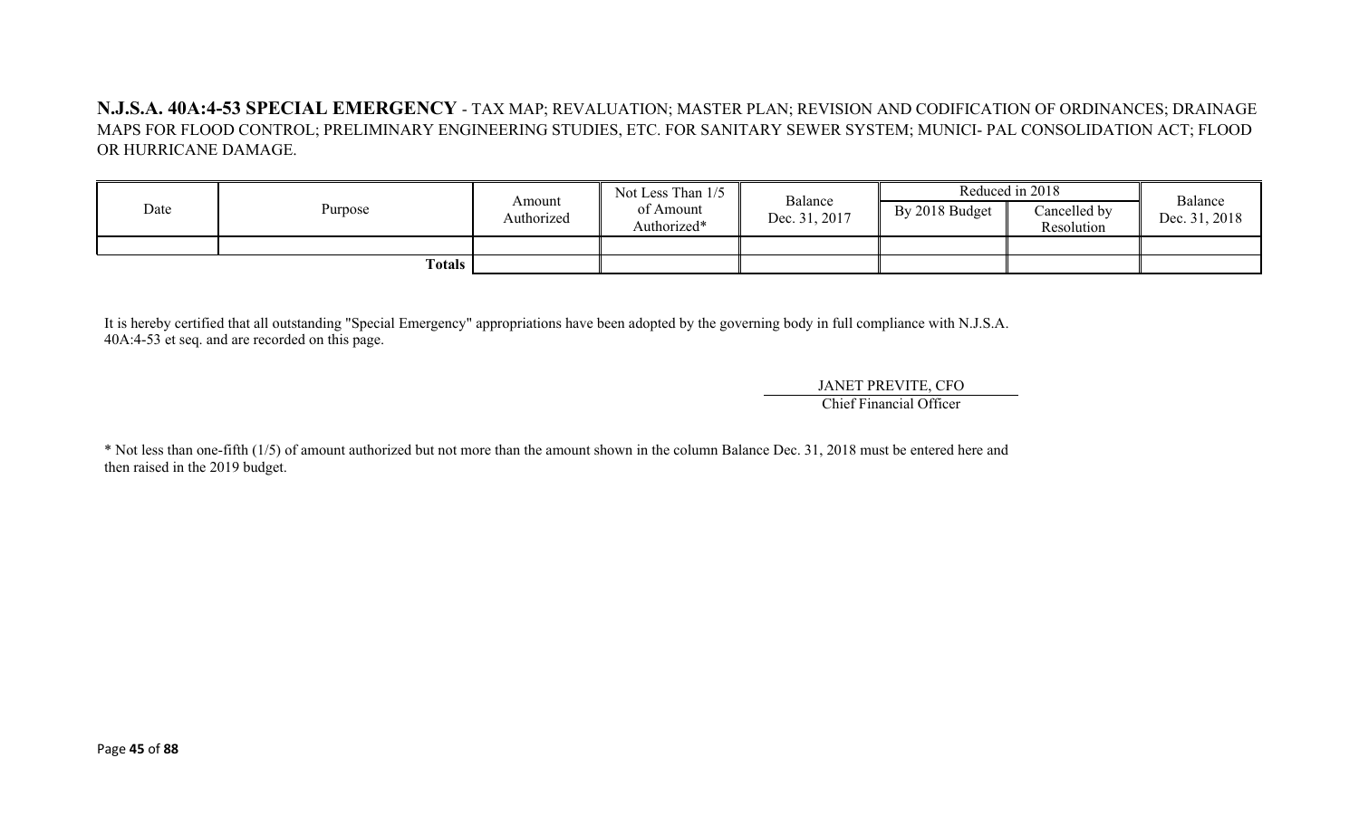**N.J.S.A. 40A:4-53 SPECIAL EMERGENCY** - TAX MAP; REVALUATION; MASTER PLAN; REVISION AND CODIFICATION OF ORDINANCES; DRAINAGE MAPS FOR FLOOD CONTROL; PRELIMINARY ENGINEERING STUDIES, ETC. FOR SANITARY SEWER SYSTEM; MUNICI- PAL CONSOLIDATION ACT; FLOOD OR HURRICANE DAMAGE.

| Date | Purpose | Amount Authorized | Not Less Than 1/5 of Amount Authorized* | Balance Dec. 31, 2017 | Reduced in 2018 | | Balance Dec. 31, 2018 |
|---|---|---|---|---|---|---|---|
| | | | | | By 2018 Budget | Cancelled by Resolution | |
| | | | | | | | |
| | **Totals** | | | | | | |

It is hereby certified that all outstanding "Special Emergency" appropriations have been adopted by the governing body in full compliance with N.J.S.A. 40A:4-53 et seq. and are recorded on this page.

JANET PREVITE, CFO
Chief Financial Officer

* Not less than one-fifth (1/5) of amount authorized but not more than the amount shown in the column Balance Dec. 31, 2018 must be entered here and then raised in the 2019 budget.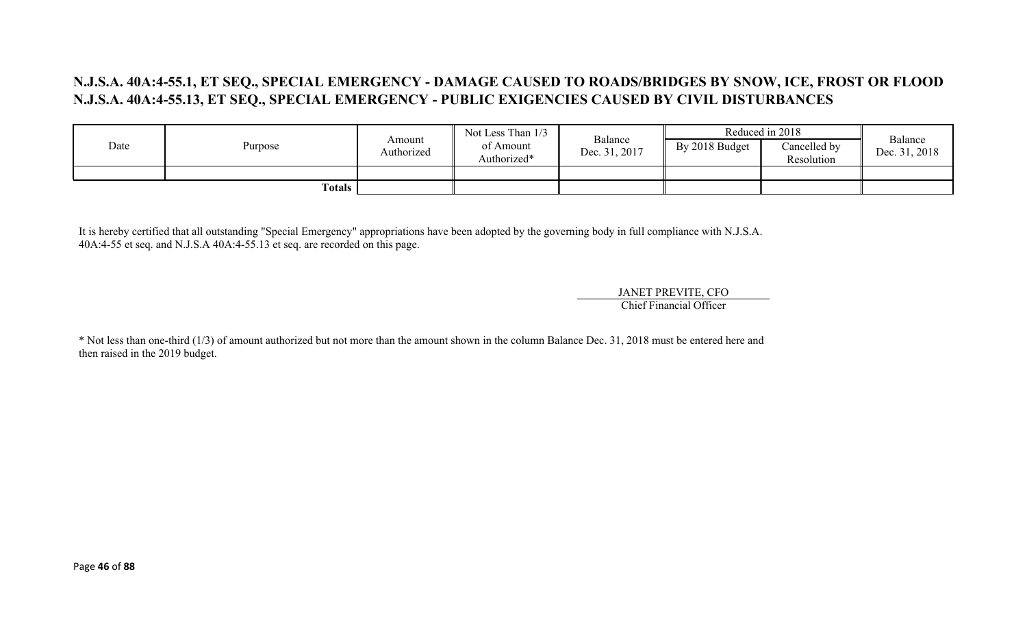## N.J.S.A. 40A:4-55.1, ET SEQ., SPECIAL EMERGENCY - DAMAGE CAUSED TO ROADS/BRIDGES BY SNOW, ICE, FROST OR FLOOD
## N.J.S.A. 40A:4-55.13, ET SEQ., SPECIAL EMERGENCY - PUBLIC EXIGENCIES CAUSED BY CIVIL DISTURBANCES

| Date | Purpose | Amount Authorized | Not Less Than 1/3 of Amount Authorized* | Balance Dec. 31, 2017 | Reduced in 2018 | | Balance Dec. 31, 2018 |
|---|---|---|---|---|---|---|---|
| | | | | | By 2018 Budget | Cancelled by Resolution | |
| | | | | | | | |
| | **Totals** | | | | | | |

It is hereby certified that all outstanding "Special Emergency" appropriations have been adopted by the governing body in full compliance with N.J.S.A. 40A:4-55 et seq. and N.J.S.A 40A:4-55.13 et seq. are recorded on this page.

JANET PREVITE, CFO
Chief Financial Officer

* Not less than one-third (1/3) of amount authorized but not more than the amount shown in the column Balance Dec. 31, 2018 must be entered here and then raised in the 2019 budget.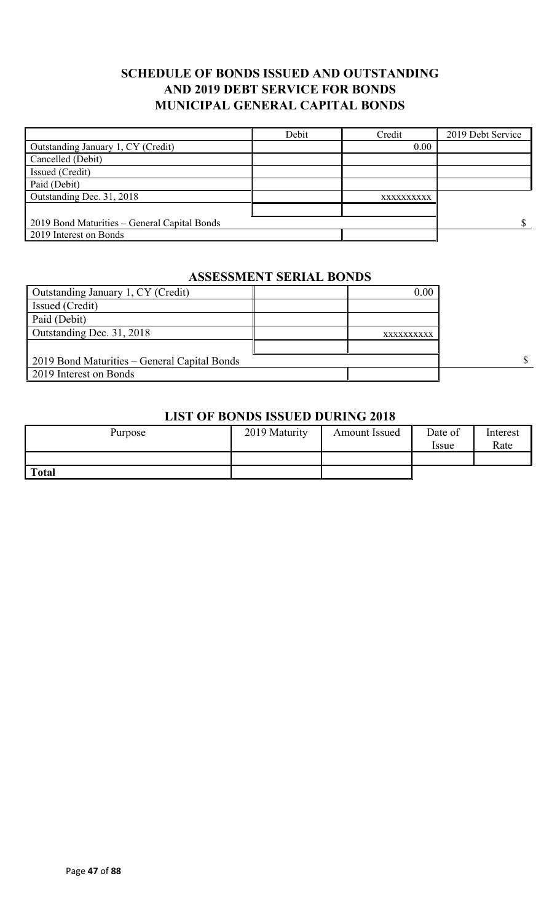## SCHEDULE OF BONDS ISSUED AND OUTSTANDING AND 2019 DEBT SERVICE FOR BONDS MUNICIPAL GENERAL CAPITAL BONDS

| | Debit | Credit | 2019 Debt Service |
|---|---|---|---|
| Outstanding January 1, CY (Credit) | | 0.00 | |
| Cancelled (Debit) | | | |
| Issued (Credit) | | | |
| Paid (Debit) | | | |
| Outstanding Dec. 31, 2018 | | xxxxxxxxxx | |
| | | | |
| 2019 Bond Maturities – General Capital Bonds | | | $ |
| 2019 Interest on Bonds | | | |

### ASSESSMENT SERIAL BONDS

| | | | |
|---|---|---|---|
| Outstanding January 1, CY (Credit) | | 0.00 | |
| Issued (Credit) | | | |
| Paid (Debit) | | | |
| Outstanding Dec. 31, 2018 | | xxxxxxxxxx | |
| | | | |
| 2019 Bond Maturities – General Capital Bonds | | | $ |
| 2019 Interest on Bonds | | | |

### LIST OF BONDS ISSUED DURING 2018

| Purpose | 2019 Maturity | Amount Issued | Date of Issue | Interest Rate |
|---|---|---|---|---|
| | | | | |
| **Total** | | | | |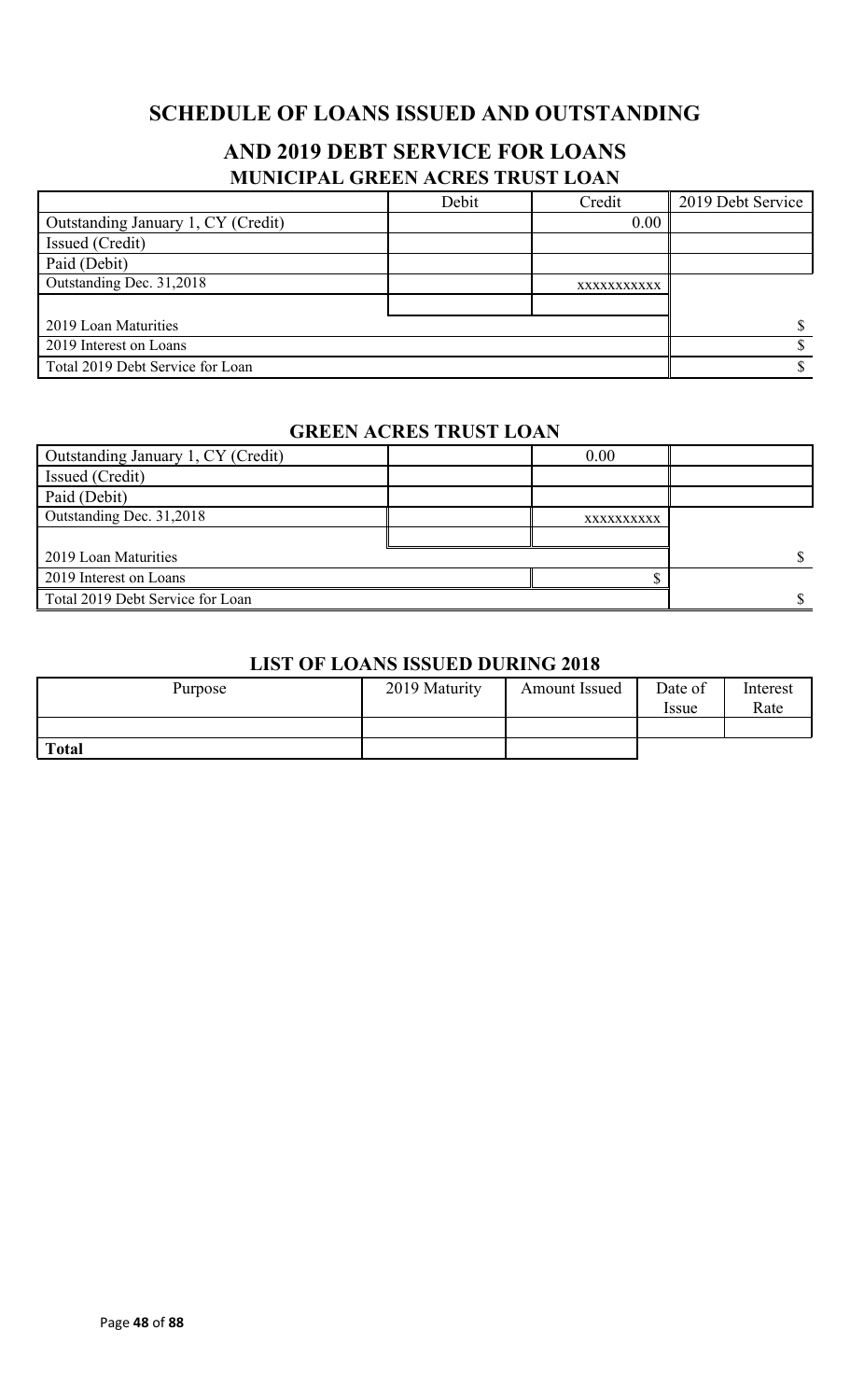## SCHEDULE OF LOANS ISSUED AND OUTSTANDING

## AND 2019 DEBT SERVICE FOR LOANS

### MUNICIPAL GREEN ACRES TRUST LOAN

| | Debit | Credit | 2019 Debt Service |
|---|---|---|---|
| Outstanding January 1, CY (Credit) | | 0.00 | |
| Issued (Credit) | | | |
| Paid (Debit) | | | |
| Outstanding Dec. 31,2018 | | xxxxxxxxxxx | |
| | | | |
| 2019 Loan Maturities | | | $ |
| 2019 Interest on Loans | | | $ |
| Total 2019 Debt Service for Loan | | | $ |

### GREEN ACRES TRUST LOAN

| | | | |
|---|---|---|---|
| Outstanding January 1, CY (Credit) | | 0.00 | |
| Issued (Credit) | | | |
| Paid (Debit) | | | |
| Outstanding Dec. 31,2018 | | xxxxxxxxxx | |
| | | | |
| 2019 Loan Maturities | | | $ |
| 2019 Interest on Loans | | $ | |
| Total 2019 Debt Service for Loan | | | $ |

### LIST OF LOANS ISSUED DURING 2018

| Purpose | 2019 Maturity | Amount Issued | Date of Issue | Interest Rate |
|---|---|---|---|---|
| | | | | |
| **Total** | | | | |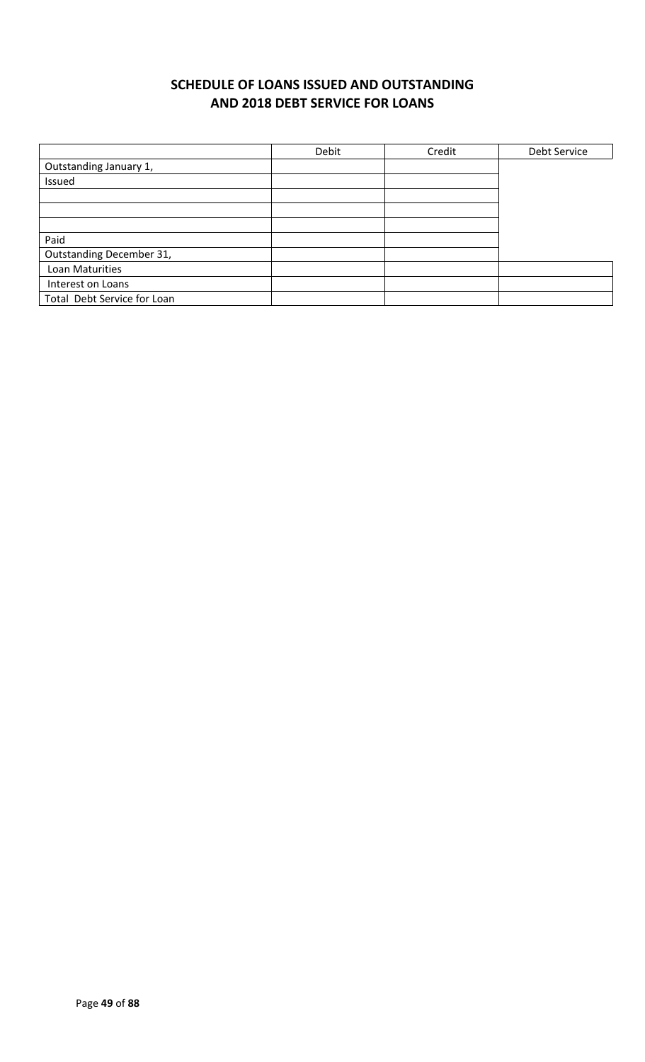## SCHEDULE OF LOANS ISSUED AND OUTSTANDING AND 2018 DEBT SERVICE FOR LOANS

| | Debit | Credit | Debt Service |
|---|---|---|---|
| Outstanding January 1, | | | |
| Issued | | | |
| | | | |
| | | | |
| | | | |
| Paid | | | |
| Outstanding December 31, | | | |
| Loan Maturities | | | |
| Interest on Loans | | | |
| Total Debt Service for Loan | | | |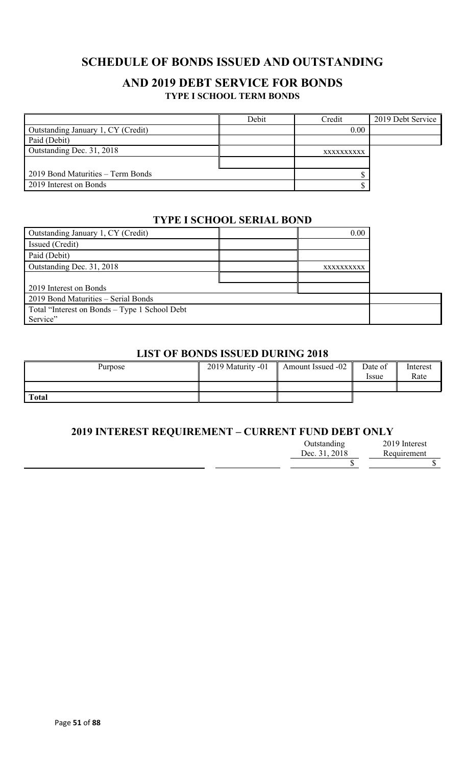# SCHEDULE OF BONDS ISSUED AND OUTSTANDING

## AND 2019 DEBT SERVICE FOR BONDS

### TYPE I SCHOOL TERM BONDS

| | Debit | Credit | 2019 Debt Service |
|---|---|---|---|
| Outstanding January 1, CY (Credit) | | 0.00 | |
| Paid (Debit) | | | |
| Outstanding Dec. 31, 2018 | | XXXXXXXXXX | |
| | | | |
| 2019 Bond Maturities – Term Bonds | | $ | |
| 2019 Interest on Bonds | | $ | |

### TYPE I SCHOOL SERIAL BOND

| | | | |
|---|---|---|---|
| Outstanding January 1, CY (Credit) | | 0.00 | |
| Issued (Credit) | | | |
| Paid (Debit) | | | |
| Outstanding Dec. 31, 2018 | | XXXXXXXXXX | |
| | | | |
| 2019 Interest on Bonds | | | |
| 2019 Bond Maturities – Serial Bonds | | | |
| Total "Interest on Bonds – Type 1 School Debt Service" | | | |

### LIST OF BONDS ISSUED DURING 2018

| Purpose | 2019 Maturity -01 | Amount Issued -02 | Date of Issue | Interest Rate |
|---|---|---|---|---|
| | | | | |
| **Total** | | | | |

### 2019 INTEREST REQUIREMENT – CURRENT FUND DEBT ONLY

| | | Outstanding Dec. 31, 2018 | 2019 Interest Requirement |
|---|---|---|---|
| | | $ | $ |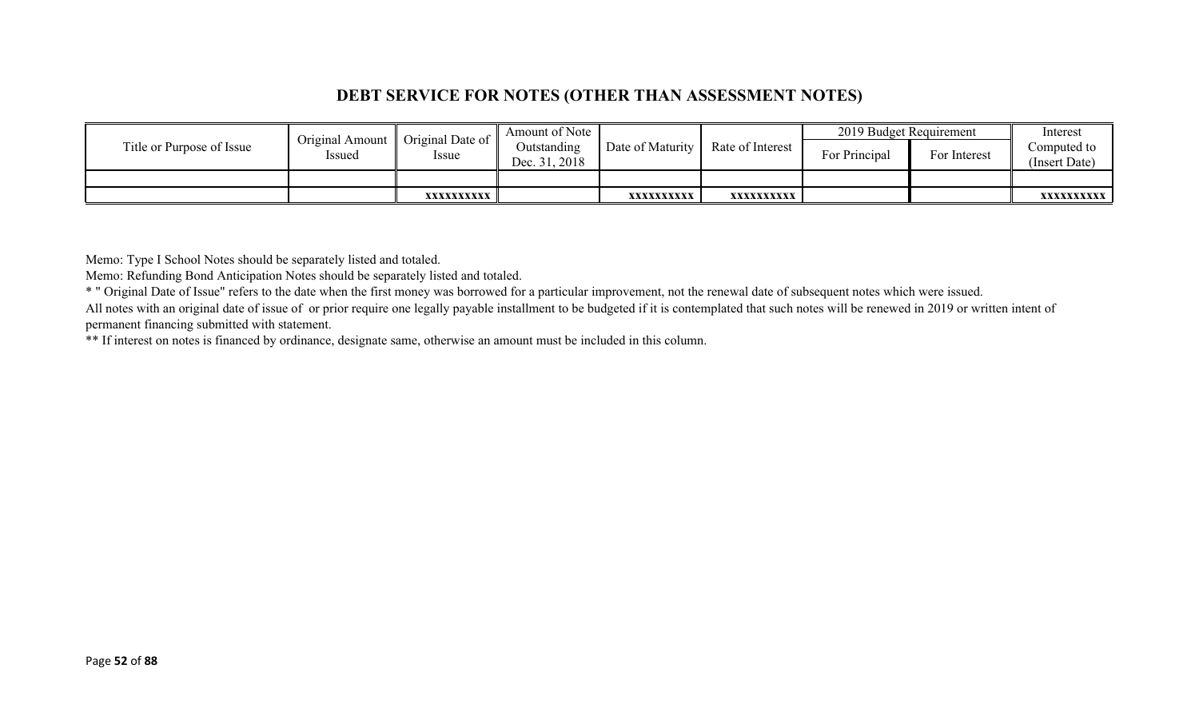## DEBT SERVICE FOR NOTES (OTHER THAN ASSESSMENT NOTES)

| Title or Purpose of Issue | Original Amount Issued | Original Date of Issue | Amount of Note Outstanding Dec. 31, 2018 | Date of Maturity | Rate of Interest | 2019 Budget Requirement | | Interest Computed to (Insert Date) |
|---|---|---|---|---|---|---|---|---|
| | | | | | | For Principal | For Interest | |
| | | | | | | | | |
| | | xxxxxxxxxx | | xxxxxxxxxx | xxxxxxxxxx | | | xxxxxxxxxx |

Memo: Type I School Notes should be separately listed and totaled.

Memo: Refunding Bond Anticipation Notes should be separately listed and totaled.

* " Original Date of Issue" refers to the date when the first money was borrowed for a particular improvement, not the renewal date of subsequent notes which were issued.

All notes with an original date of issue of or prior require one legally payable installment to be budgeted if it is contemplated that such notes will be renewed in 2019 or written intent of permanent financing submitted with statement.

** If interest on notes is financed by ordinance, designate same, otherwise an amount must be included in this column.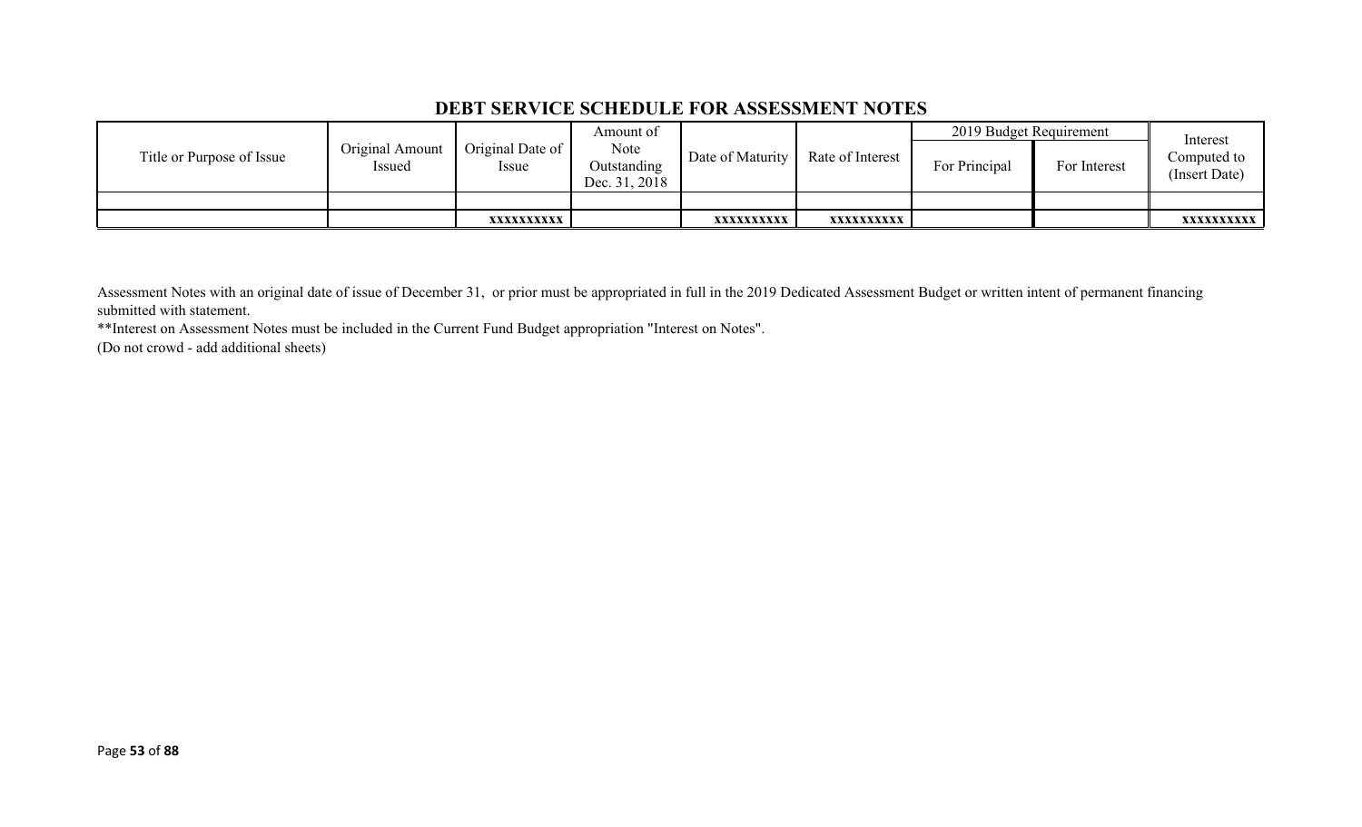## DEBT SERVICE SCHEDULE FOR ASSESSMENT NOTES

| Title or Purpose of Issue | Original Amount Issued | Original Date of Issue | Amount of Note Outstanding Dec. 31, 2018 | Date of Maturity | Rate of Interest | 2019 Budget Requirement | | Interest Computed to (Insert Date) |
|---|---|---|---|---|---|---|---|---|
| | | | | | | For Principal | For Interest | |
| | | | | | | | | |
| | | xxxxxxxxxx | | xxxxxxxxxx | xxxxxxxxxx | | | xxxxxxxxxx |

Assessment Notes with an original date of issue of December 31, or prior must be appropriated in full in the 2019 Dedicated Assessment Budget or written intent of permanent financing submitted with statement.

**Interest on Assessment Notes must be included in the Current Fund Budget appropriation "Interest on Notes".

(Do not crowd - add additional sheets)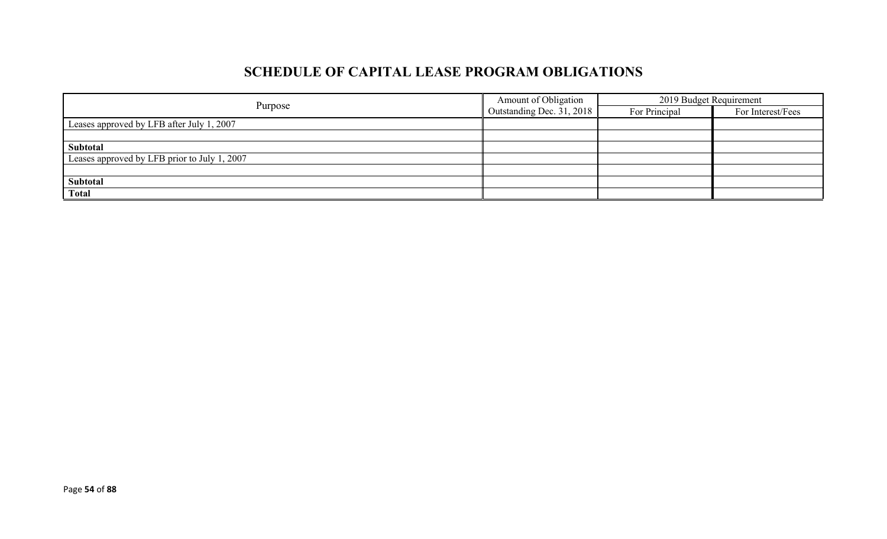# SCHEDULE OF CAPITAL LEASE PROGRAM OBLIGATIONS

| Purpose | Amount of Obligation Outstanding Dec. 31, 2018 | 2019 Budget Requirement | |
|---|---|---|---|
| | | For Principal | For Interest/Fees |
| Leases approved by LFB after July 1, 2007 | | | |
| | | | |
| **Subtotal** | | | |
| Leases approved by LFB prior to July 1, 2007 | | | |
| | | | |
| **Subtotal** | | | |
| **Total** | | | |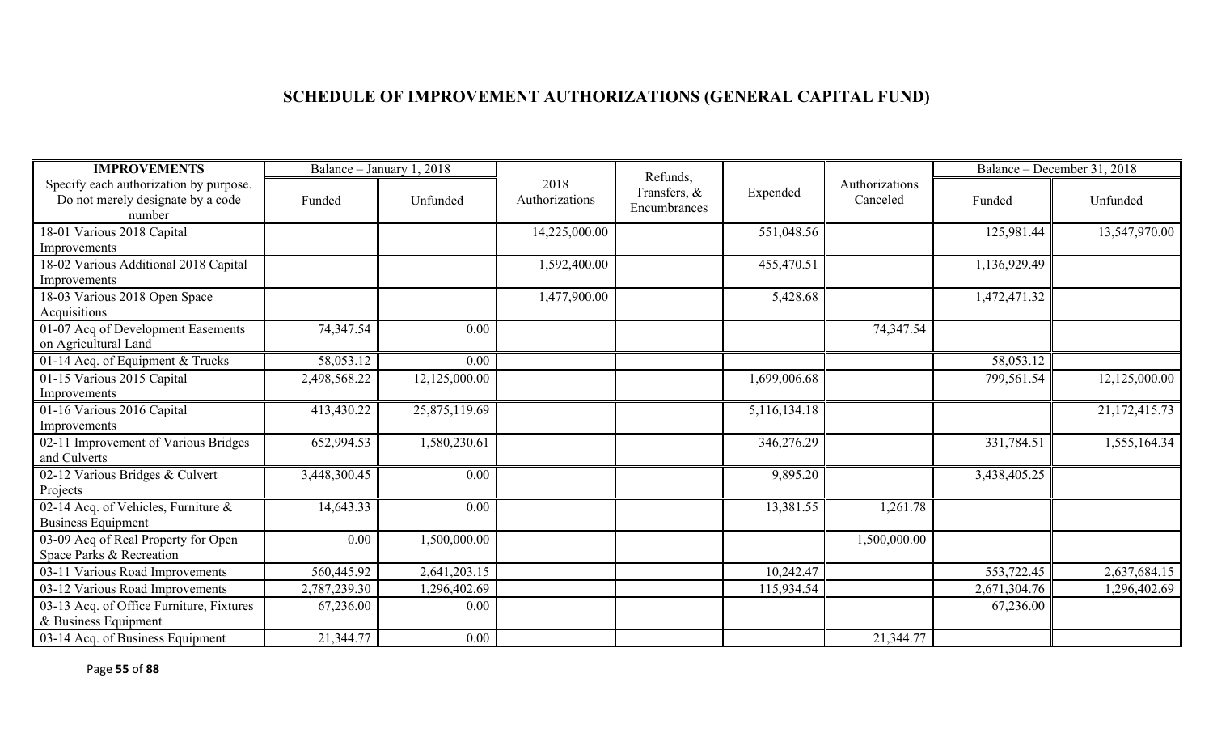## SCHEDULE OF IMPROVEMENT AUTHORIZATIONS (GENERAL CAPITAL FUND)

| IMPROVEMENTS | Balance – January 1, 2018 | | 2018 Authorizations | Refunds, Transfers, & Encumbrances | Expended | Authorizations Canceled | Balance – December 31, 2018 | |
|---|---|---|---|---|---|---|---|---|
| Specify each authorization by purpose. Do not merely designate by a code number | Funded | Unfunded | | | | | Funded | Unfunded |
| 18-01 Various 2018 Capital Improvements | | | 14,225,000.00 | | 551,048.56 | | 125,981.44 | 13,547,970.00 |
| 18-02 Various Additional 2018 Capital Improvements | | | 1,592,400.00 | | 455,470.51 | | 1,136,929.49 | |
| 18-03 Various 2018 Open Space Acquisitions | | | 1,477,900.00 | | 5,428.68 | | 1,472,471.32 | |
| 01-07 Acq of Development Easements on Agricultural Land | 74,347.54 | 0.00 | | | | 74,347.54 | | |
| 01-14 Acq. of Equipment & Trucks | 58,053.12 | 0.00 | | | | | 58,053.12 | |
| 01-15 Various 2015 Capital Improvements | 2,498,568.22 | 12,125,000.00 | | | 1,699,006.68 | | 799,561.54 | 12,125,000.00 |
| 01-16 Various 2016 Capital Improvements | 413,430.22 | 25,875,119.69 | | | 5,116,134.18 | | | 21,172,415.73 |
| 02-11 Improvement of Various Bridges and Culverts | 652,994.53 | 1,580,230.61 | | | 346,276.29 | | 331,784.51 | 1,555,164.34 |
| 02-12 Various Bridges & Culvert Projects | 3,448,300.45 | 0.00 | | | 9,895.20 | | 3,438,405.25 | |
| 02-14 Acq. of Vehicles, Furniture & Business Equipment | 14,643.33 | 0.00 | | | 13,381.55 | 1,261.78 | | |
| 03-09 Acq of Real Property for Open Space Parks & Recreation | 0.00 | 1,500,000.00 | | | | 1,500,000.00 | | |
| 03-11 Various Road Improvements | 560,445.92 | 2,641,203.15 | | | 10,242.47 | | 553,722.45 | 2,637,684.15 |
| 03-12 Various Road Improvements | 2,787,239.30 | 1,296,402.69 | | | 115,934.54 | | 2,671,304.76 | 1,296,402.69 |
| 03-13 Acq. of Office Furniture, Fixtures & Business Equipment | 67,236.00 | 0.00 | | | | | 67,236.00 | |
| 03-14 Acq. of Business Equipment | 21,344.77 | 0.00 | | | | 21,344.77 | | |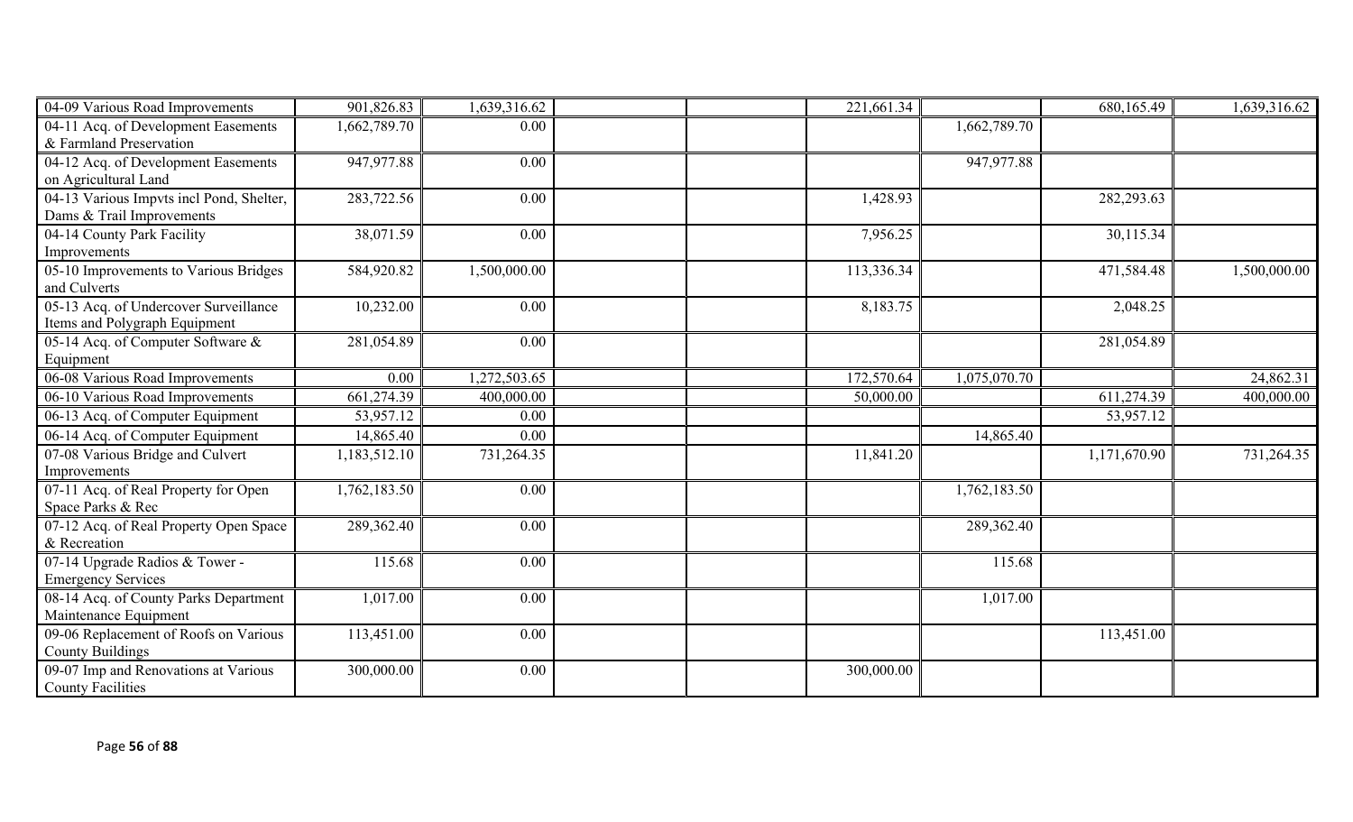| | | | | | | | | |
|---|---|---|---|---|---|---|---|---|
| 04-09 Various Road Improvements | 901,826.83 | 1,639,316.62 | | | 221,661.34 | | 680,165.49 | 1,639,316.62 |
| 04-11 Acq. of Development Easements & Farmland Preservation | 1,662,789.70 | 0.00 | | | | 1,662,789.70 | | |
| 04-12 Acq. of Development Easements on Agricultural Land | 947,977.88 | 0.00 | | | | 947,977.88 | | |
| 04-13 Various Impvts incl Pond, Shelter, Dams & Trail Improvements | 283,722.56 | 0.00 | | | 1,428.93 | | 282,293.63 | |
| 04-14 County Park Facility Improvements | 38,071.59 | 0.00 | | | 7,956.25 | | 30,115.34 | |
| 05-10 Improvements to Various Bridges and Culverts | 584,920.82 | 1,500,000.00 | | | 113,336.34 | | 471,584.48 | 1,500,000.00 |
| 05-13 Acq. of Undercover Surveillance Items and Polygraph Equipment | 10,232.00 | 0.00 | | | 8,183.75 | | 2,048.25 | |
| 05-14 Acq. of Computer Software & Equipment | 281,054.89 | 0.00 | | | | | 281,054.89 | |
| 06-08 Various Road Improvements | 0.00 | 1,272,503.65 | | | 172,570.64 | 1,075,070.70 | | 24,862.31 |
| 06-10 Various Road Improvements | 661,274.39 | 400,000.00 | | | 50,000.00 | | 611,274.39 | 400,000.00 |
| 06-13 Acq. of Computer Equipment | 53,957.12 | 0.00 | | | | | 53,957.12 | |
| 06-14 Acq. of Computer Equipment | 14,865.40 | 0.00 | | | | 14,865.40 | | |
| 07-08 Various Bridge and Culvert Improvements | 1,183,512.10 | 731,264.35 | | | 11,841.20 | | 1,171,670.90 | 731,264.35 |
| 07-11 Acq. of Real Property for Open Space Parks & Rec | 1,762,183.50 | 0.00 | | | | 1,762,183.50 | | |
| 07-12 Acq. of Real Property Open Space & Recreation | 289,362.40 | 0.00 | | | | 289,362.40 | | |
| 07-14 Upgrade Radios & Tower - Emergency Services | 115.68 | 0.00 | | | | 115.68 | | |
| 08-14 Acq. of County Parks Department Maintenance Equipment | 1,017.00 | 0.00 | | | | 1,017.00 | | |
| 09-06 Replacement of Roofs on Various County Buildings | 113,451.00 | 0.00 | | | | | 113,451.00 | |
| 09-07 Imp and Renovations at Various County Facilities | 300,000.00 | 0.00 | | | 300,000.00 | | | |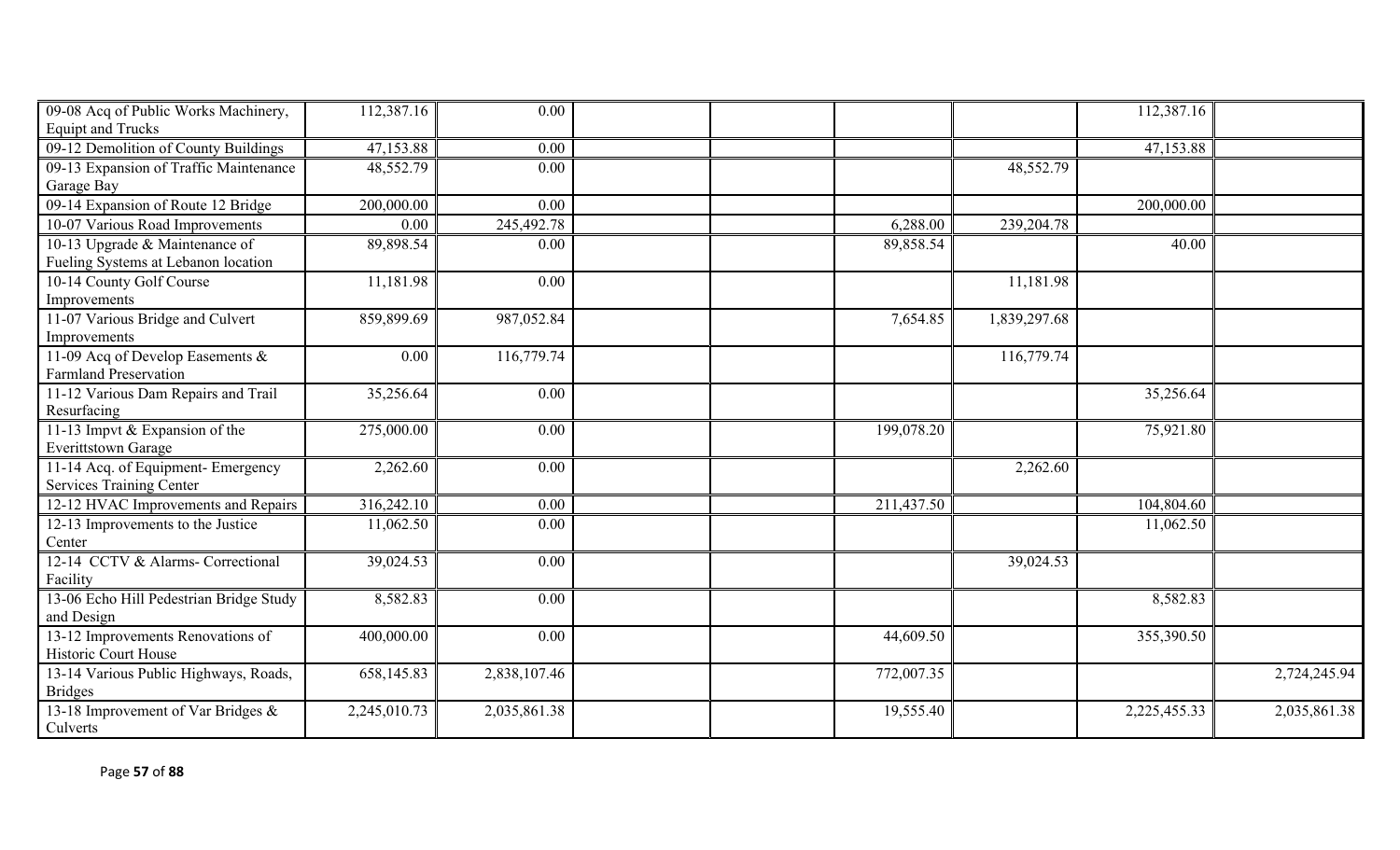| | | | | | | | | |
|---|---|---|---|---|---|---|---|---|
| 09-08 Acq of Public Works Machinery, Equipt and Trucks | 112,387.16 | 0.00 | | | | | 112,387.16 | |
| 09-12 Demolition of County Buildings | 47,153.88 | 0.00 | | | | | 47,153.88 | |
| 09-13 Expansion of Traffic Maintenance Garage Bay | 48,552.79 | 0.00 | | | | 48,552.79 | | |
| 09-14 Expansion of Route 12 Bridge | 200,000.00 | 0.00 | | | | | 200,000.00 | |
| 10-07 Various Road Improvements | 0.00 | 245,492.78 | | | 6,288.00 | 239,204.78 | | |
| 10-13 Upgrade & Maintenance of Fueling Systems at Lebanon location | 89,898.54 | 0.00 | | | 89,858.54 | | 40.00 | |
| 10-14 County Golf Course Improvements | 11,181.98 | 0.00 | | | | 11,181.98 | | |
| 11-07 Various Bridge and Culvert Improvements | 859,899.69 | 987,052.84 | | | 7,654.85 | 1,839,297.68 | | |
| 11-09 Acq of Develop Easements & Farmland Preservation | 0.00 | 116,779.74 | | | | 116,779.74 | | |
| 11-12 Various Dam Repairs and Trail Resurfacing | 35,256.64 | 0.00 | | | | | 35,256.64 | |
| 11-13 Impvt & Expansion of the Everittstown Garage | 275,000.00 | 0.00 | | | 199,078.20 | | 75,921.80 | |
| 11-14 Acq. of Equipment- Emergency Services Training Center | 2,262.60 | 0.00 | | | | 2,262.60 | | |
| 12-12 HVAC Improvements and Repairs | 316,242.10 | 0.00 | | | 211,437.50 | | 104,804.60 | |
| 12-13 Improvements to the Justice Center | 11,062.50 | 0.00 | | | | | 11,062.50 | |
| 12-14 CCTV & Alarms- Correctional Facility | 39,024.53 | 0.00 | | | | 39,024.53 | | |
| 13-06 Echo Hill Pedestrian Bridge Study and Design | 8,582.83 | 0.00 | | | | | 8,582.83 | |
| 13-12 Improvements Renovations of Historic Court House | 400,000.00 | 0.00 | | | 44,609.50 | | 355,390.50 | |
| 13-14 Various Public Highways, Roads, Bridges | 658,145.83 | 2,838,107.46 | | | 772,007.35 | | | 2,724,245.94 |
| 13-18 Improvement of Var Bridges & Culverts | 2,245,010.73 | 2,035,861.38 | | | 19,555.40 | | 2,225,455.33 | 2,035,861.38 |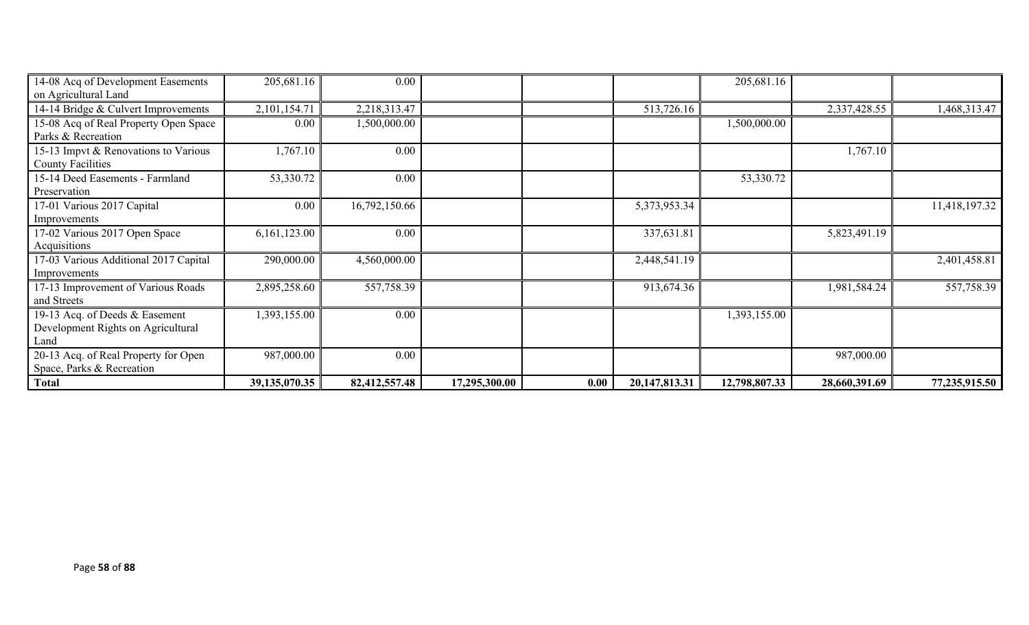| | | | | | | | | |
|---|---|---|---|---|---|---|---|---|
| 14-08 Acq of Development Easements on Agricultural Land | 205,681.16 | 0.00 | | | | 205,681.16 | | |
| 14-14 Bridge & Culvert Improvements | 2,101,154.71 | 2,218,313.47 | | | 513,726.16 | | 2,337,428.55 | 1,468,313.47 |
| 15-08 Acq of Real Property Open Space Parks & Recreation | 0.00 | 1,500,000.00 | | | | 1,500,000.00 | | |
| 15-13 Impvt & Renovations to Various County Facilities | 1,767.10 | 0.00 | | | | | 1,767.10 | |
| 15-14 Deed Easements - Farmland Preservation | 53,330.72 | 0.00 | | | | 53,330.72 | | |
| 17-01 Various 2017 Capital Improvements | 0.00 | 16,792,150.66 | | | 5,373,953.34 | | | 11,418,197.32 |
| 17-02 Various 2017 Open Space Acquisitions | 6,161,123.00 | 0.00 | | | 337,631.81 | | 5,823,491.19 | |
| 17-03 Various Additional 2017 Capital Improvements | 290,000.00 | 4,560,000.00 | | | 2,448,541.19 | | | 2,401,458.81 |
| 17-13 Improvement of Various Roads and Streets | 2,895,258.60 | 557,758.39 | | | 913,674.36 | | 1,981,584.24 | 557,758.39 |
| 19-13 Acq. of Deeds & Easement Development Rights on Agricultural Land | 1,393,155.00 | 0.00 | | | | 1,393,155.00 | | |
| 20-13 Acq. of Real Property for Open Space, Parks & Recreation | 987,000.00 | 0.00 | | | | | 987,000.00 | |
| **Total** | **39,135,070.35** | **82,412,557.48** | **17,295,300.00** | **0.00** | **20,147,813.31** | **12,798,807.33** | **28,660,391.69** | **77,235,915.50** |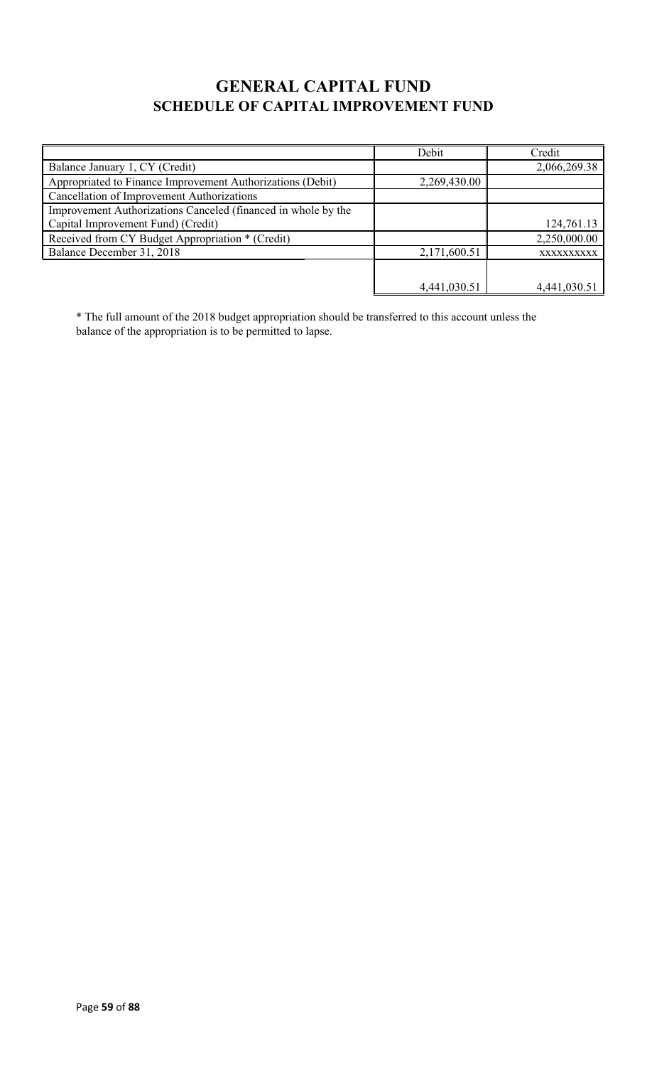# GENERAL CAPITAL FUND

## SCHEDULE OF CAPITAL IMPROVEMENT FUND

| | Debit | Credit |
|---|---|---|
| Balance January 1, CY (Credit) | | 2,066,269.38 |
| Appropriated to Finance Improvement Authorizations (Debit) | 2,269,430.00 | |
| Cancellation of Improvement Authorizations | | |
| Improvement Authorizations Canceled (financed in whole by the Capital Improvement Fund) (Credit) | | 124,761.13 |
| Received from CY Budget Appropriation * (Credit) | | 2,250,000.00 |
| Balance December 31, 2018 | 2,171,600.51 | xxxxxxxxxx |
| | 4,441,030.51 | 4,441,030.51 |

* The full amount of the 2018 budget appropriation should be transferred to this account unless the balance of the appropriation is to be permitted to lapse.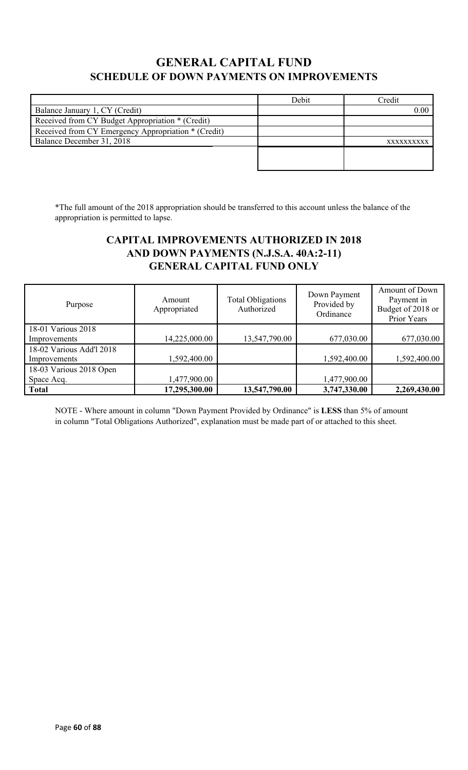# GENERAL CAPITAL FUND

## SCHEDULE OF DOWN PAYMENTS ON IMPROVEMENTS

| | Debit | Credit |
|---|---|---|
| Balance January 1, CY (Credit) | | 0.00 |
| Received from CY Budget Appropriation * (Credit) | | |
| Received from CY Emergency Appropriation * (Credit) | | |
| Balance December 31, 2018 | | xxxxxxxxxx |
| | | |

*The full amount of the 2018 appropriation should be transferred to this account unless the balance of the appropriation is permitted to lapse.

## CAPITAL IMPROVEMENTS AUTHORIZED IN 2018 AND DOWN PAYMENTS (N.J.S.A. 40A:2-11) GENERAL CAPITAL FUND ONLY

| Purpose | Amount Appropriated | Total Obligations Authorized | Down Payment Provided by Ordinance | Amount of Down Payment in Budget of 2018 or Prior Years |
|---|---|---|---|---|
| 18-01 Various 2018 Improvements | 14,225,000.00 | 13,547,790.00 | 677,030.00 | 677,030.00 |
| 18-02 Various Add'l 2018 Improvements | 1,592,400.00 | | 1,592,400.00 | 1,592,400.00 |
| 18-03 Various 2018 Open Space Acq. | 1,477,900.00 | | 1,477,900.00 | |
| **Total** | **17,295,300.00** | **13,547,790.00** | **3,747,330.00** | **2,269,430.00** |

NOTE - Where amount in column "Down Payment Provided by Ordinance" is **LESS** than 5% of amount in column "Total Obligations Authorized", explanation must be made part of or attached to this sheet.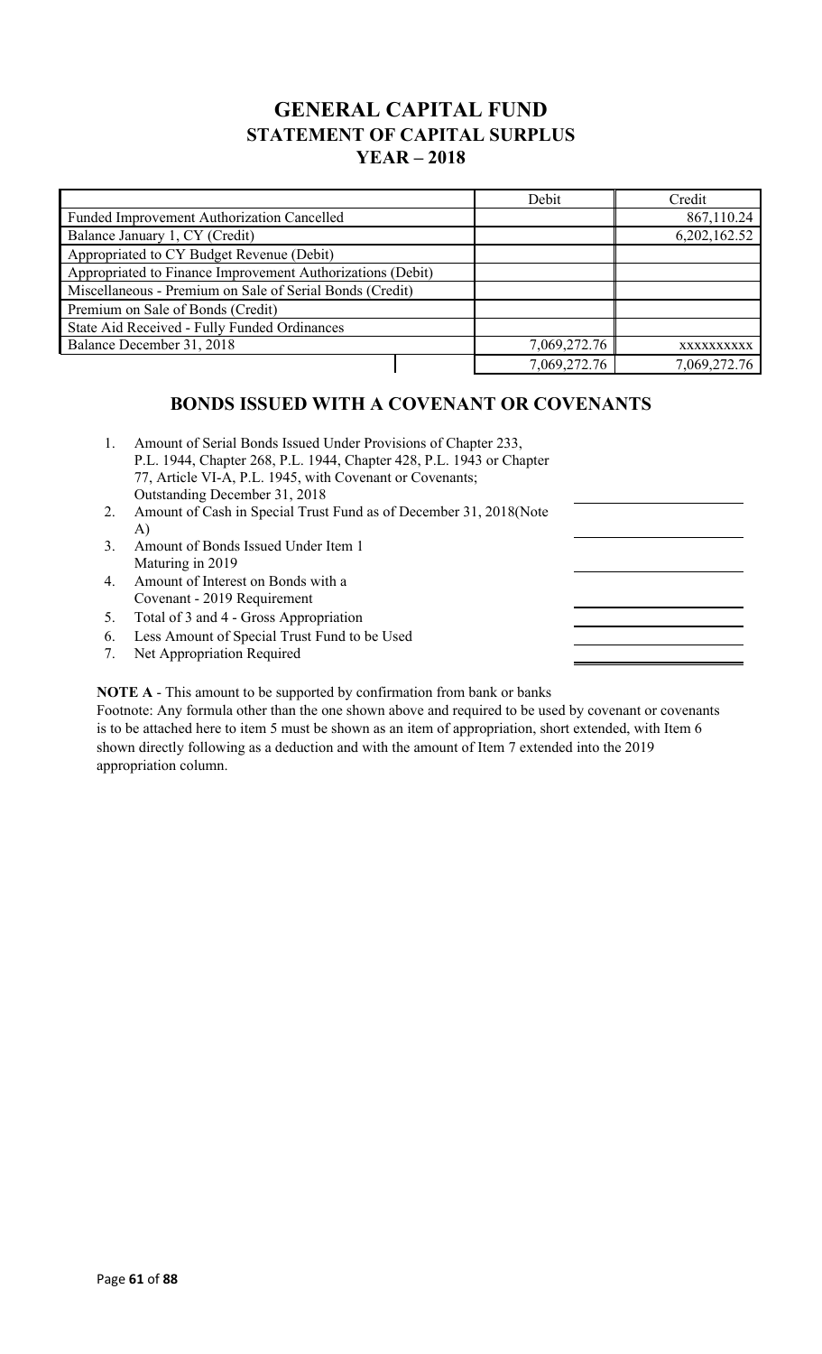# GENERAL CAPITAL FUND
## STATEMENT OF CAPITAL SURPLUS
## YEAR – 2018

| | Debit | Credit |
|---|---|---|
| Funded Improvement Authorization Cancelled | | 867,110.24 |
| Balance January 1, CY (Credit) | | 6,202,162.52 |
| Appropriated to CY Budget Revenue (Debit) | | |
| Appropriated to Finance Improvement Authorizations (Debit) | | |
| Miscellaneous - Premium on Sale of Serial Bonds (Credit) | | |
| Premium on Sale of Bonds (Credit) | | |
| State Aid Received - Fully Funded Ordinances | | |
| Balance December 31, 2018 | 7,069,272.76 | xxxxxxxxxx |
| | 7,069,272.76 | 7,069,272.76 |

## BONDS ISSUED WITH A COVENANT OR COVENANTS

1. Amount of Serial Bonds Issued Under Provisions of Chapter 233, P.L. 1944, Chapter 268, P.L. 1944, Chapter 428, P.L. 1943 or Chapter 77, Article VI-A, P.L. 1945, with Covenant or Covenants; Outstanding December 31, 2018
2. Amount of Cash in Special Trust Fund as of December 31, 2018(Note A)
3. Amount of Bonds Issued Under Item 1 Maturing in 2019
4. Amount of Interest on Bonds with a Covenant - 2019 Requirement
5. Total of 3 and 4 - Gross Appropriation
6. Less Amount of Special Trust Fund to be Used
7. Net Appropriation Required

**NOTE A** - This amount to be supported by confirmation from bank or banks

Footnote: Any formula other than the one shown above and required to be used by covenant or covenants is to be attached here to item 5 must be shown as an item of appropriation, short extended, with Item 6 shown directly following as a deduction and with the amount of Item 7 extended into the 2019 appropriation column.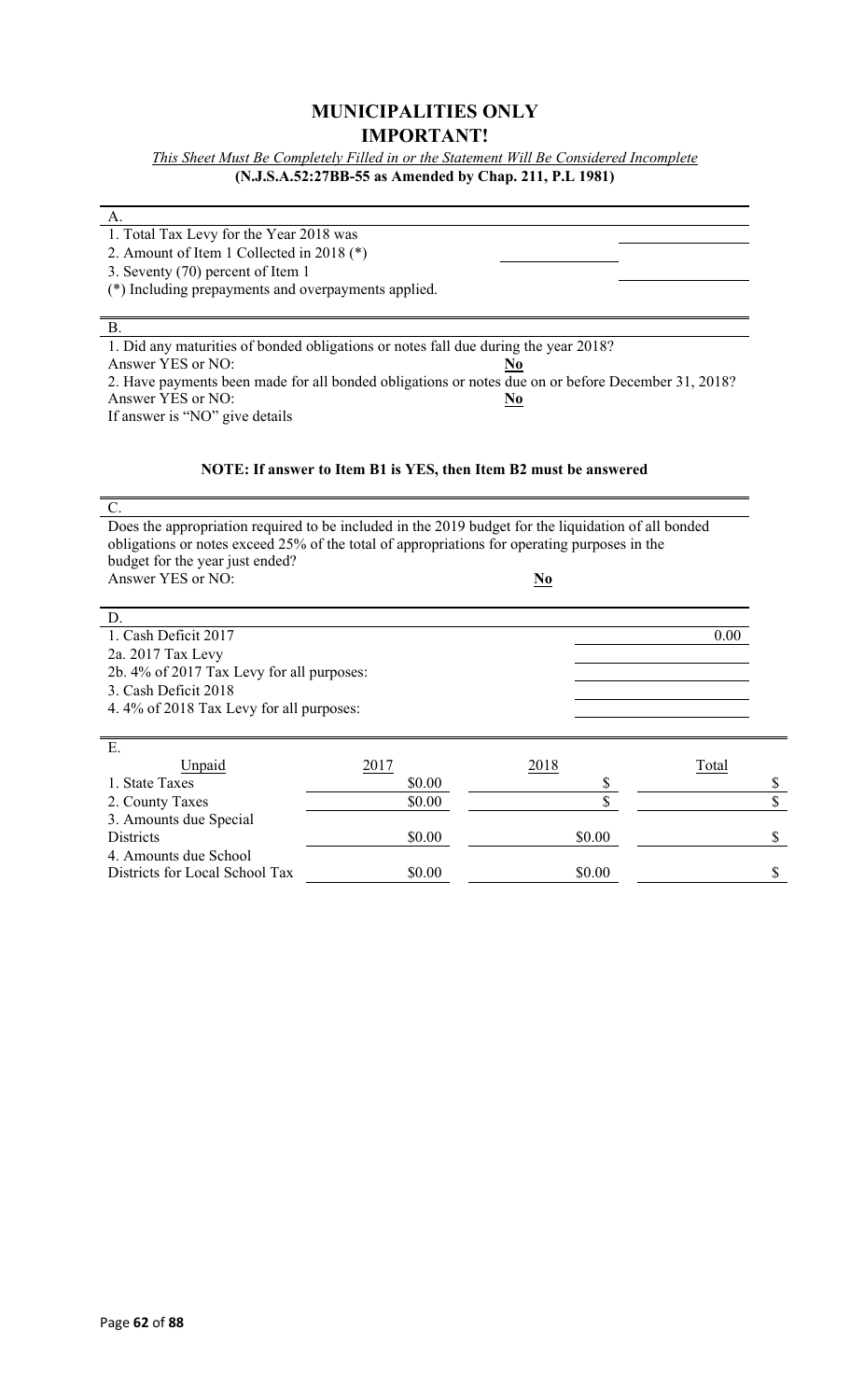# MUNICIPALITIES ONLY

# IMPORTANT!

*This Sheet Must Be Completely Filled in or the Statement Will Be Considered Incomplete*

**(N.J.S.A.52:27BB-55 as Amended by Chap. 211, P.L 1981)**

A.

1. Total Tax Levy for the Year 2018 was
2. Amount of Item 1 Collected in 2018 (*)
3. Seventy (70) percent of Item 1

(*) Including prepayments and overpayments applied.

B.

1. Did any maturities of bonded obligations or notes fall due during the year 2018?
   Answer YES or NO: **No**
2. Have payments been made for all bonded obligations or notes due on or before December 31, 2018?
   Answer YES or NO: **No**

If answer is "NO" give details

**NOTE: If answer to Item B1 is YES, then Item B2 must be answered**

C.

Does the appropriation required to be included in the 2019 budget for the liquidation of all bonded obligations or notes exceed 25% of the total of appropriations for operating purposes in the budget for the year just ended?

Answer YES or NO: **No**

D.

| | |
|---|---|
| 1. Cash Deficit 2017 | 0.00 |
| 2a. 2017 Tax Levy | |
| 2b. 4% of 2017 Tax Levy for all purposes: | |
| 3. Cash Deficit 2018 | |
| 4. 4% of 2018 Tax Levy for all purposes: | |

E.

| Unpaid | 2017 | 2018 | Total |
|---|---|---|---|
| 1. State Taxes | $0.00 | $ | $ |
| 2. County Taxes | $0.00 | $ | $ |
| 3. Amounts due Special Districts | $0.00 | $0.00 | $ |
| 4. Amounts due School Districts for Local School Tax | $0.00 | $0.00 | $ |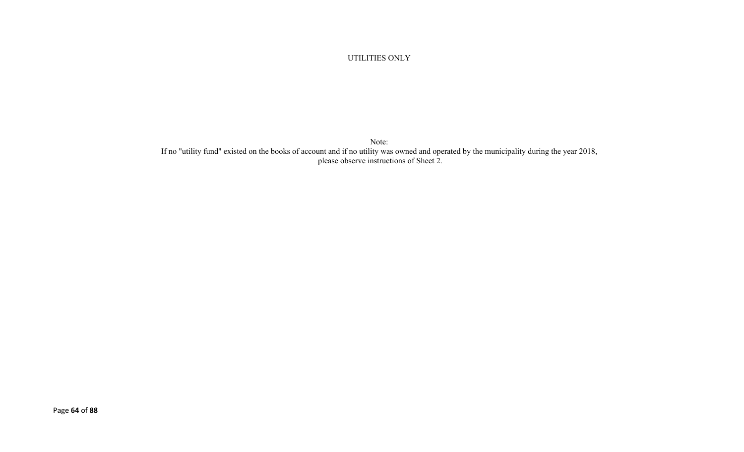UTILITIES ONLY

Note:
If no "utility fund" existed on the books of account and if no utility was owned and operated by the municipality during the year 2018, please observe instructions of Sheet 2.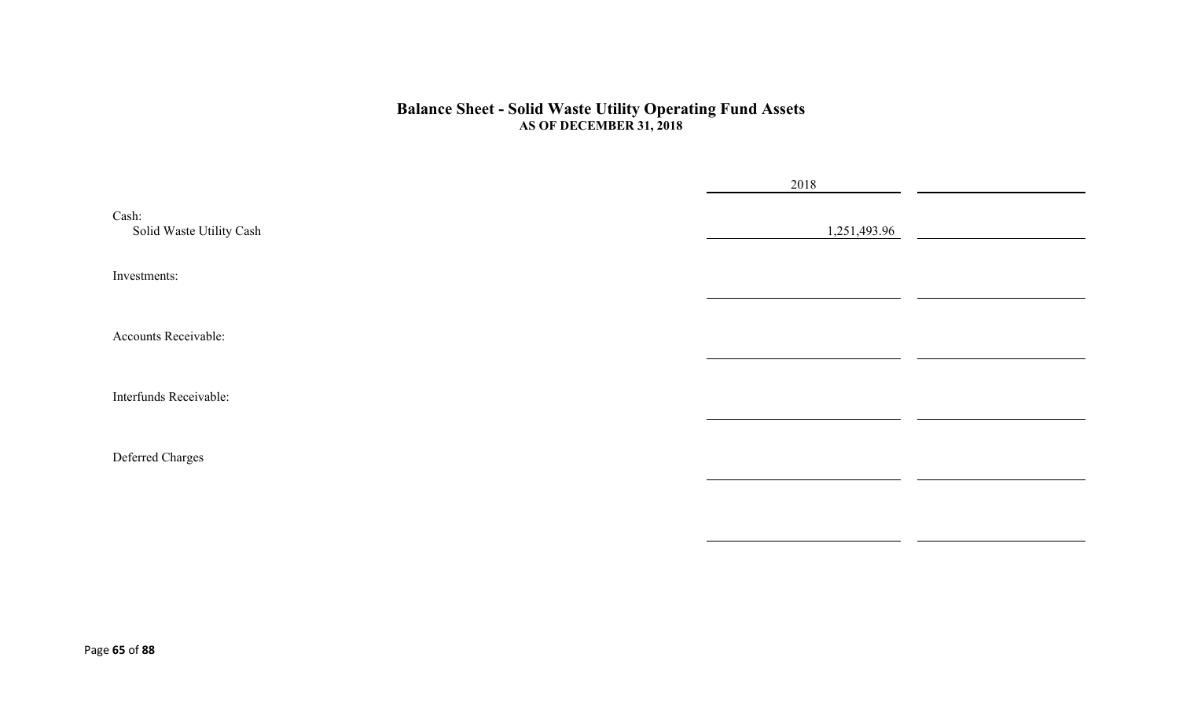# Balance Sheet - Solid Waste Utility Operating Fund Assets

**AS OF DECEMBER 31, 2018**

| | 2018 | |
|---|---|---|
| Cash: | | |
| Solid Waste Utility Cash | 1,251,493.96 | |
| Investments: | | |
| | | |
| Accounts Receivable: | | |
| | | |
| Interfunds Receivable: | | |
| | | |
| Deferred Charges | | |
| | | |
| | | |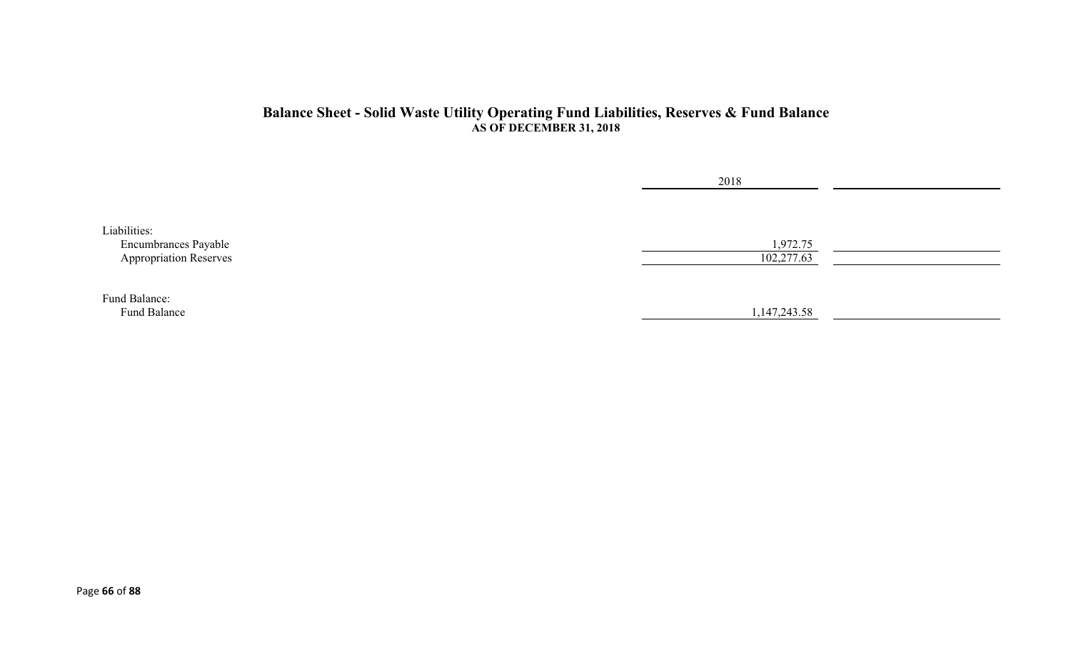## Balance Sheet - Solid Waste Utility Operating Fund Liabilities, Reserves & Fund Balance

**AS OF DECEMBER 31, 2018**

| | 2018 | |
|---|---|---|
| Liabilities: | | |
| Encumbrances Payable | 1,972.75 | |
| Appropriation Reserves | 102,277.63 | |
| Fund Balance: | | |
| Fund Balance | 1,147,243.58 | |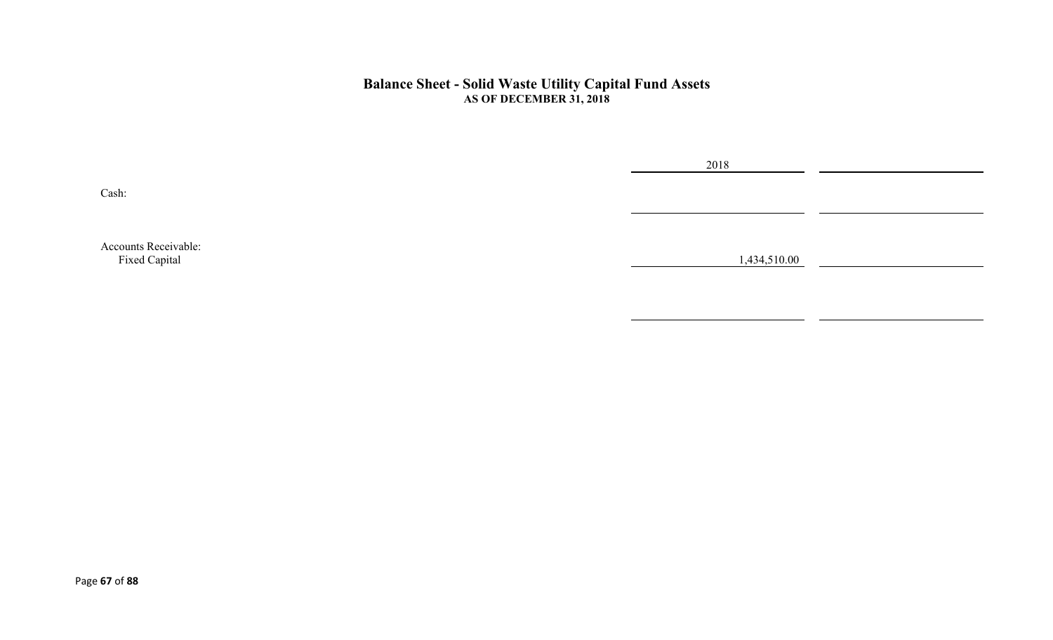## Balance Sheet - Solid Waste Utility Capital Fund Assets

**AS OF DECEMBER 31, 2018**

| | 2018 | |
|---|---|---|
| Cash: | | |
| | | |
| Accounts Receivable: | | |
| Fixed Capital | 1,434,510.00 | |
| | | |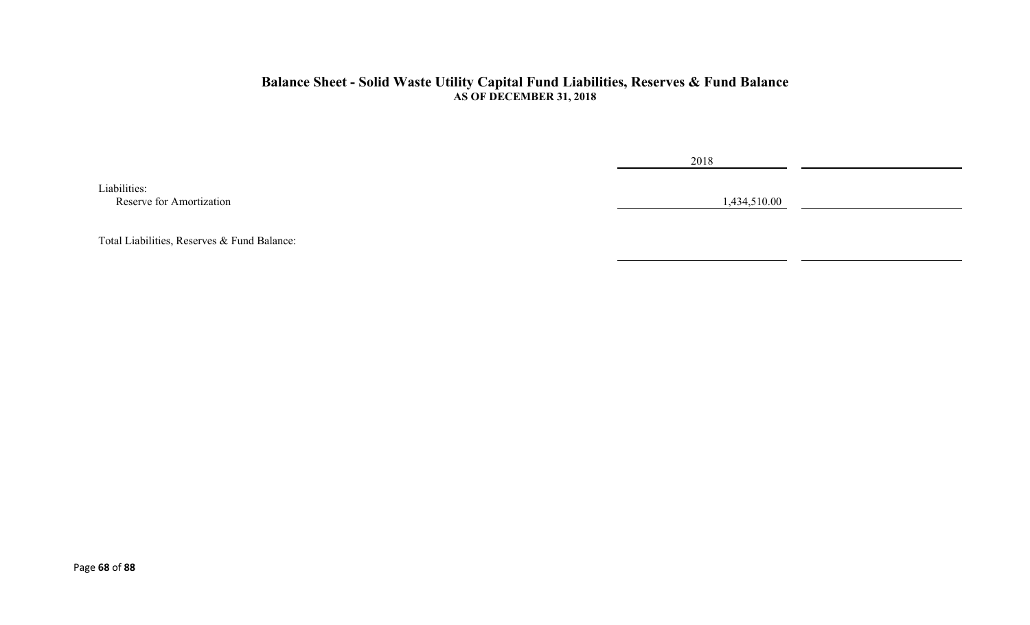## Balance Sheet - Solid Waste Utility Capital Fund Liabilities, Reserves & Fund Balance

**AS OF DECEMBER 31, 2018**

| | 2018 | |
|---|---|---|
| Liabilities: | | |
| Reserve for Amortization | 1,434,510.00 | |
| Total Liabilities, Reserves & Fund Balance: | | |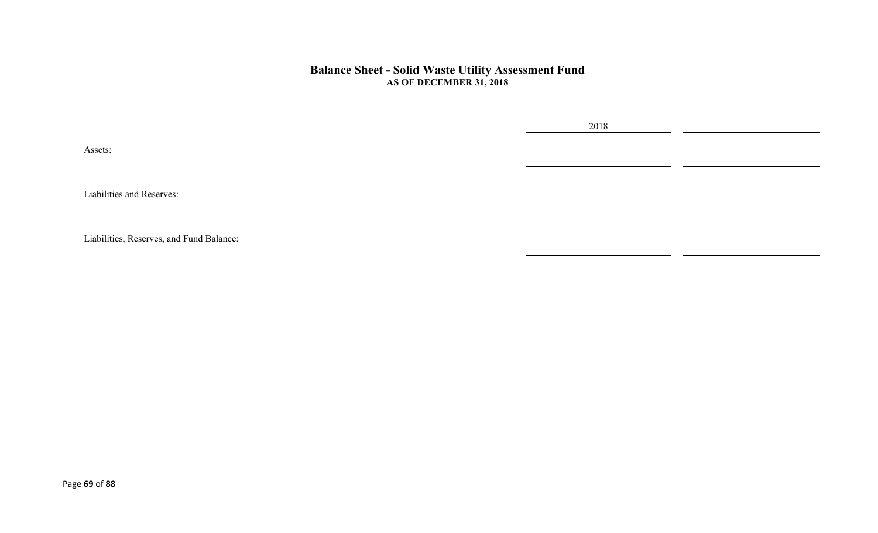## Balance Sheet - Solid Waste Utility Assessment Fund

### AS OF DECEMBER 31, 2018

| | 2018 | |
|---|---|---|
| Assets: | | |
| Liabilities and Reserves: | | |
| Liabilities, Reserves, and Fund Balance: | | |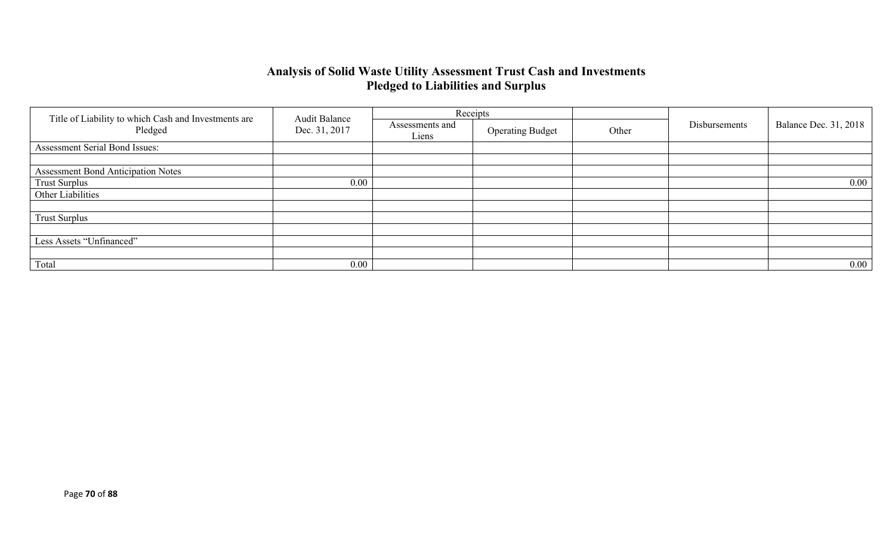## Analysis of Solid Waste Utility Assessment Trust Cash and Investments Pledged to Liabilities and Surplus

| Title of Liability to which Cash and Investments are Pledged | Audit Balance Dec. 31, 2017 | Receipts | | | Disbursements | Balance Dec. 31, 2018 |
|---|---|---|---|---|---|---|
| | | Assessments and Liens | Operating Budget | Other | | |
| Assessment Serial Bond Issues: | | | | | | |
| | | | | | | |
| Assessment Bond Anticipation Notes | | | | | | |
| Trust Surplus | 0.00 | | | | | 0.00 |
| Other Liabilities | | | | | | |
| | | | | | | |
| Trust Surplus | | | | | | |
| | | | | | | |
| Less Assets "Unfinanced" | | | | | | |
| | | | | | | |
| Total | 0.00 | | | | | 0.00 |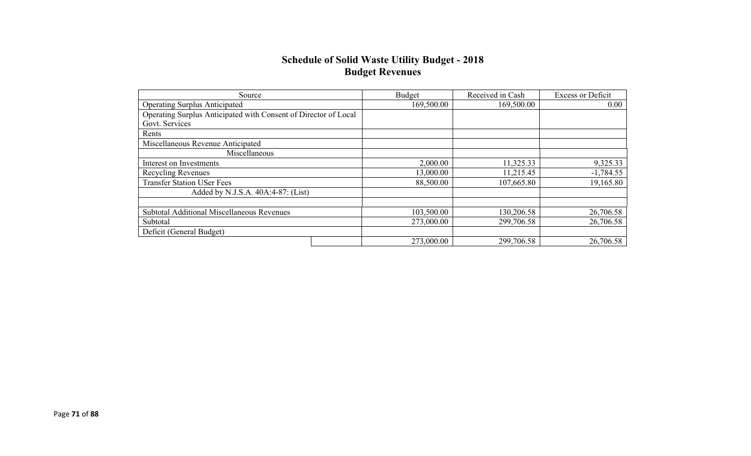## Schedule of Solid Waste Utility Budget - 2018
## Budget Revenues

| Source | | Budget | Received in Cash | Excess or Deficit |
|---|---|---|---|---|
| Operating Surplus Anticipated | | 169,500.00 | 169,500.00 | 0.00 |
| Operating Surplus Anticipated with Consent of Director of Local Govt. Services | | | | |
| Rents | | | | |
| Miscellaneous Revenue Anticipated | | | | |
| Miscellaneous | | | | |
| Interest on Investments | | 2,000.00 | 11,325.33 | 9,325.33 |
| Recycling Revenues | | 13,000.00 | 11,215.45 | -1,784.55 |
| Transfer Station USer Fees | | 88,500.00 | 107,665.80 | 19,165.80 |
| Added by N.J.S.A. 40A:4-87: (List) | | | | |
| | | | | |
| Subtotal Additional Miscellaneous Revenues | | 103,500.00 | 130,206.58 | 26,706.58 |
| Subtotal | | 273,000.00 | 299,706.58 | 26,706.58 |
| Deficit (General Budget) | | | | |
| | | 273,000.00 | 299,706.58 | 26,706.58 |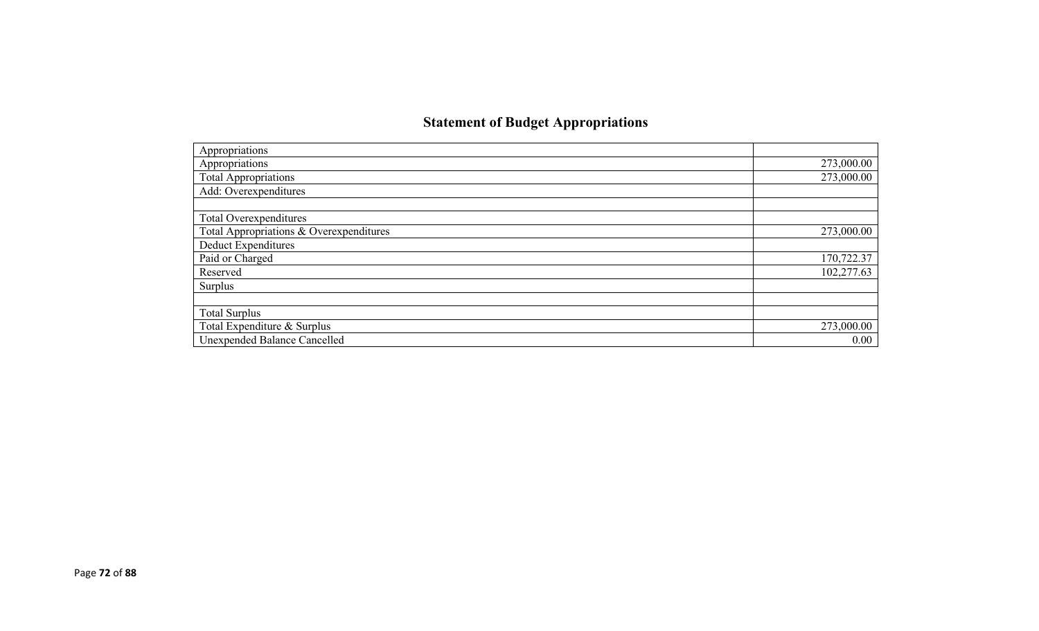## Statement of Budget Appropriations

| Appropriations | |
|---|---|
| Appropriations | 273,000.00 |
| Total Appropriations | 273,000.00 |
| Add: Overexpenditures | |
| | |
| Total Overexpenditures | |
| Total Appropriations & Overexpenditures | 273,000.00 |
| Deduct Expenditures | |
| Paid or Charged | 170,722.37 |
| Reserved | 102,277.63 |
| Surplus | |
| | |
| Total Surplus | |
| Total Expenditure & Surplus | 273,000.00 |
| Unexpended Balance Cancelled | 0.00 |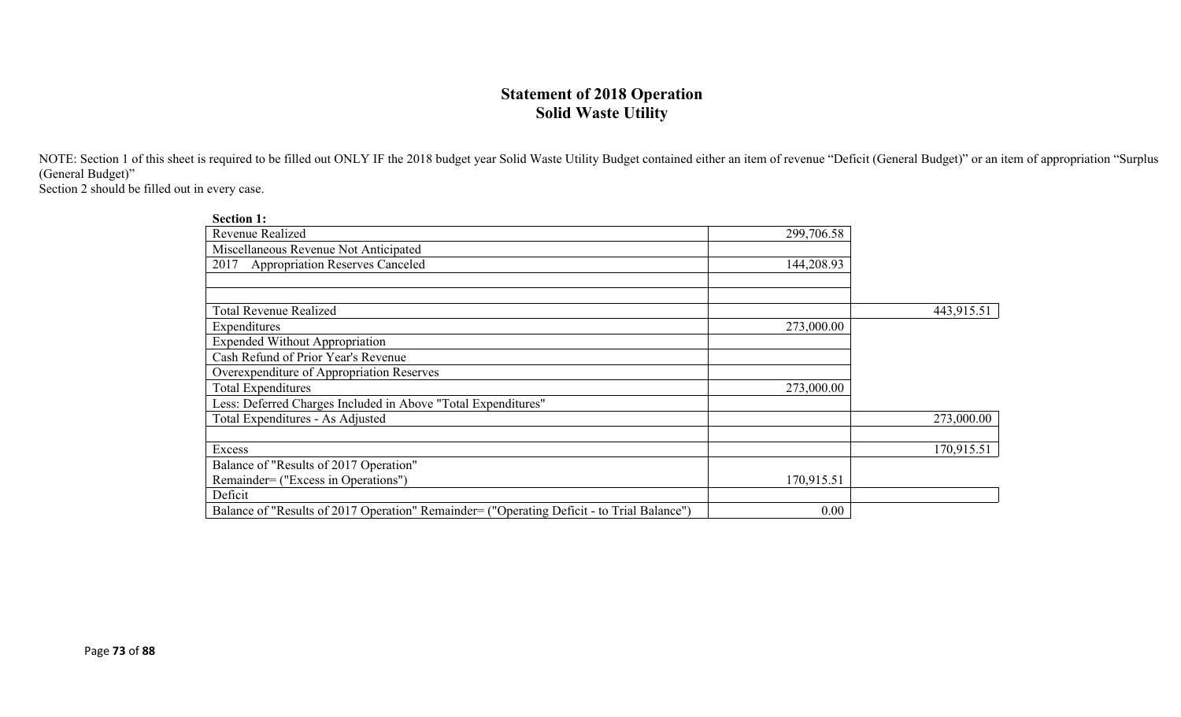# Statement of 2018 Operation
## Solid Waste Utility

NOTE: Section 1 of this sheet is required to be filled out ONLY IF the 2018 budget year Solid Waste Utility Budget contained either an item of revenue "Deficit (General Budget)" or an item of appropriation "Surplus (General Budget)"
Section 2 should be filled out in every case.

**Section 1:**

| | | |
|---|---|---|
| Revenue Realized | 299,706.58 | |
| Miscellaneous Revenue Not Anticipated | | |
| 2017 Appropriation Reserves Canceled | 144,208.93 | |
| | | |
| | | |
| Total Revenue Realized | | 443,915.51 |
| Expenditures | 273,000.00 | |
| Expended Without Appropriation | | |
| Cash Refund of Prior Year's Revenue | | |
| Overexpenditure of Appropriation Reserves | | |
| Total Expenditures | 273,000.00 | |
| Less: Deferred Charges Included in Above "Total Expenditures" | | |
| Total Expenditures - As Adjusted | | 273,000.00 |
| | | |
| Excess | | 170,915.51 |
| Balance of "Results of 2017 Operation" Remainder= ("Excess in Operations") | 170,915.51 | |
| Deficit | | |
| Balance of "Results of 2017 Operation" Remainder= ("Operating Deficit - to Trial Balance") | 0.00 | |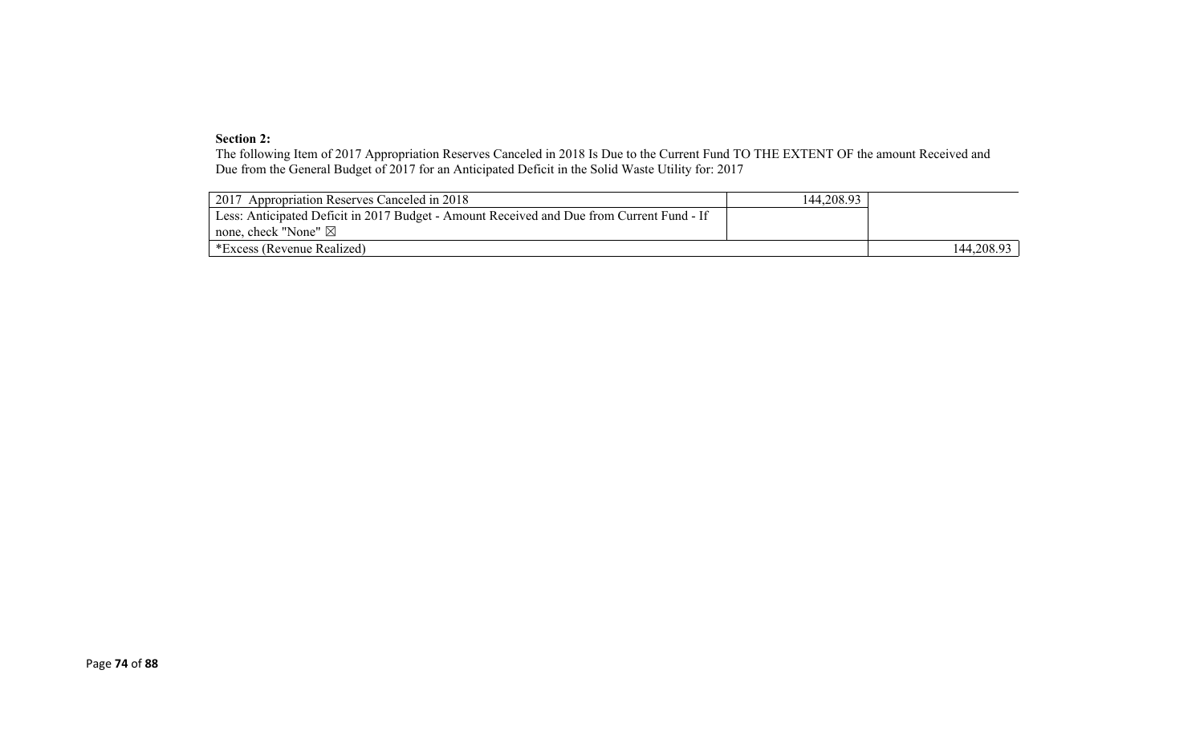**Section 2:**

The following Item of 2017 Appropriation Reserves Canceled in 2018 Is Due to the Current Fund TO THE EXTENT OF the amount Received and Due from the General Budget of 2017 for an Anticipated Deficit in the Solid Waste Utility for: 2017

| | | |
|---|---|---|
| 2017 Appropriation Reserves Canceled in 2018 | 144,208.93 | |
| Less: Anticipated Deficit in 2017 Budget - Amount Received and Due from Current Fund - If none, check "None" ☒ | | |
| *Excess (Revenue Realized) | | 144,208.93 |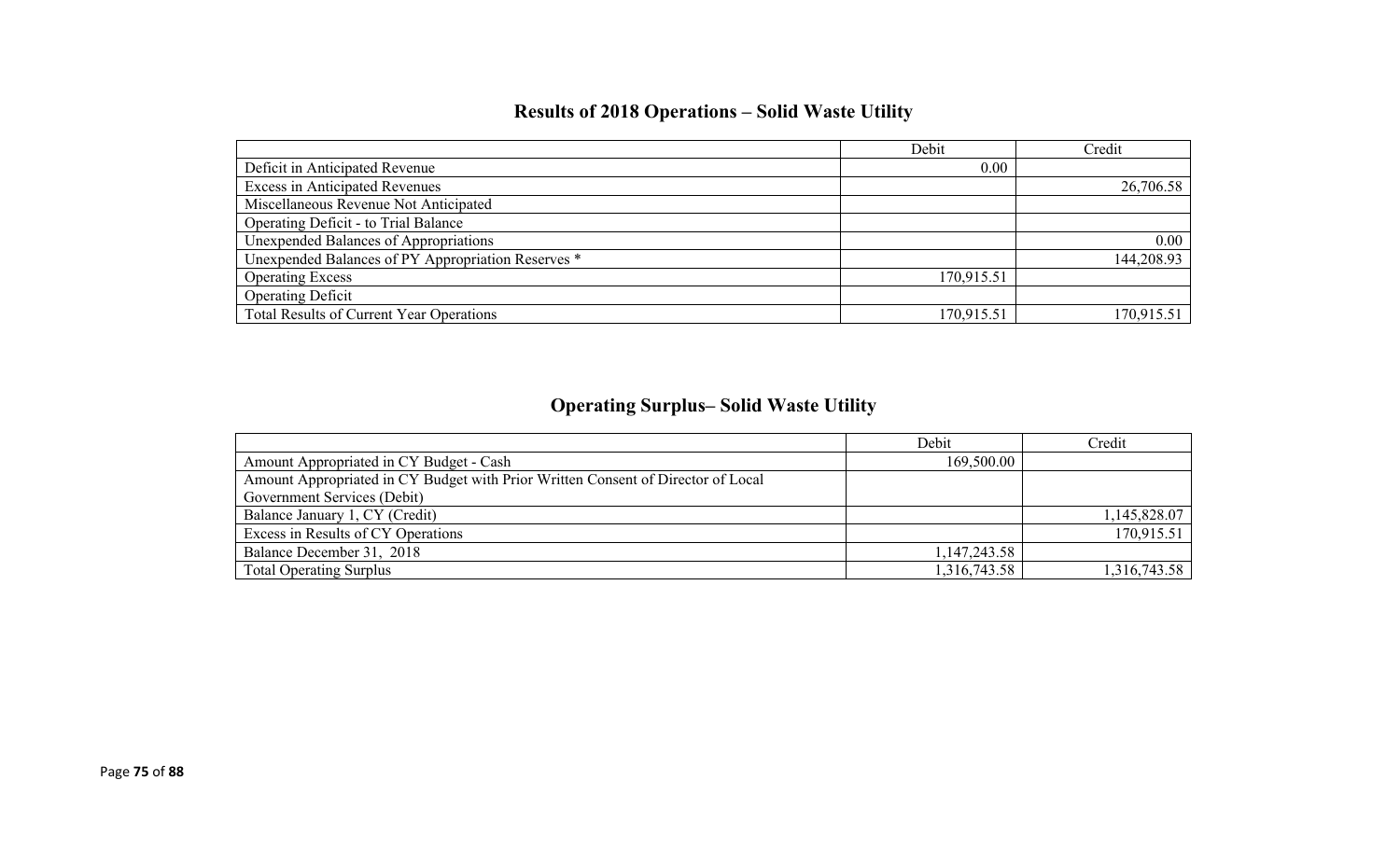## Results of 2018 Operations – Solid Waste Utility

| | Debit | Credit |
|---|---|---|
| Deficit in Anticipated Revenue | 0.00 | |
| Excess in Anticipated Revenues | | 26,706.58 |
| Miscellaneous Revenue Not Anticipated | | |
| Operating Deficit - to Trial Balance | | |
| Unexpended Balances of Appropriations | | 0.00 |
| Unexpended Balances of PY Appropriation Reserves * | | 144,208.93 |
| Operating Excess | 170,915.51 | |
| Operating Deficit | | |
| Total Results of Current Year Operations | 170,915.51 | 170,915.51 |

## Operating Surplus– Solid Waste Utility

| | Debit | Credit |
|---|---|---|
| Amount Appropriated in CY Budget - Cash | 169,500.00 | |
| Amount Appropriated in CY Budget with Prior Written Consent of Director of Local Government Services (Debit) | | |
| Balance January 1, CY (Credit) | | 1,145,828.07 |
| Excess in Results of CY Operations | | 170,915.51 |
| Balance December 31, 2018 | 1,147,243.58 | |
| Total Operating Surplus | 1,316,743.58 | 1,316,743.58 |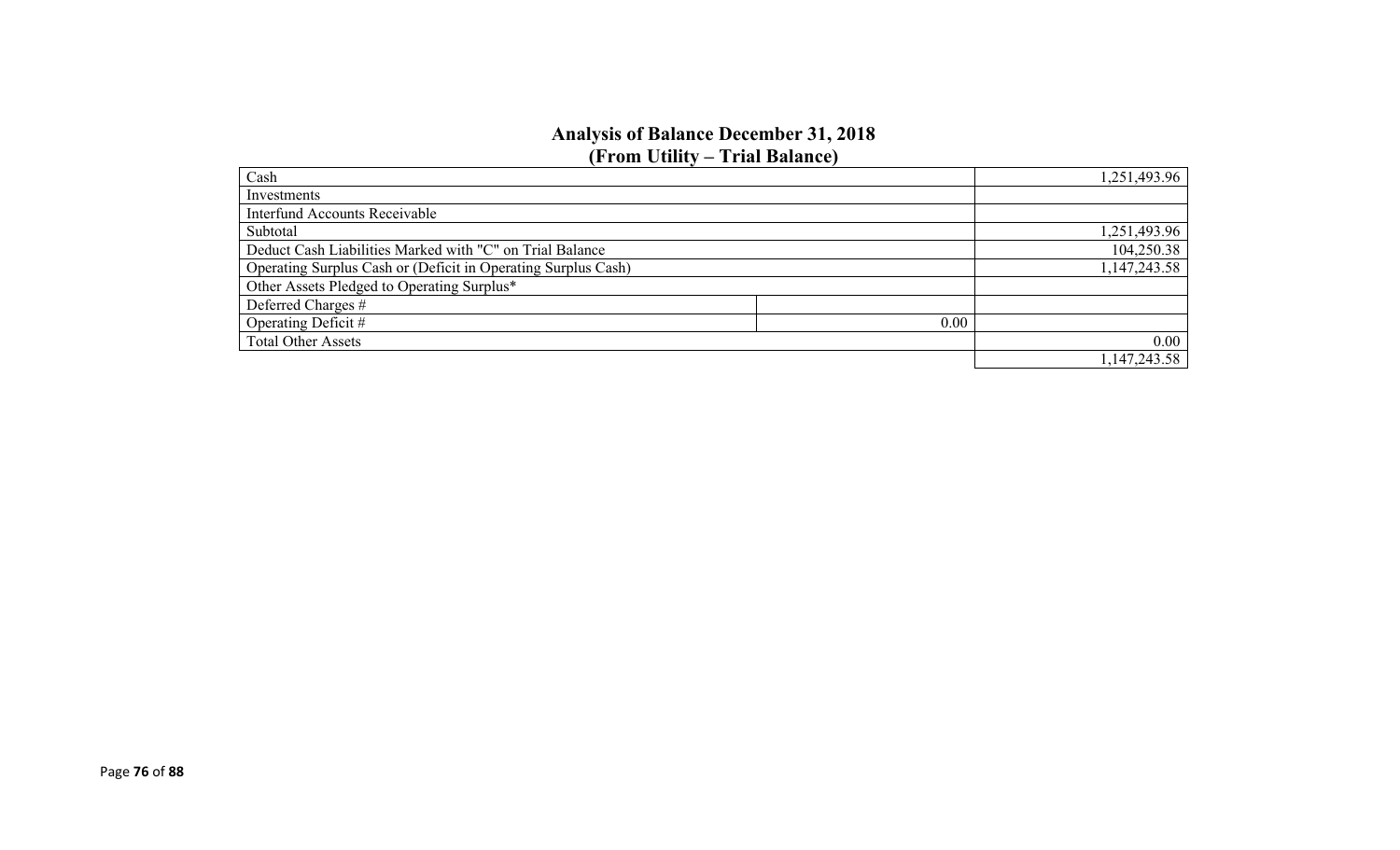## Analysis of Balance December 31, 2018
## (From Utility – Trial Balance)

| | | |
|---|---|---|
| Cash | | 1,251,493.96 |
| Investments | | |
| Interfund Accounts Receivable | | |
| Subtotal | | 1,251,493.96 |
| Deduct Cash Liabilities Marked with "C" on Trial Balance | | 104,250.38 |
| Operating Surplus Cash or (Deficit in Operating Surplus Cash) | | 1,147,243.58 |
| Other Assets Pledged to Operating Surplus* | | |
| Deferred Charges # | | |
| Operating Deficit # | 0.00 | |
| Total Other Assets | | 0.00 |
| | | 1,147,243.58 |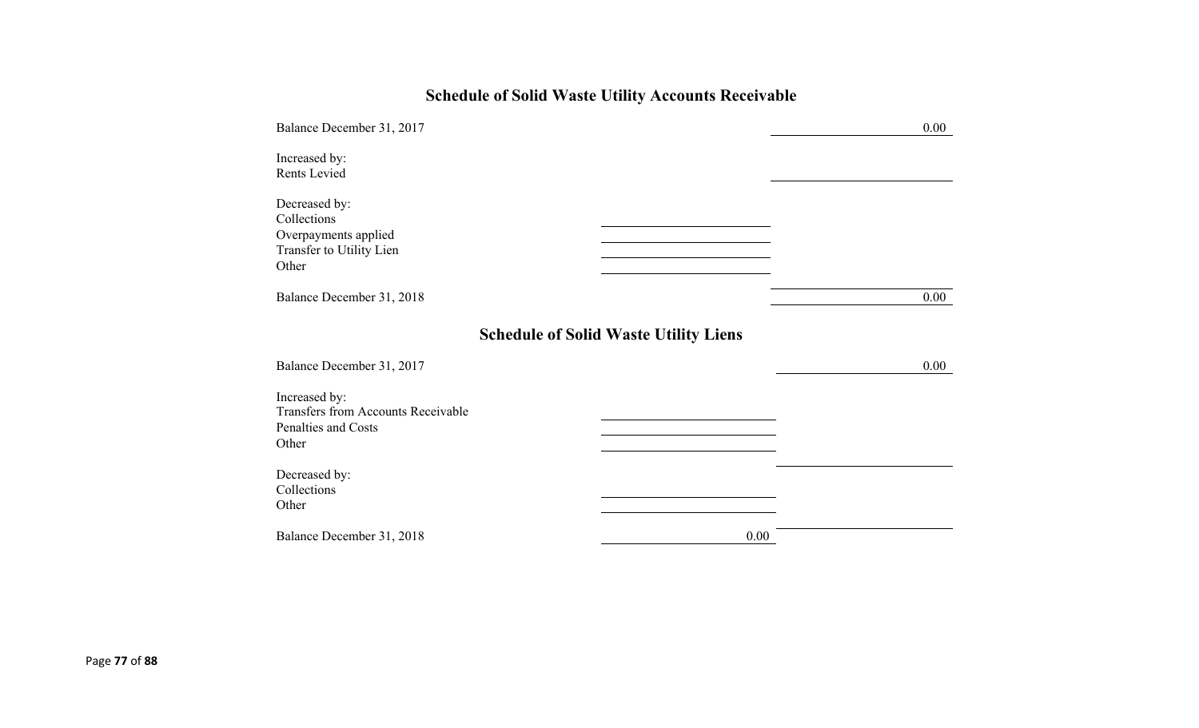## Schedule of Solid Waste Utility Accounts Receivable

| | | |
|---|---|---|
| Balance December 31, 2017 | | 0.00 |
| Increased by: | | |
| Rents Levied | | |
| Decreased by: | | |
| Collections | | |
| Overpayments applied | | |
| Transfer to Utility Lien | | |
| Other | | |
| Balance December 31, 2018 | | 0.00 |

## Schedule of Solid Waste Utility Liens

| | | |
|---|---|---|
| Balance December 31, 2017 | | 0.00 |
| Increased by: | | |
| Transfers from Accounts Receivable | | |
| Penalties and Costs | | |
| Other | | |
| Decreased by: | | |
| Collections | | |
| Other | | |
| Balance December 31, 2018 | 0.00 | |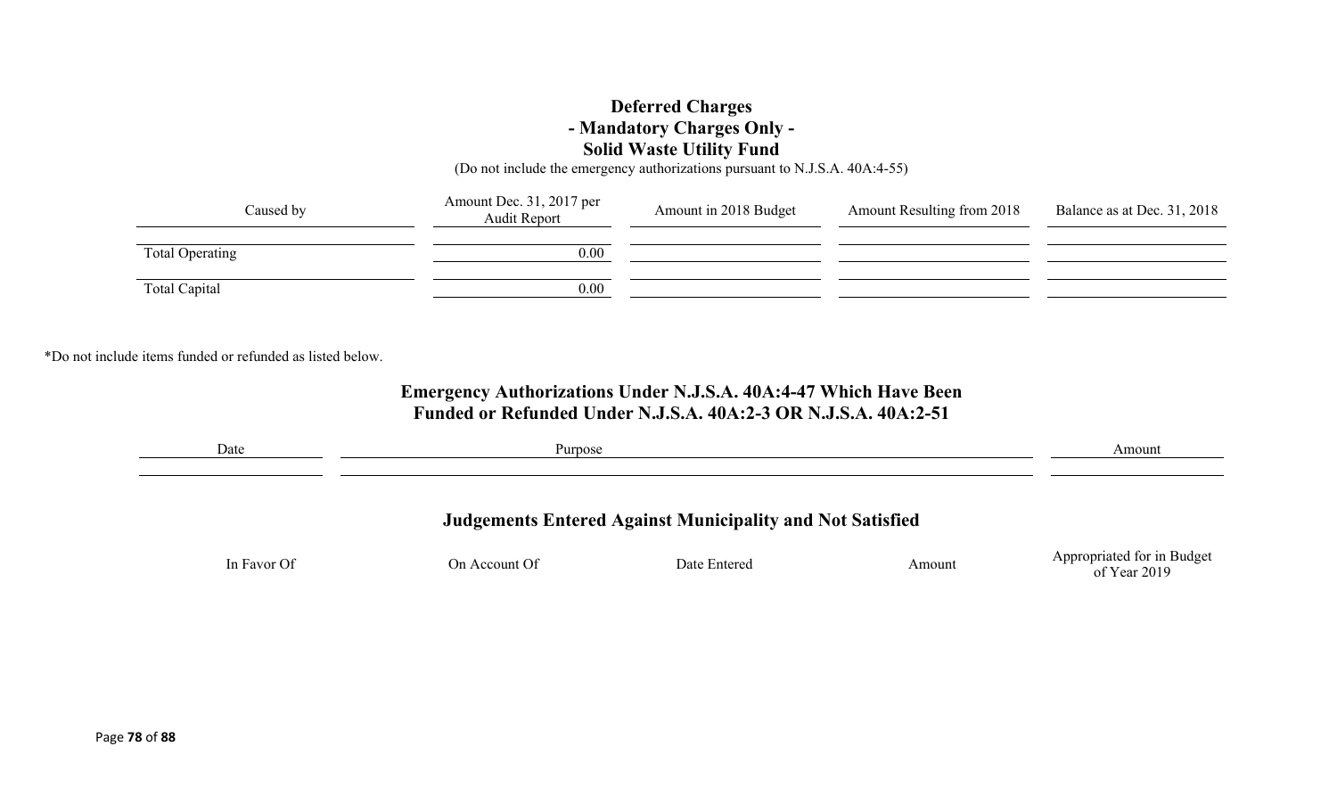# Deferred Charges
## - Mandatory Charges Only -
## Solid Waste Utility Fund

(Do not include the emergency authorizations pursuant to N.J.S.A. 40A:4-55)

| Caused by | Amount Dec. 31, 2017 per Audit Report | Amount in 2018 Budget | Amount Resulting from 2018 | Balance as at Dec. 31, 2018 |
|---|---|---|---|---|
| | | | | |
| Total Operating | 0.00 | | | |
| | | | | |
| Total Capital | 0.00 | | | |

*Do not include items funded or refunded as listed below.

## Emergency Authorizations Under N.J.S.A. 40A:4-47 Which Have Been Funded or Refunded Under N.J.S.A. 40A:2-3 OR N.J.S.A. 40A:2-51

| Date | Purpose | Amount |
|---|---|---|
| | | |

## Judgements Entered Against Municipality and Not Satisfied

| In Favor Of | On Account Of | Date Entered | Amount | Appropriated for in Budget of Year 2019 |
|---|---|---|---|---|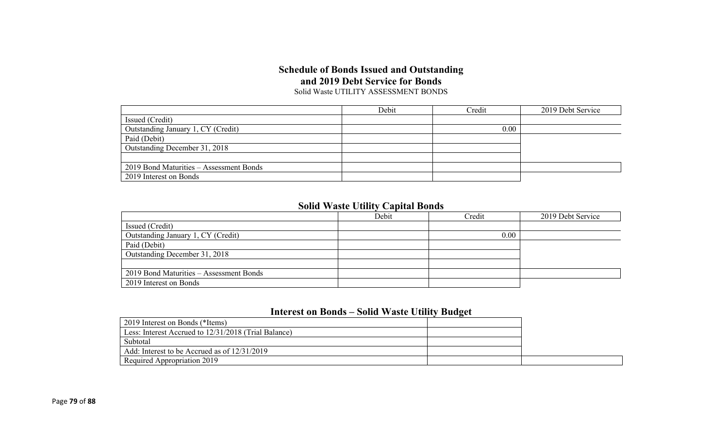## Schedule of Bonds Issued and Outstanding
## and 2019 Debt Service for Bonds

Solid Waste UTILITY ASSESSMENT BONDS

| | Debit | Credit | 2019 Debt Service |
|---|---|---|---|
| Issued (Credit) | | | |
| Outstanding January 1, CY (Credit) | | 0.00 | |
| Paid (Debit) | | | |
| Outstanding December 31, 2018 | | | |
| | | | |
| 2019 Bond Maturities – Assessment Bonds | | | |
| 2019 Interest on Bonds | | | |

## Solid Waste Utility Capital Bonds

| | Debit | Credit | 2019 Debt Service |
|---|---|---|---|
| Issued (Credit) | | | |
| Outstanding January 1, CY (Credit) | | 0.00 | |
| Paid (Debit) | | | |
| Outstanding December 31, 2018 | | | |
| | | | |
| 2019 Bond Maturities – Assessment Bonds | | | |
| 2019 Interest on Bonds | | | |

## Interest on Bonds – Solid Waste Utility Budget

| | | |
|---|---|---|
| 2019 Interest on Bonds (*Items) | | |
| Less: Interest Accrued to 12/31/2018 (Trial Balance) | | |
| Subtotal | | |
| Add: Interest to be Accrued as of 12/31/2019 | | |
| Required Appropriation 2019 | | |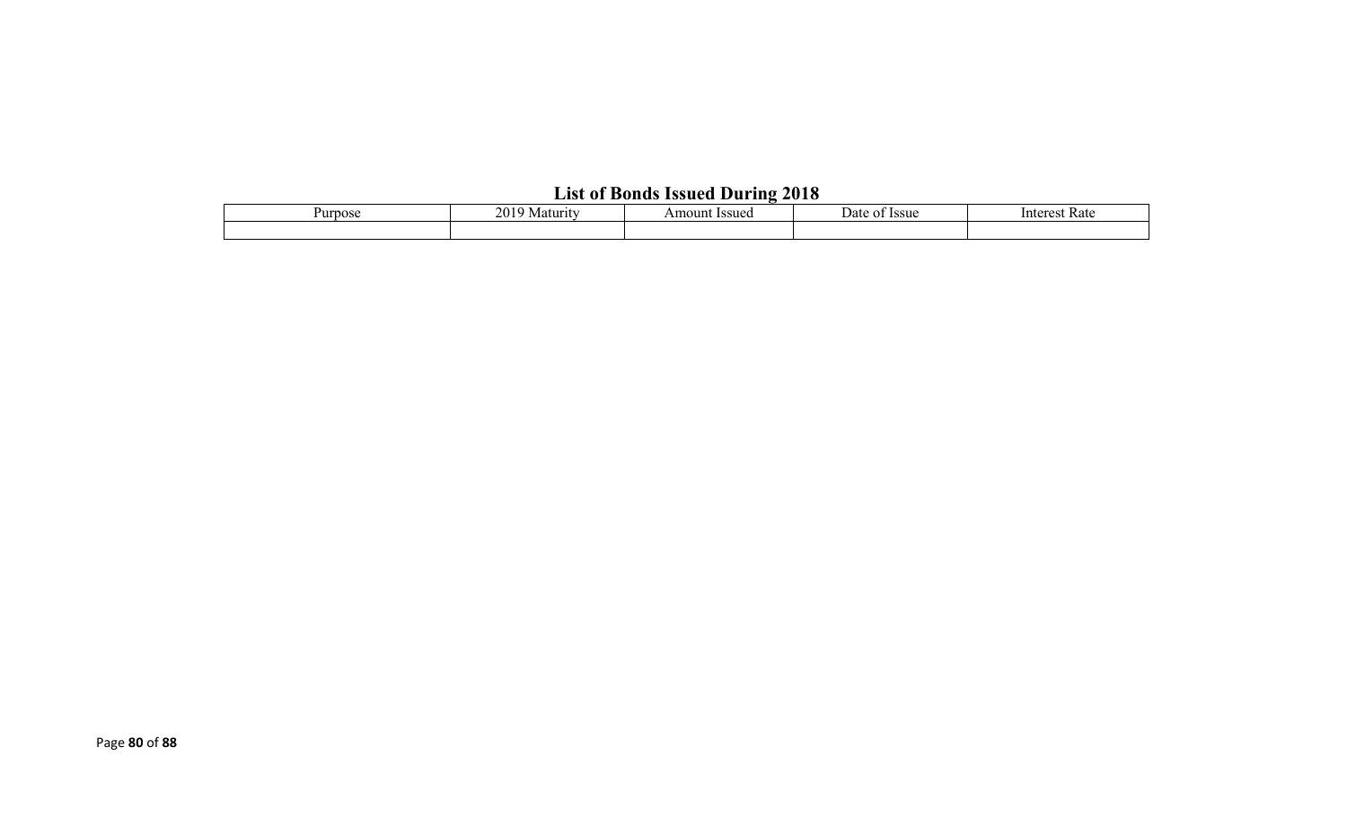## List of Bonds Issued During 2018

| Purpose | 2019 Maturity | Amount Issued | Date of Issue | Interest Rate |
|---|---|---|---|---|
| | | | | |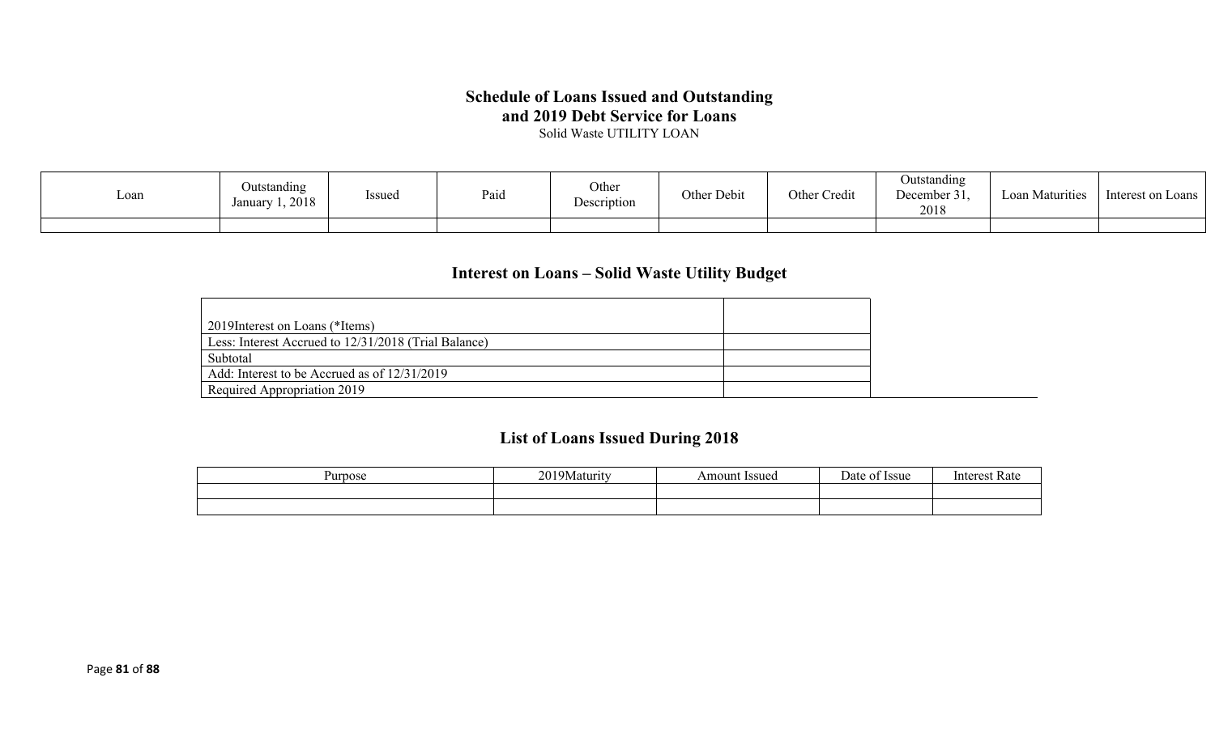# Schedule of Loans Issued and Outstanding and 2019 Debt Service for Loans

Solid Waste UTILITY LOAN

| Loan | Outstanding January 1, 2018 | Issued | Paid | Other Description | Other Debit | Other Credit | Outstanding December 31, 2018 | Loan Maturities | Interest on Loans |
|---|---|---|---|---|---|---|---|---|---|
| | | | | | | | | | |

## Interest on Loans – Solid Waste Utility Budget

| | |
|---|---|
| 2019Interest on Loans (*Items) | |
| Less: Interest Accrued to 12/31/2018 (Trial Balance) | |
| Subtotal | |
| Add: Interest to be Accrued as of 12/31/2019 | |
| Required Appropriation 2019 | |

## List of Loans Issued During 2018

| Purpose | 2019Maturity | Amount Issued | Date of Issue | Interest Rate |
|---|---|---|---|---|
| | | | | |
| | | | | |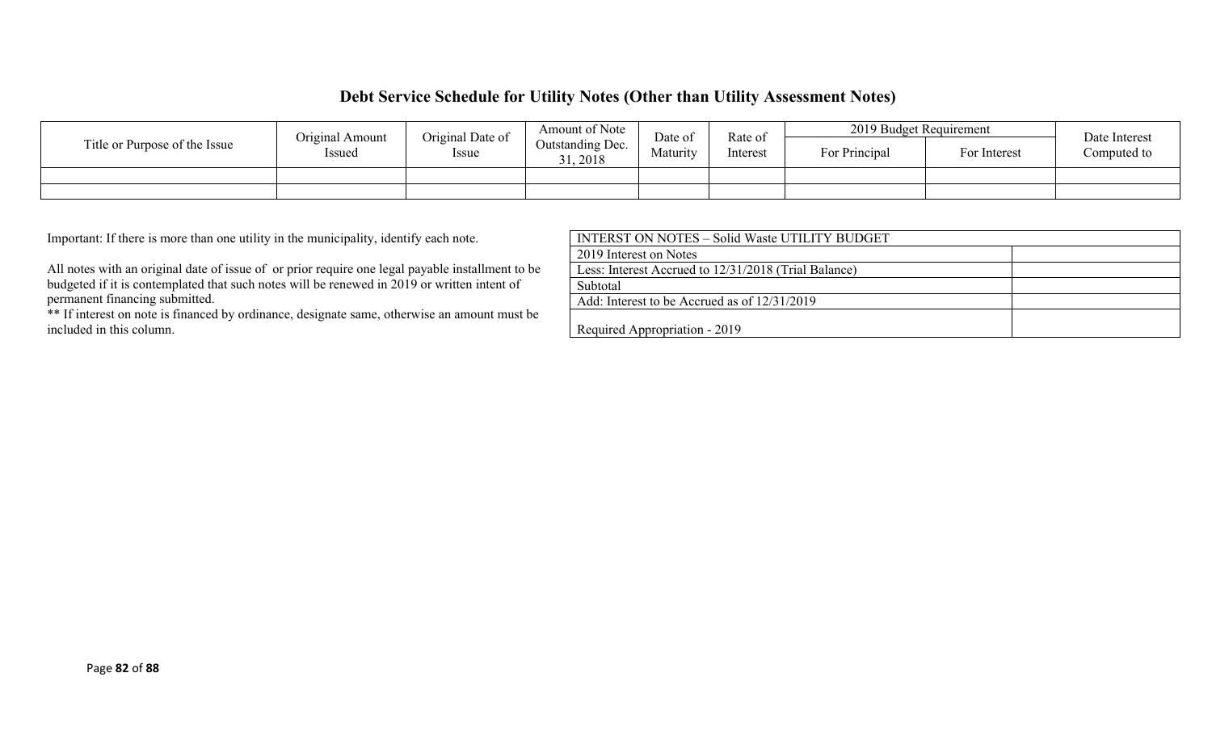## Debt Service Schedule for Utility Notes (Other than Utility Assessment Notes)

| Title or Purpose of the Issue | Original Amount Issued | Original Date of Issue | Amount of Note Outstanding Dec. 31, 2018 | Date of Maturity | Rate of Interest | 2019 Budget Requirement | | Date Interest Computed to |
|---|---|---|---|---|---|---|---|---|
| | | | | | | For Principal | For Interest | |
| | | | | | | | | |
| | | | | | | | | |

Important: If there is more than one utility in the municipality, identify each note.

All notes with an original date of issue of  or prior require one legal payable installment to be budgeted if it is contemplated that such notes will be renewed in 2019 or written intent of permanent financing submitted.

** If interest on note is financed by ordinance, designate same, otherwise an amount must be included in this column.

| INTERST ON NOTES – Solid Waste UTILITY BUDGET | |
|---|---|
| 2019 Interest on Notes | |
| Less: Interest Accrued to 12/31/2018 (Trial Balance) | |
| Subtotal | |
| Add: Interest to be Accrued as of 12/31/2019 | |
| Required Appropriation - 2019 | |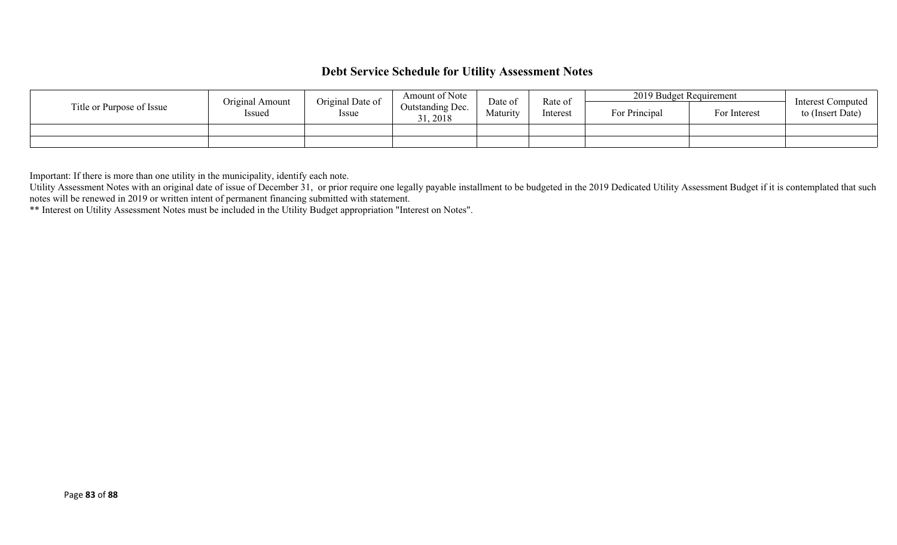## Debt Service Schedule for Utility Assessment Notes

| Title or Purpose of Issue | Original Amount Issued | Original Date of Issue | Amount of Note Outstanding Dec. 31, 2018 | Date of Maturity | Rate of Interest | 2019 Budget Requirement | | Interest Computed to (Insert Date) |
|---|---|---|---|---|---|---|---|---|
| | | | | | | For Principal | For Interest | |
| | | | | | | | | |
| | | | | | | | | |

Important: If there is more than one utility in the municipality, identify each note.
Utility Assessment Notes with an original date of issue of December 31, or prior require one legally payable installment to be budgeted in the 2019 Dedicated Utility Assessment Budget if it is contemplated that such notes will be renewed in 2019 or written intent of permanent financing submitted with statement.
** Interest on Utility Assessment Notes must be included in the Utility Budget appropriation "Interest on Notes".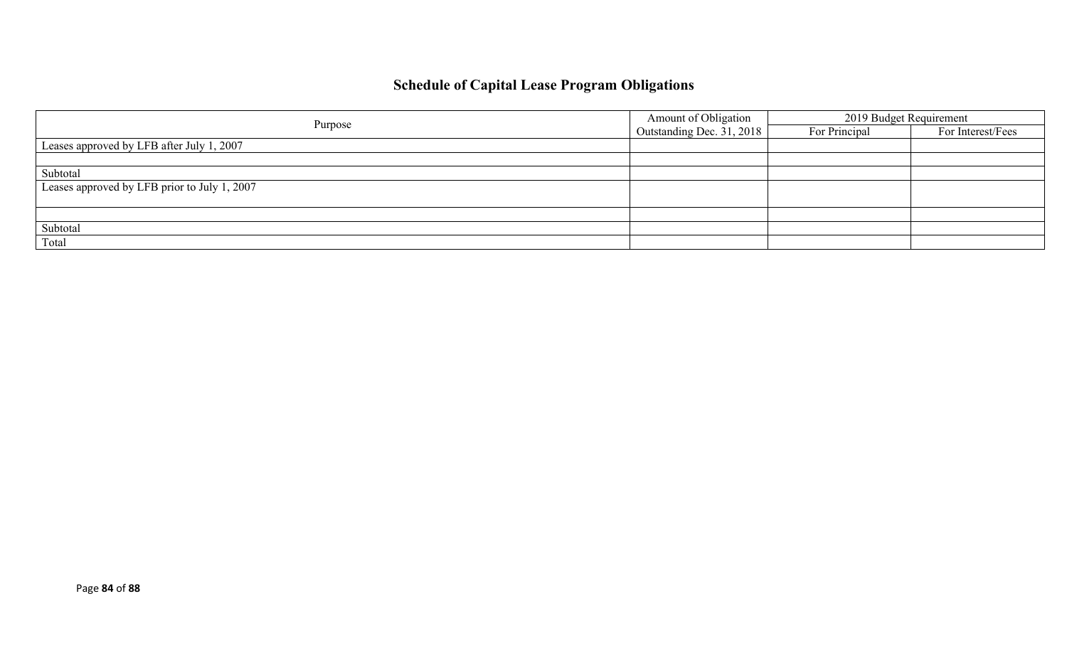## Schedule of Capital Lease Program Obligations

| Purpose | Amount of Obligation Outstanding Dec. 31, 2018 | 2019 Budget Requirement | |
|---|---|---|---|
| | | For Principal | For Interest/Fees |
| Leases approved by LFB after July 1, 2007 | | | |
| | | | |
| Subtotal | | | |
| Leases approved by LFB prior to July 1, 2007 | | | |
| | | | |
| Subtotal | | | |
| Total | | | |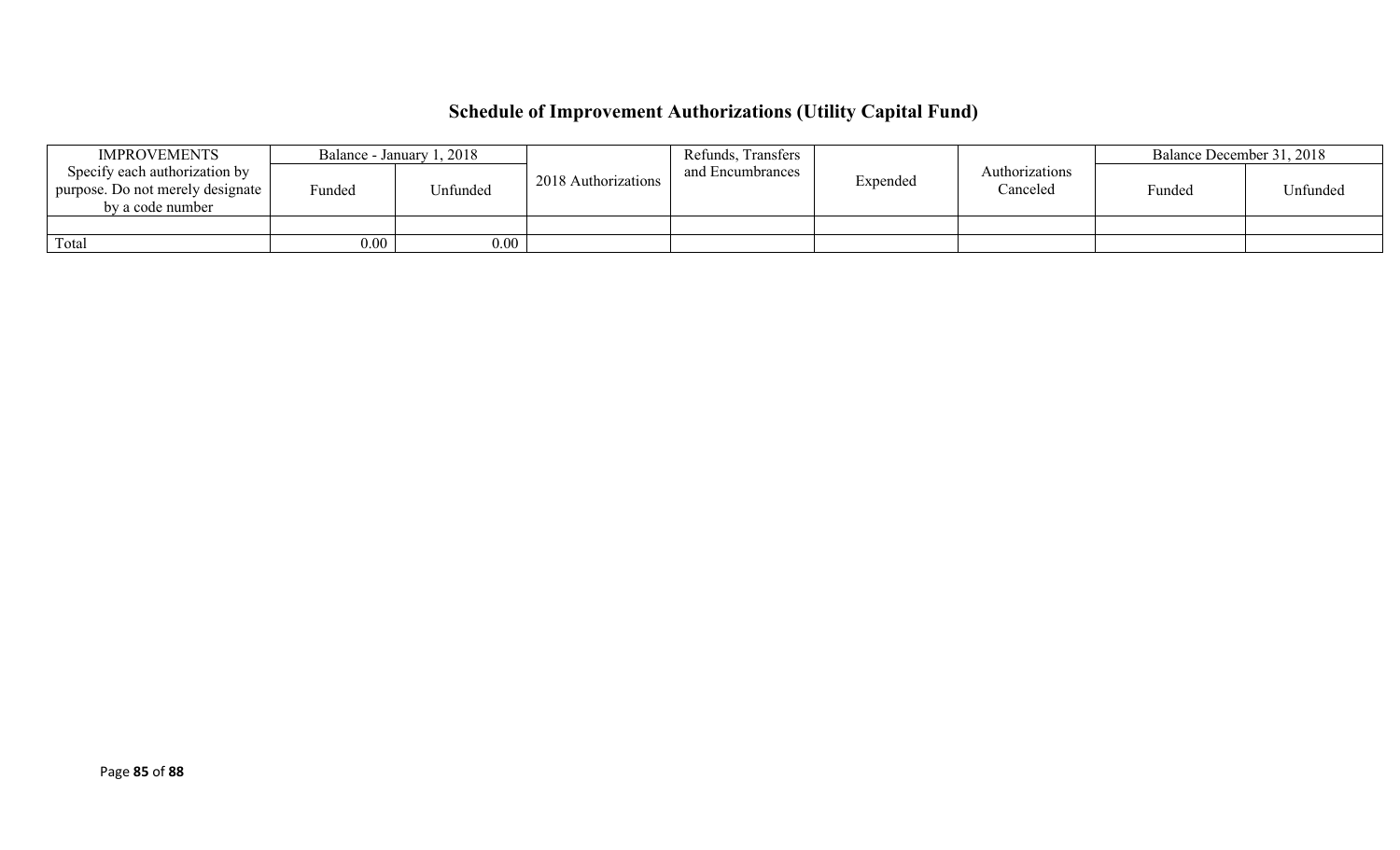# Schedule of Improvement Authorizations (Utility Capital Fund)

| IMPROVEMENTS | Balance - January 1, 2018 | | 2018 Authorizations | Refunds, Transfers and Encumbrances | Expended | Authorizations Canceled | Balance December 31, 2018 | |
|---|---|---|---|---|---|---|---|---|
| Specify each authorization by purpose. Do not merely designate by a code number | Funded | Unfunded | | | | | Funded | Unfunded |
| | | | | | | | | |
| Total | 0.00 | 0.00 | | | | | | |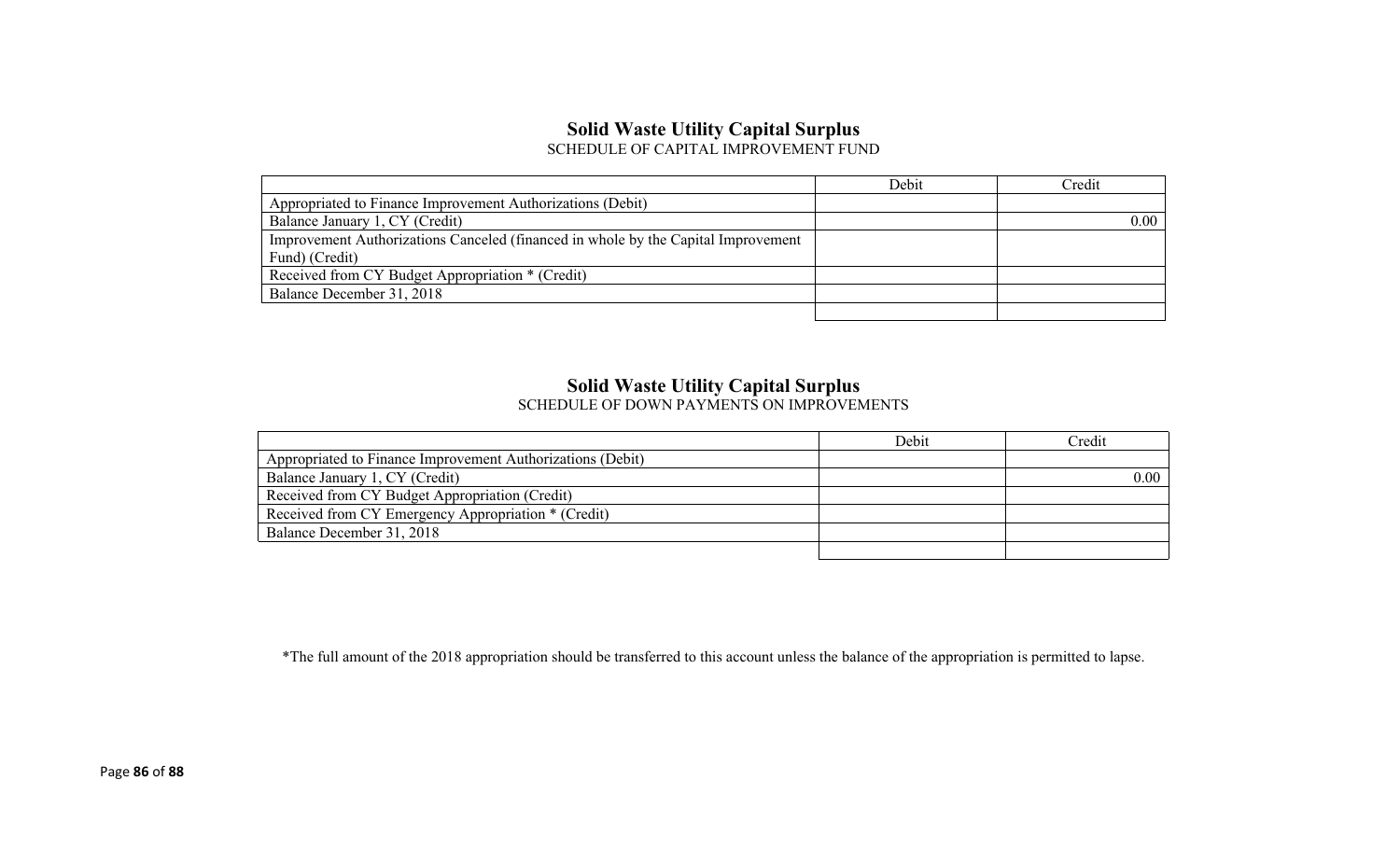## Solid Waste Utility Capital Surplus

SCHEDULE OF CAPITAL IMPROVEMENT FUND

| | Debit | Credit |
|---|---|---|
| Appropriated to Finance Improvement Authorizations (Debit) | | |
| Balance January 1, CY (Credit) | | 0.00 |
| Improvement Authorizations Canceled (financed in whole by the Capital Improvement Fund) (Credit) | | |
| Received from CY Budget Appropriation * (Credit) | | |
| Balance December 31, 2018 | | |
| | | |

## Solid Waste Utility Capital Surplus

SCHEDULE OF DOWN PAYMENTS ON IMPROVEMENTS

| | Debit | Credit |
|---|---|---|
| Appropriated to Finance Improvement Authorizations (Debit) | | |
| Balance January 1, CY (Credit) | | 0.00 |
| Received from CY Budget Appropriation (Credit) | | |
| Received from CY Emergency Appropriation * (Credit) | | |
| Balance December 31, 2018 | | |
| | | |

*The full amount of the 2018 appropriation should be transferred to this account unless the balance of the appropriation is permitted to lapse.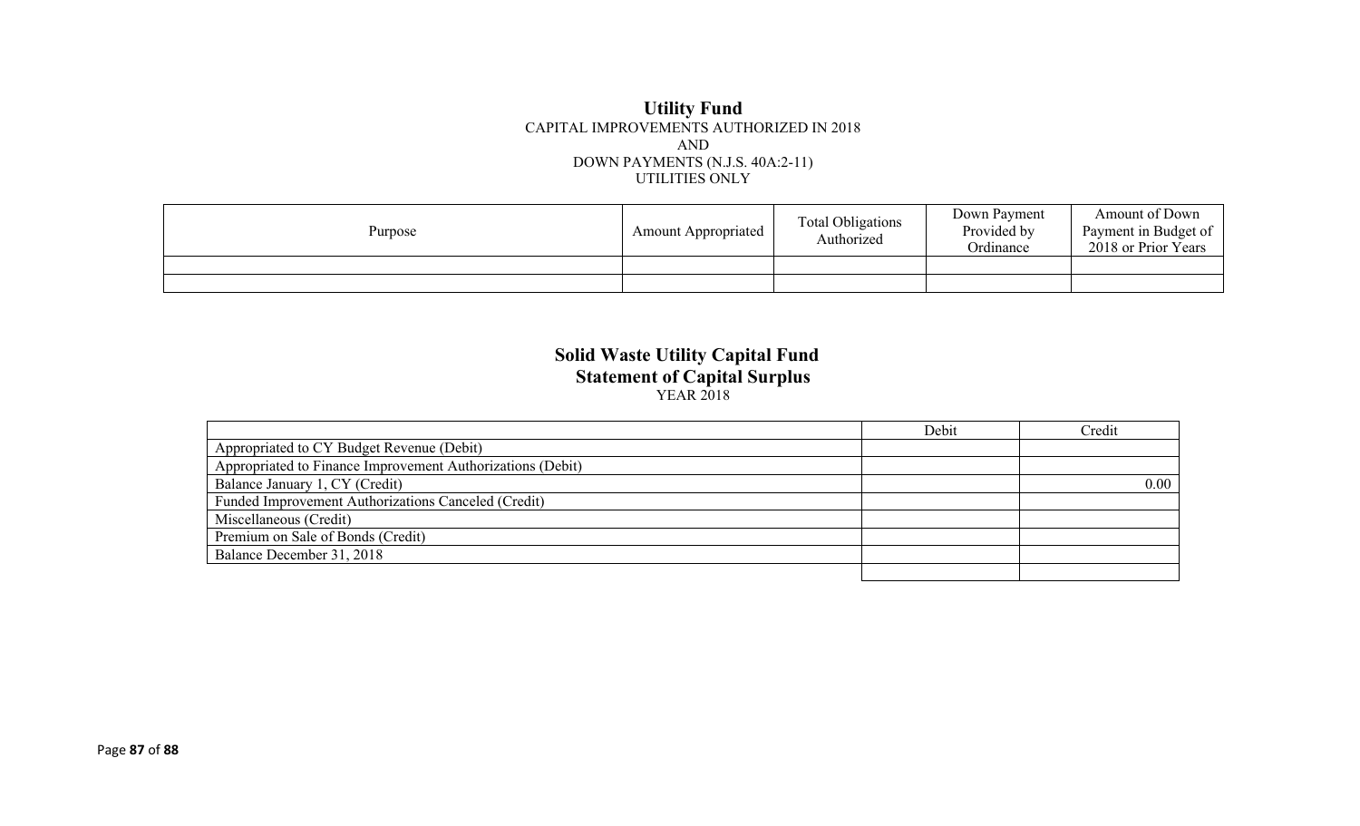# Utility Fund

CAPITAL IMPROVEMENTS AUTHORIZED IN 2018
AND
DOWN PAYMENTS (N.J.S. 40A:2-11)
UTILITIES ONLY

| Purpose | Amount Appropriated | Total Obligations Authorized | Down Payment Provided by Ordinance | Amount of Down Payment in Budget of 2018 or Prior Years |
|---|---|---|---|---|
| | | | | |
| | | | | |

## Solid Waste Utility Capital Fund
## Statement of Capital Surplus

YEAR 2018

| | Debit | Credit |
|---|---|---|
| Appropriated to CY Budget Revenue (Debit) | | |
| Appropriated to Finance Improvement Authorizations (Debit) | | |
| Balance January 1, CY (Credit) | | 0.00 |
| Funded Improvement Authorizations Canceled (Credit) | | |
| Miscellaneous (Credit) | | |
| Premium on Sale of Bonds (Credit) | | |
| Balance December 31, 2018 | | |
| | | |